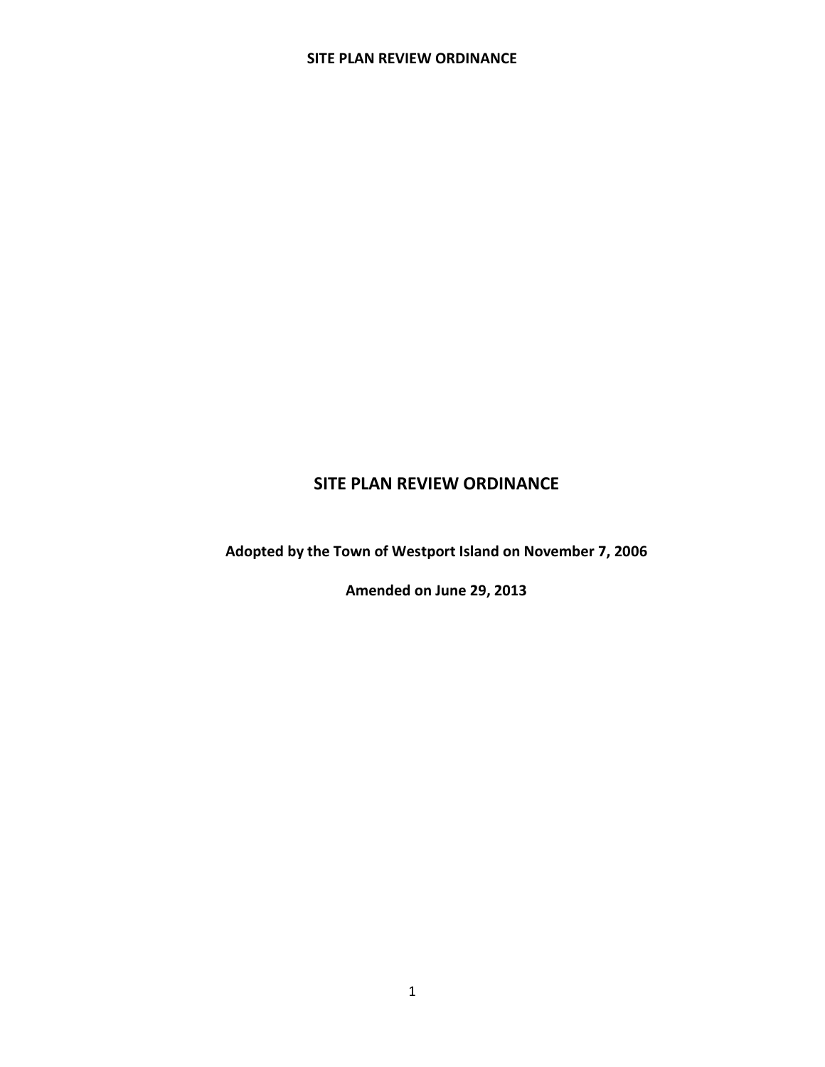# SITE PLAN REVIEW ORDINANCE

**Adopted by the Town of Westport Island on November 7, 2006**

**Amended on June 29, 2013**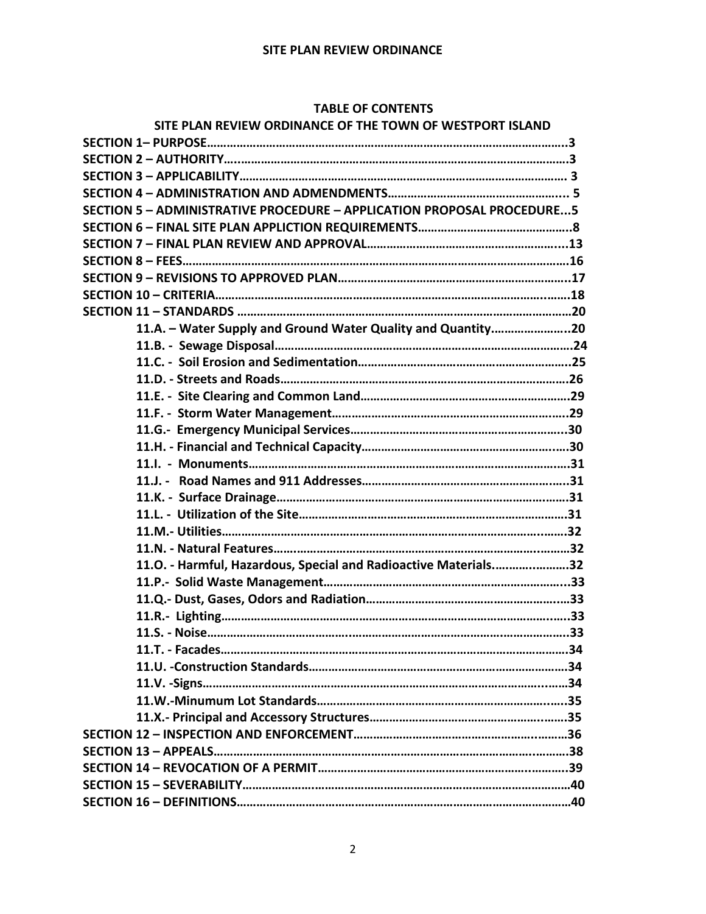# TABLE OF CONTENTS

## SITE PLAN REVIEW ORDINANCE OF THE TOWN OF WESTPORT ISLAND

**SECTION 1– PURPOSE……………………………………………………………………………………….3**
**SECTION 2 – AUTHORITY…………………………………………………………………………………3**
**SECTION 3 – APPLICABILITY…………………………………………………………………………… 3**
**SECTION 4 – ADMINISTRATION AND ADMENDMENTS……………………………………………... 5**
**SECTION 5 – ADMINISTRATIVE PROCEDURE – APPLICATION PROPOSAL PROCEDURE...5**
**SECTION 6 – FINAL SITE PLAN APPLICTION REQUIREMENTS……………………………………..8**
**SECTION 7 – FINAL PLAN REVIEW AND APPROVAL…………………………………………………....13**
**SECTION 8 – FEES…………………………………………………………………………………………16**
**SECTION 9 – REVISIONS TO APPROVED PLAN……………………………………………………….17**
**SECTION 10 – CRITERIA…………………………………………………………………………………18**
**SECTION 11 – STANDARDS ……………………………………………………………………………20**

- **11.A. – Water Supply and Ground Water Quality and Quantity…………………..20**
- **11.B. - Sewage Disposal…………………………………………………………………24**
- **11.C. - Soil Erosion and Sedimentation……………………………………………….25**
- **11.D. - Streets and Roads……………………………………………………………….26**
- **11.E. - Site Clearing and Common Land……………………………………………….29**
- **11.F. - Storm Water Management……………………………………………………….29**
- **11.G.- Emergency Municipal Services……………………………………………………30**
- **11.H. - Financial and Technical Capacity……………………………………………….30**
- **11.I. - Monuments…………………………………………………………………………31**
- **11.J. - Road Names and 911 Addresses…………………………………………………31**
- **11.K. - Surface Drainage……………………………………………………………………31**
- **11.L. - Utilization of the Site………………………………………………………………31**
- **11.M.- Utilities………………………………………………………………………………32**
- **11.N. - Natural Features……………………………………………………………………32**
- **11.O. - Harmful, Hazardous, Special and Radioactive Materials……………………32**
- **11.P.- Solid Waste Management……………………………………………………………33**
- **11.Q.- Dust, Gases, Odors and Radiation…………………………………………………33**
- **11.R.- Lighting……………………………………………………………………………….33**
- **11.S. - Noise………………………………………………………………………………….33**
- **11.T. - Facades…………………………………………………………………………………34**
- **11.U. -Construction Standards……………………………………………………………34**
- **11.V. -Signs……………………………………………………………………………………34**
- **11.W.-Minumum Lot Standards………………………………………………………………35**
- **11.X.- Principal and Accessory Structures…………………………………………………35**

**SECTION 12 – INSPECTION AND ENFORCEMENT…………………………………………………36**
**SECTION 13 – APPEALS……………………………………………………………………………………38**
**SECTION 14 – REVOCATION OF A PERMIT……………………………………………………………39**
**SECTION 15 – SEVERABILITY……………………………………………………………………………40**
**SECTION 16 – DEFINITIONS………………………………………………………………………………40**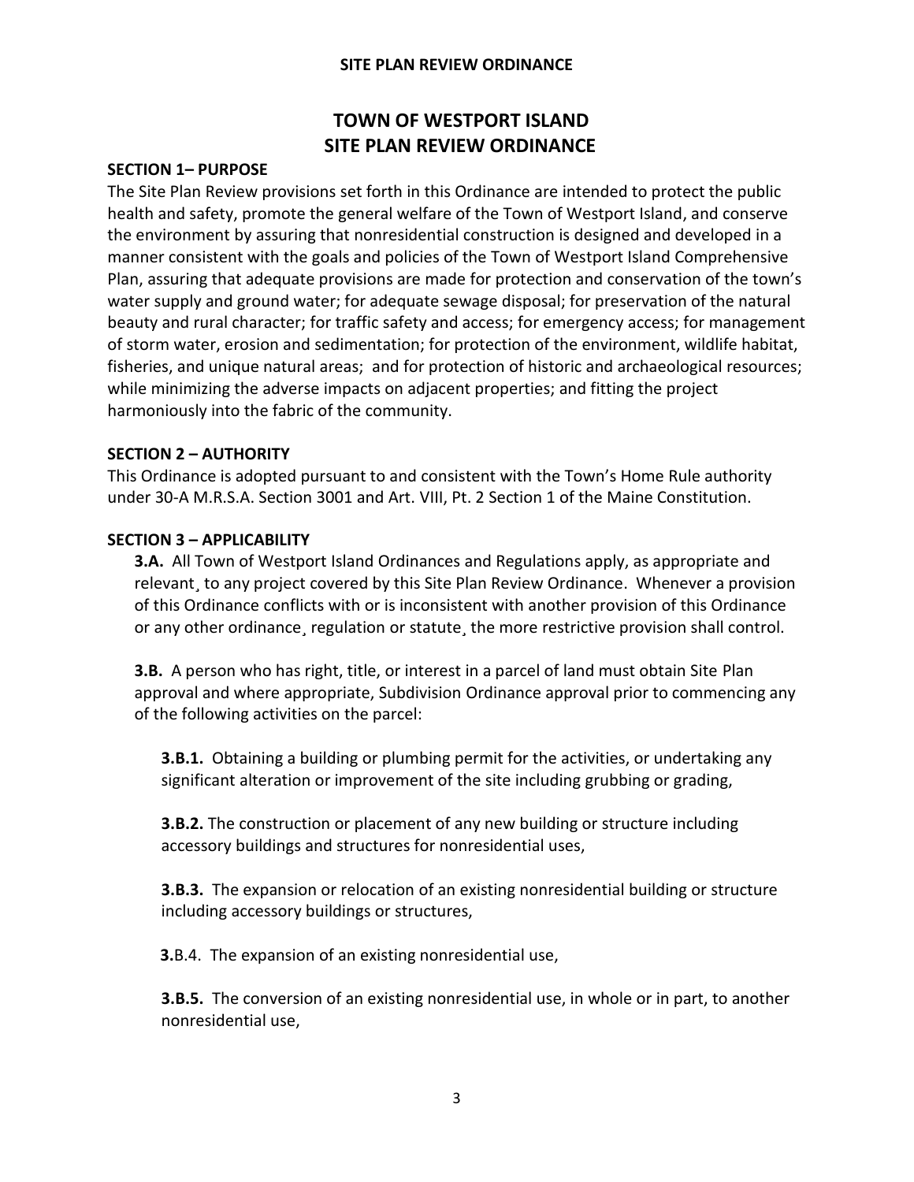# TOWN OF WESTPORT ISLAND
# SITE PLAN REVIEW ORDINANCE

## SECTION 1– PURPOSE

The Site Plan Review provisions set forth in this Ordinance are intended to protect the public health and safety, promote the general welfare of the Town of Westport Island, and conserve the environment by assuring that nonresidential construction is designed and developed in a manner consistent with the goals and policies of the Town of Westport Island Comprehensive Plan, assuring that adequate provisions are made for protection and conservation of the town's water supply and ground water; for adequate sewage disposal; for preservation of the natural beauty and rural character; for traffic safety and access; for emergency access; for management of storm water, erosion and sedimentation; for protection of the environment, wildlife habitat, fisheries, and unique natural areas; and for protection of historic and archaeological resources; while minimizing the adverse impacts on adjacent properties; and fitting the project harmoniously into the fabric of the community.

## SECTION 2 – AUTHORITY

This Ordinance is adopted pursuant to and consistent with the Town's Home Rule authority under 30-A M.R.S.A. Section 3001 and Art. VIII, Pt. 2 Section 1 of the Maine Constitution.

## SECTION 3 – APPLICABILITY

**3.A.** All Town of Westport Island Ordinances and Regulations apply, as appropriate and relevant¸ to any project covered by this Site Plan Review Ordinance. Whenever a provision of this Ordinance conflicts with or is inconsistent with another provision of this Ordinance or any other ordinance¸ regulation or statute¸ the more restrictive provision shall control.

**3.B.** A person who has right, title, or interest in a parcel of land must obtain Site Plan approval and where appropriate, Subdivision Ordinance approval prior to commencing any of the following activities on the parcel:

**3.B.1.** Obtaining a building or plumbing permit for the activities, or undertaking any significant alteration or improvement of the site including grubbing or grading,

**3.B.2.** The construction or placement of any new building or structure including accessory buildings and structures for nonresidential uses,

**3.B.3.** The expansion or relocation of an existing nonresidential building or structure including accessory buildings or structures,

**3.**B.4. The expansion of an existing nonresidential use,

**3.B.5.** The conversion of an existing nonresidential use, in whole or in part, to another nonresidential use,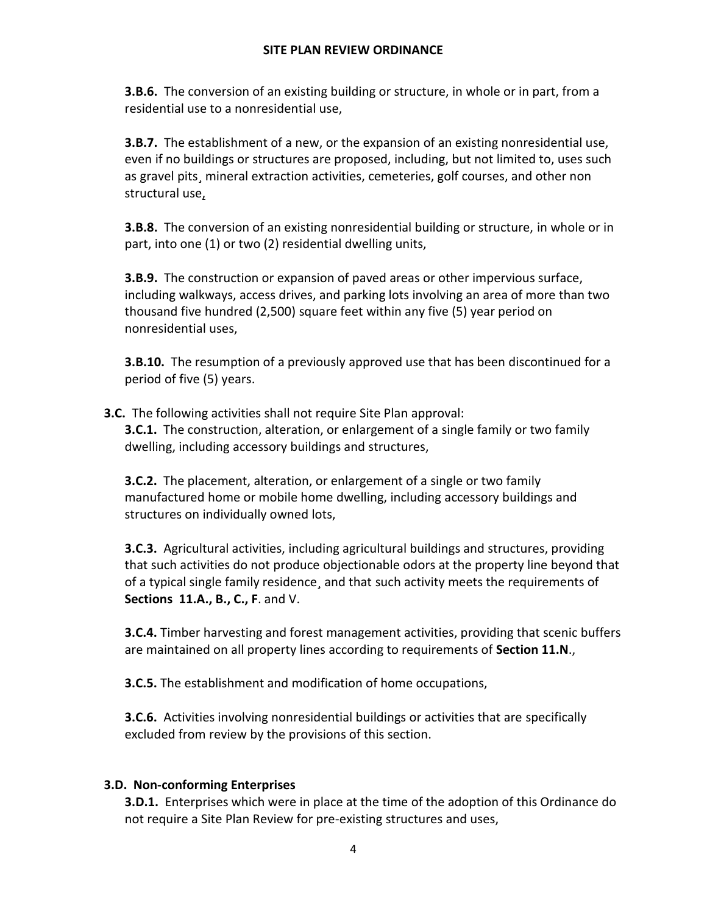**3.B.6.** The conversion of an existing building or structure, in whole or in part, from a residential use to a nonresidential use,

**3.B.7.** The establishment of a new, or the expansion of an existing nonresidential use, even if no buildings or structures are proposed, including, but not limited to, uses such as gravel pits¸ mineral extraction activities, cemeteries, golf courses, and other non structural use¸

**3.B.8.** The conversion of an existing nonresidential building or structure, in whole or in part, into one (1) or two (2) residential dwelling units,

**3.B.9.** The construction or expansion of paved areas or other impervious surface, including walkways, access drives, and parking lots involving an area of more than two thousand five hundred (2,500) square feet within any five (5) year period on nonresidential uses,

**3.B.10.** The resumption of a previously approved use that has been discontinued for a period of five (5) years.

**3.C.** The following activities shall not require Site Plan approval:

**3.C.1.** The construction, alteration, or enlargement of a single family or two family dwelling, including accessory buildings and structures,

**3.C.2.** The placement, alteration, or enlargement of a single or two family manufactured home or mobile home dwelling, including accessory buildings and structures on individually owned lots,

**3.C.3.** Agricultural activities, including agricultural buildings and structures, providing that such activities do not produce objectionable odors at the property line beyond that of a typical single family residence¸ and that such activity meets the requirements of **Sections 11.A., B., C., F**. and V.

**3.C.4.** Timber harvesting and forest management activities, providing that scenic buffers are maintained on all property lines according to requirements of **Section 11.N**.,

**3.C.5.** The establishment and modification of home occupations,

**3.C.6.** Activities involving nonresidential buildings or activities that are specifically excluded from review by the provisions of this section.

**3.D. Non-conforming Enterprises**

**3.D.1.** Enterprises which were in place at the time of the adoption of this Ordinance do not require a Site Plan Review for pre-existing structures and uses,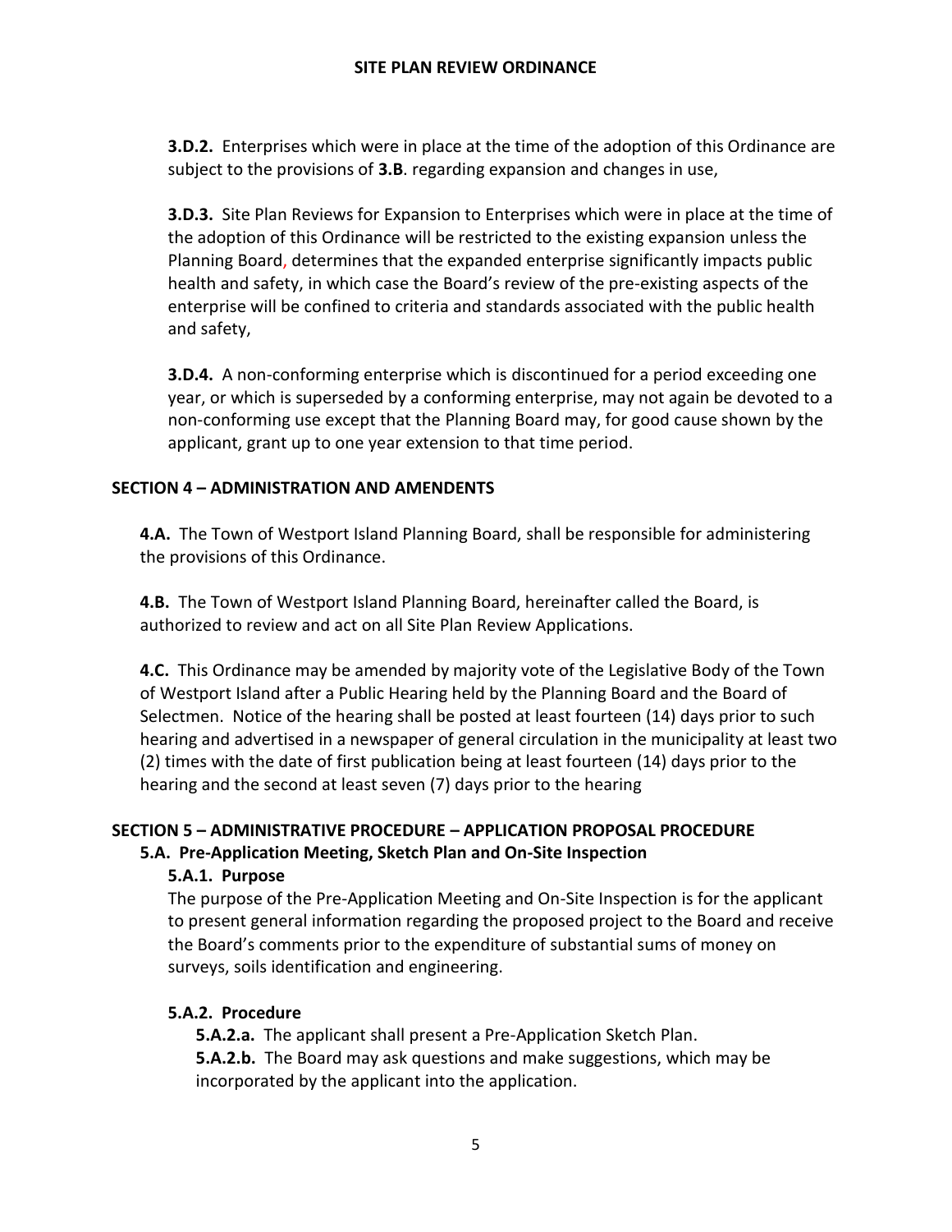**3.D.2.** Enterprises which were in place at the time of the adoption of this Ordinance are subject to the provisions of **3.B**. regarding expansion and changes in use,

**3.D.3.** Site Plan Reviews for Expansion to Enterprises which were in place at the time of the adoption of this Ordinance will be restricted to the existing expansion unless the Planning Board, determines that the expanded enterprise significantly impacts public health and safety, in which case the Board's review of the pre-existing aspects of the enterprise will be confined to criteria and standards associated with the public health and safety,

**3.D.4.** A non-conforming enterprise which is discontinued for a period exceeding one year, or which is superseded by a conforming enterprise, may not again be devoted to a non-conforming use except that the Planning Board may, for good cause shown by the applicant, grant up to one year extension to that time period.

## SECTION 4 – ADMINISTRATION AND AMENDENTS

**4.A.** The Town of Westport Island Planning Board, shall be responsible for administering the provisions of this Ordinance.

**4.B.** The Town of Westport Island Planning Board, hereinafter called the Board, is authorized to review and act on all Site Plan Review Applications.

**4.C.** This Ordinance may be amended by majority vote of the Legislative Body of the Town of Westport Island after a Public Hearing held by the Planning Board and the Board of Selectmen. Notice of the hearing shall be posted at least fourteen (14) days prior to such hearing and advertised in a newspaper of general circulation in the municipality at least two (2) times with the date of first publication being at least fourteen (14) days prior to the hearing and the second at least seven (7) days prior to the hearing

## SECTION 5 – ADMINISTRATIVE PROCEDURE – APPLICATION PROPOSAL PROCEDURE

### 5.A. Pre-Application Meeting, Sketch Plan and On-Site Inspection

#### 5.A.1. Purpose

The purpose of the Pre-Application Meeting and On-Site Inspection is for the applicant to present general information regarding the proposed project to the Board and receive the Board's comments prior to the expenditure of substantial sums of money on surveys, soils identification and engineering.

#### 5.A.2. Procedure

**5.A.2.a.** The applicant shall present a Pre-Application Sketch Plan.
**5.A.2.b.** The Board may ask questions and make suggestions, which may be incorporated by the applicant into the application.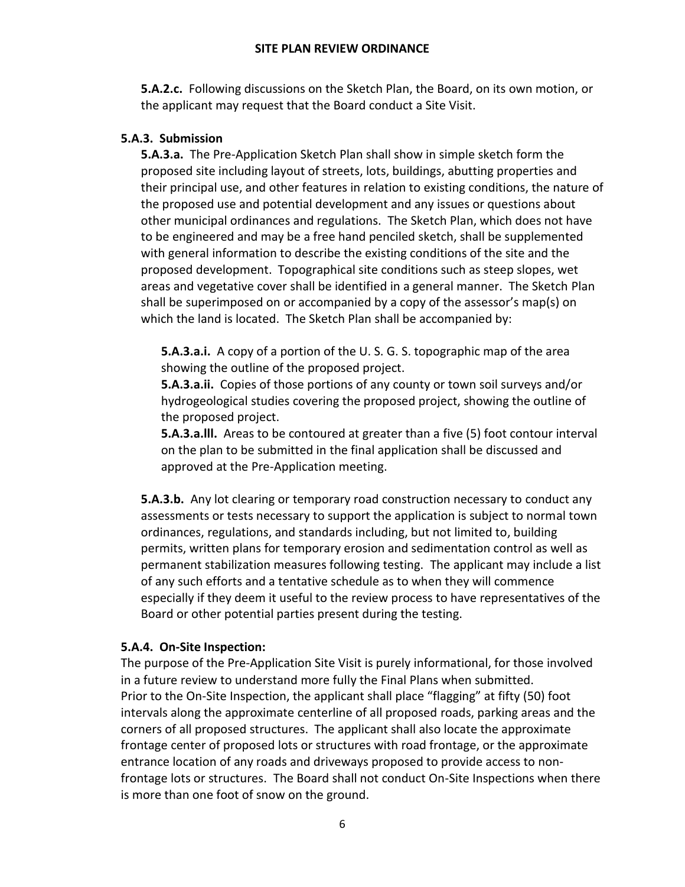**5.A.2.c.** Following discussions on the Sketch Plan, the Board, on its own motion, or the applicant may request that the Board conduct a Site Visit.

**5.A.3. Submission**

**5.A.3.a.** The Pre-Application Sketch Plan shall show in simple sketch form the proposed site including layout of streets, lots, buildings, abutting properties and their principal use, and other features in relation to existing conditions, the nature of the proposed use and potential development and any issues or questions about other municipal ordinances and regulations. The Sketch Plan, which does not have to be engineered and may be a free hand penciled sketch, shall be supplemented with general information to describe the existing conditions of the site and the proposed development. Topographical site conditions such as steep slopes, wet areas and vegetative cover shall be identified in a general manner. The Sketch Plan shall be superimposed on or accompanied by a copy of the assessor's map(s) on which the land is located. The Sketch Plan shall be accompanied by:

**5.A.3.a.i.** A copy of a portion of the U. S. G. S. topographic map of the area showing the outline of the proposed project.
**5.A.3.a.ii.** Copies of those portions of any county or town soil surveys and/or hydrogeological studies covering the proposed project, showing the outline of the proposed project.
**5.A.3.a.lll.** Areas to be contoured at greater than a five (5) foot contour interval on the plan to be submitted in the final application shall be discussed and approved at the Pre-Application meeting.

**5.A.3.b.** Any lot clearing or temporary road construction necessary to conduct any assessments or tests necessary to support the application is subject to normal town ordinances, regulations, and standards including, but not limited to, building permits, written plans for temporary erosion and sedimentation control as well as permanent stabilization measures following testing. The applicant may include a list of any such efforts and a tentative schedule as to when they will commence especially if they deem it useful to the review process to have representatives of the Board or other potential parties present during the testing.

**5.A.4. On-Site Inspection:**

The purpose of the Pre-Application Site Visit is purely informational, for those involved in a future review to understand more fully the Final Plans when submitted.
Prior to the On-Site Inspection, the applicant shall place "flagging" at fifty (50) foot intervals along the approximate centerline of all proposed roads, parking areas and the corners of all proposed structures. The applicant shall also locate the approximate frontage center of proposed lots or structures with road frontage, or the approximate entrance location of any roads and driveways proposed to provide access to non-frontage lots or structures. The Board shall not conduct On-Site Inspections when there is more than one foot of snow on the ground.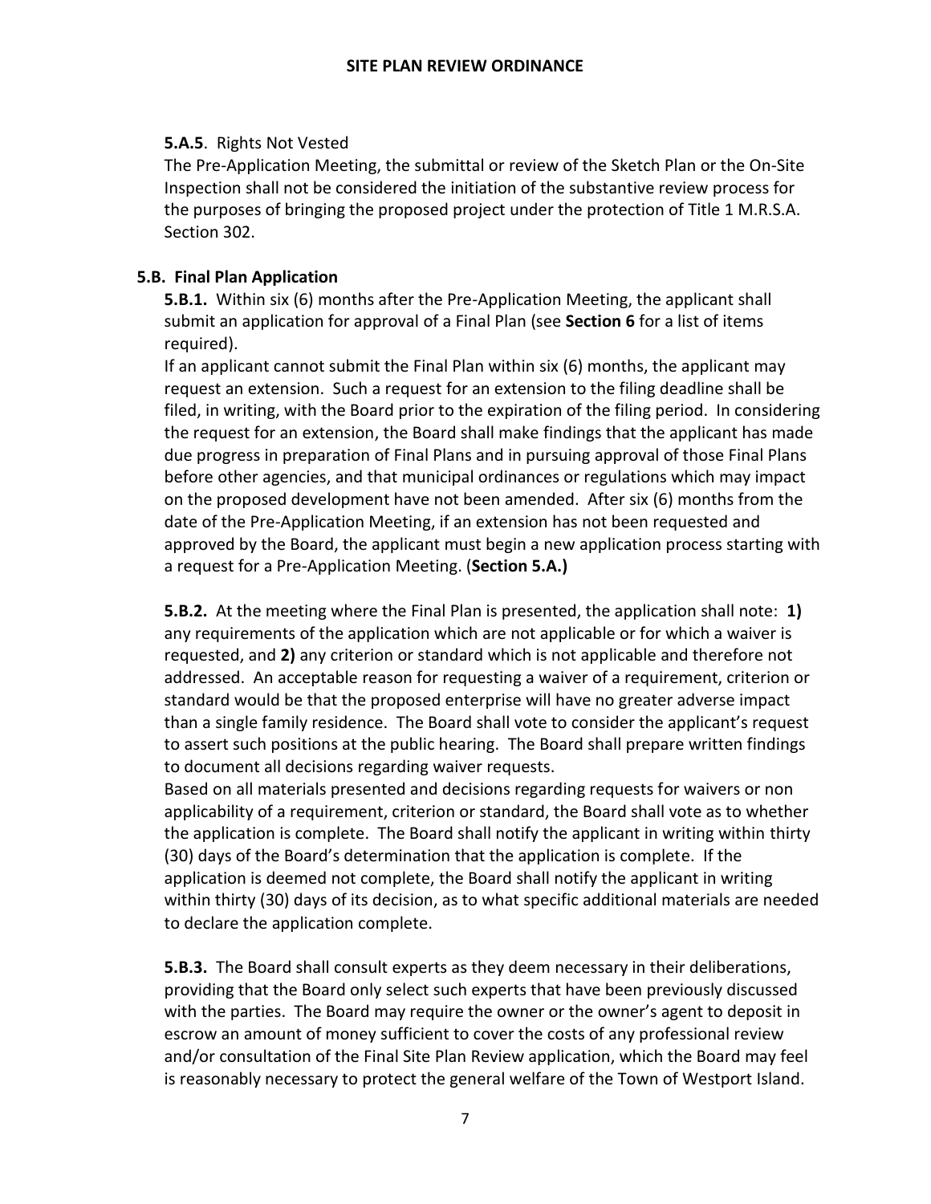**5.A.5**. Rights Not Vested

The Pre-Application Meeting, the submittal or review of the Sketch Plan or the On-Site Inspection shall not be considered the initiation of the substantive review process for the purposes of bringing the proposed project under the protection of Title 1 M.R.S.A. Section 302.

### 5.B. Final Plan Application

**5.B.1.** Within six (6) months after the Pre-Application Meeting, the applicant shall submit an application for approval of a Final Plan (see **Section 6** for a list of items required).

If an applicant cannot submit the Final Plan within six (6) months, the applicant may request an extension. Such a request for an extension to the filing deadline shall be filed, in writing, with the Board prior to the expiration of the filing period. In considering the request for an extension, the Board shall make findings that the applicant has made due progress in preparation of Final Plans and in pursuing approval of those Final Plans before other agencies, and that municipal ordinances or regulations which may impact on the proposed development have not been amended. After six (6) months from the date of the Pre-Application Meeting, if an extension has not been requested and approved by the Board, the applicant must begin a new application process starting with a request for a Pre-Application Meeting. (**Section 5.A.)**

**5.B.2.** At the meeting where the Final Plan is presented, the application shall note: **1)** any requirements of the application which are not applicable or for which a waiver is requested, and **2)** any criterion or standard which is not applicable and therefore not addressed. An acceptable reason for requesting a waiver of a requirement, criterion or standard would be that the proposed enterprise will have no greater adverse impact than a single family residence. The Board shall vote to consider the applicant's request to assert such positions at the public hearing. The Board shall prepare written findings to document all decisions regarding waiver requests.

Based on all materials presented and decisions regarding requests for waivers or non applicability of a requirement, criterion or standard, the Board shall vote as to whether the application is complete. The Board shall notify the applicant in writing within thirty (30) days of the Board's determination that the application is complete. If the application is deemed not complete, the Board shall notify the applicant in writing within thirty (30) days of its decision, as to what specific additional materials are needed to declare the application complete.

**5.B.3.** The Board shall consult experts as they deem necessary in their deliberations, providing that the Board only select such experts that have been previously discussed with the parties. The Board may require the owner or the owner's agent to deposit in escrow an amount of money sufficient to cover the costs of any professional review and/or consultation of the Final Site Plan Review application, which the Board may feel is reasonably necessary to protect the general welfare of the Town of Westport Island.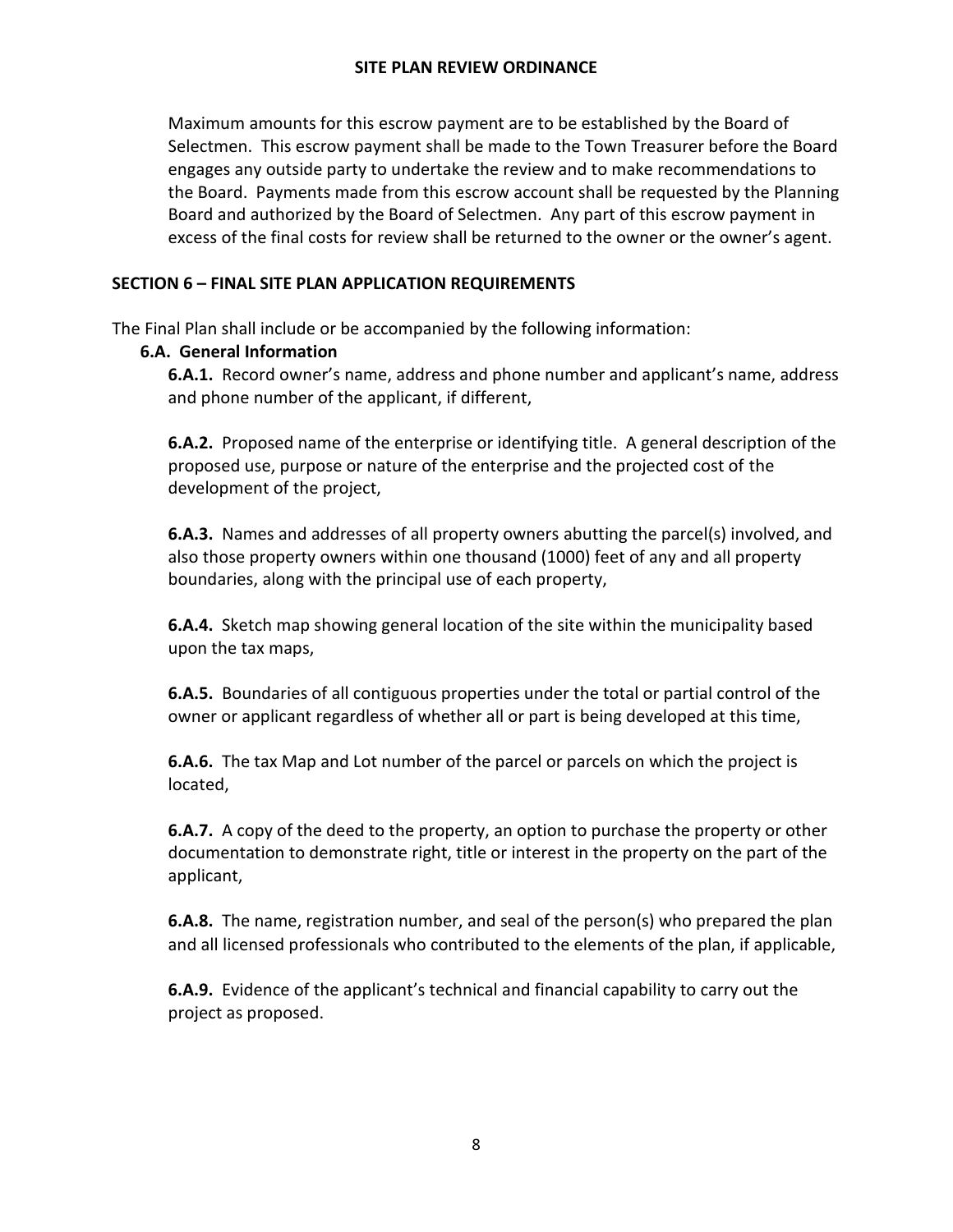Maximum amounts for this escrow payment are to be established by the Board of Selectmen. This escrow payment shall be made to the Town Treasurer before the Board engages any outside party to undertake the review and to make recommendations to the Board. Payments made from this escrow account shall be requested by the Planning Board and authorized by the Board of Selectmen. Any part of this escrow payment in excess of the final costs for review shall be returned to the owner or the owner's agent.

## SECTION 6 – FINAL SITE PLAN APPLICATION REQUIREMENTS

The Final Plan shall include or be accompanied by the following information:

### 6.A. General Information

**6.A.1.** Record owner's name, address and phone number and applicant's name, address and phone number of the applicant, if different,

**6.A.2.** Proposed name of the enterprise or identifying title. A general description of the proposed use, purpose or nature of the enterprise and the projected cost of the development of the project,

**6.A.3.** Names and addresses of all property owners abutting the parcel(s) involved, and also those property owners within one thousand (1000) feet of any and all property boundaries, along with the principal use of each property,

**6.A.4.** Sketch map showing general location of the site within the municipality based upon the tax maps,

**6.A.5.** Boundaries of all contiguous properties under the total or partial control of the owner or applicant regardless of whether all or part is being developed at this time,

**6.A.6.** The tax Map and Lot number of the parcel or parcels on which the project is located,

**6.A.7.** A copy of the deed to the property, an option to purchase the property or other documentation to demonstrate right, title or interest in the property on the part of the applicant,

**6.A.8.** The name, registration number, and seal of the person(s) who prepared the plan and all licensed professionals who contributed to the elements of the plan, if applicable,

**6.A.9.** Evidence of the applicant's technical and financial capability to carry out the project as proposed.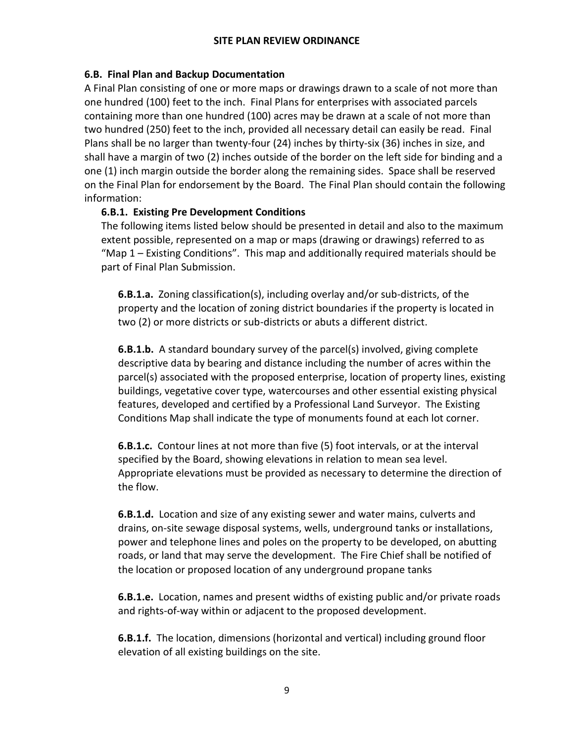### 6.B. Final Plan and Backup Documentation

A Final Plan consisting of one or more maps or drawings drawn to a scale of not more than one hundred (100) feet to the inch. Final Plans for enterprises with associated parcels containing more than one hundred (100) acres may be drawn at a scale of not more than two hundred (250) feet to the inch, provided all necessary detail can easily be read. Final Plans shall be no larger than twenty-four (24) inches by thirty-six (36) inches in size, and shall have a margin of two (2) inches outside of the border on the left side for binding and a one (1) inch margin outside the border along the remaining sides. Space shall be reserved on the Final Plan for endorsement by the Board. The Final Plan should contain the following information:

#### 6.B.1. Existing Pre Development Conditions

The following items listed below should be presented in detail and also to the maximum extent possible, represented on a map or maps (drawing or drawings) referred to as "Map 1 – Existing Conditions". This map and additionally required materials should be part of Final Plan Submission.

**6.B.1.a.** Zoning classification(s), including overlay and/or sub-districts, of the property and the location of zoning district boundaries if the property is located in two (2) or more districts or sub-districts or abuts a different district.

**6.B.1.b.** A standard boundary survey of the parcel(s) involved, giving complete descriptive data by bearing and distance including the number of acres within the parcel(s) associated with the proposed enterprise, location of property lines, existing buildings, vegetative cover type, watercourses and other essential existing physical features, developed and certified by a Professional Land Surveyor. The Existing Conditions Map shall indicate the type of monuments found at each lot corner.

**6.B.1.c.** Contour lines at not more than five (5) foot intervals, or at the interval specified by the Board, showing elevations in relation to mean sea level. Appropriate elevations must be provided as necessary to determine the direction of the flow.

**6.B.1.d.** Location and size of any existing sewer and water mains, culverts and drains, on-site sewage disposal systems, wells, underground tanks or installations, power and telephone lines and poles on the property to be developed, on abutting roads, or land that may serve the development. The Fire Chief shall be notified of the location or proposed location of any underground propane tanks

**6.B.1.e.** Location, names and present widths of existing public and/or private roads and rights-of-way within or adjacent to the proposed development.

**6.B.1.f.** The location, dimensions (horizontal and vertical) including ground floor elevation of all existing buildings on the site.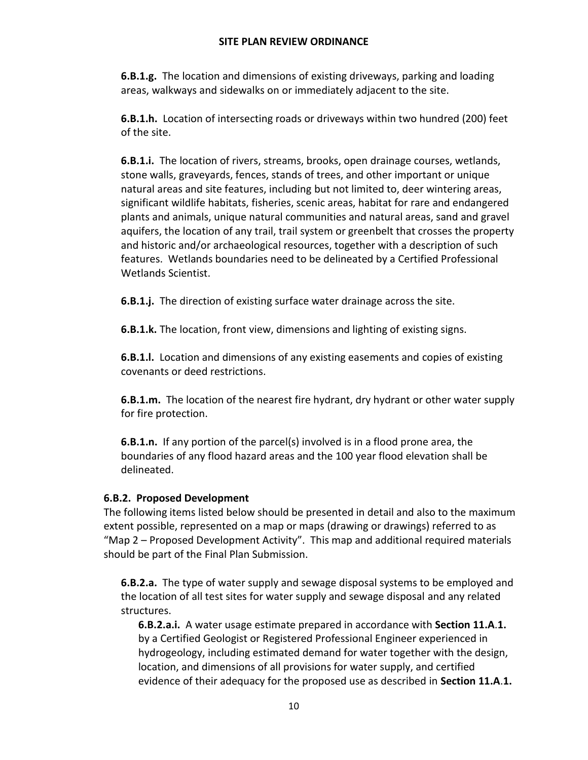**6.B.1.g.** The location and dimensions of existing driveways, parking and loading areas, walkways and sidewalks on or immediately adjacent to the site.

**6.B.1.h.** Location of intersecting roads or driveways within two hundred (200) feet of the site.

**6.B.1.i.** The location of rivers, streams, brooks, open drainage courses, wetlands, stone walls, graveyards, fences, stands of trees, and other important or unique natural areas and site features, including but not limited to, deer wintering areas, significant wildlife habitats, fisheries, scenic areas, habitat for rare and endangered plants and animals, unique natural communities and natural areas, sand and gravel aquifers, the location of any trail, trail system or greenbelt that crosses the property and historic and/or archaeological resources, together with a description of such features. Wetlands boundaries need to be delineated by a Certified Professional Wetlands Scientist.

**6.B.1.j.** The direction of existing surface water drainage across the site.

**6.B.1.k.** The location, front view, dimensions and lighting of existing signs.

**6.B.1.l.** Location and dimensions of any existing easements and copies of existing covenants or deed restrictions.

**6.B.1.m.** The location of the nearest fire hydrant, dry hydrant or other water supply for fire protection.

**6.B.1.n.** If any portion of the parcel(s) involved is in a flood prone area, the boundaries of any flood hazard areas and the 100 year flood elevation shall be delineated.

### 6.B.2. Proposed Development

The following items listed below should be presented in detail and also to the maximum extent possible, represented on a map or maps (drawing or drawings) referred to as "Map 2 – Proposed Development Activity". This map and additional required materials should be part of the Final Plan Submission.

**6.B.2.a.** The type of water supply and sewage disposal systems to be employed and the location of all test sites for water supply and sewage disposal and any related structures.

**6.B.2.a.i.** A water usage estimate prepared in accordance with **Section 11.A.1.** by a Certified Geologist or Registered Professional Engineer experienced in hydrogeology, including estimated demand for water together with the design, location, and dimensions of all provisions for water supply, and certified evidence of their adequacy for the proposed use as described in **Section 11.A.1.**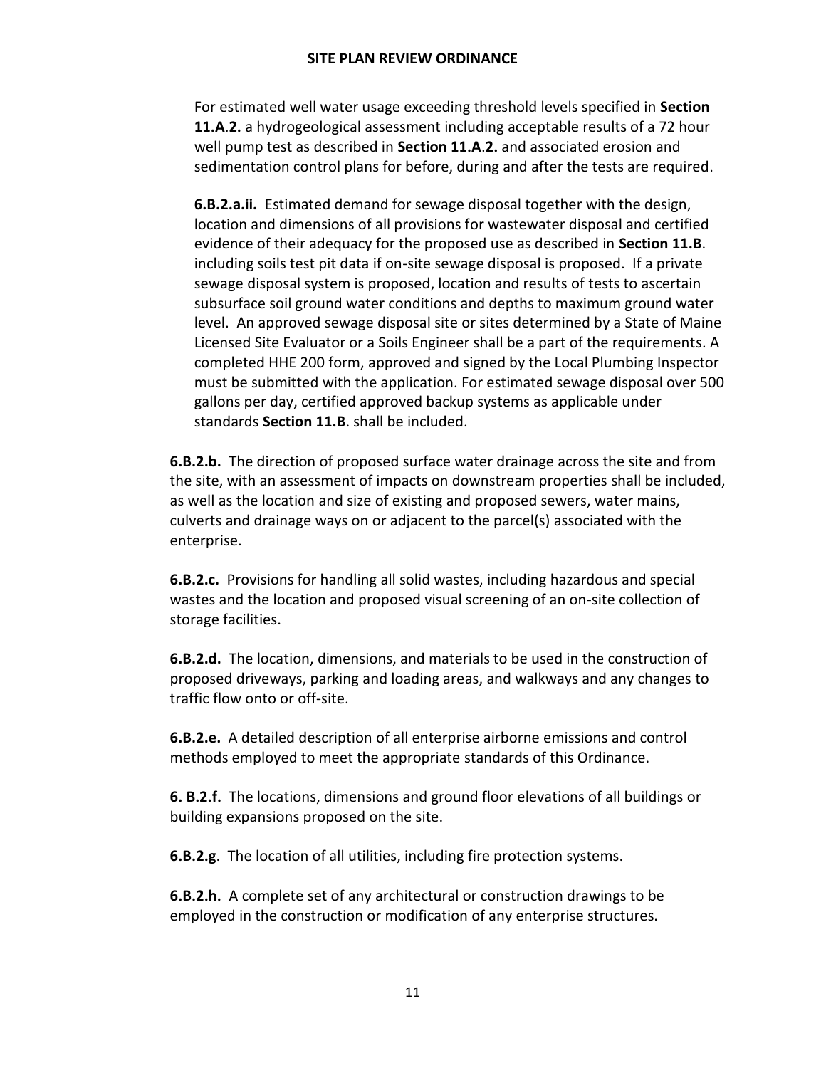For estimated well water usage exceeding threshold levels specified in **Section 11.A.2.** a hydrogeological assessment including acceptable results of a 72 hour well pump test as described in **Section 11.A.2.** and associated erosion and sedimentation control plans for before, during and after the tests are required.

**6.B.2.a.ii.** Estimated demand for sewage disposal together with the design, location and dimensions of all provisions for wastewater disposal and certified evidence of their adequacy for the proposed use as described in **Section 11.B**. including soils test pit data if on-site sewage disposal is proposed. If a private sewage disposal system is proposed, location and results of tests to ascertain subsurface soil ground water conditions and depths to maximum ground water level. An approved sewage disposal site or sites determined by a State of Maine Licensed Site Evaluator or a Soils Engineer shall be a part of the requirements. A completed HHE 200 form, approved and signed by the Local Plumbing Inspector must be submitted with the application. For estimated sewage disposal over 500 gallons per day, certified approved backup systems as applicable under standards **Section 11.B**. shall be included.

**6.B.2.b.** The direction of proposed surface water drainage across the site and from the site, with an assessment of impacts on downstream properties shall be included, as well as the location and size of existing and proposed sewers, water mains, culverts and drainage ways on or adjacent to the parcel(s) associated with the enterprise.

**6.B.2.c.** Provisions for handling all solid wastes, including hazardous and special wastes and the location and proposed visual screening of an on-site collection of storage facilities.

**6.B.2.d.** The location, dimensions, and materials to be used in the construction of proposed driveways, parking and loading areas, and walkways and any changes to traffic flow onto or off-site.

**6.B.2.e.** A detailed description of all enterprise airborne emissions and control methods employed to meet the appropriate standards of this Ordinance.

**6. B.2.f.** The locations, dimensions and ground floor elevations of all buildings or building expansions proposed on the site.

**6.B.2.g**. The location of all utilities, including fire protection systems.

**6.B.2.h.** A complete set of any architectural or construction drawings to be employed in the construction or modification of any enterprise structures.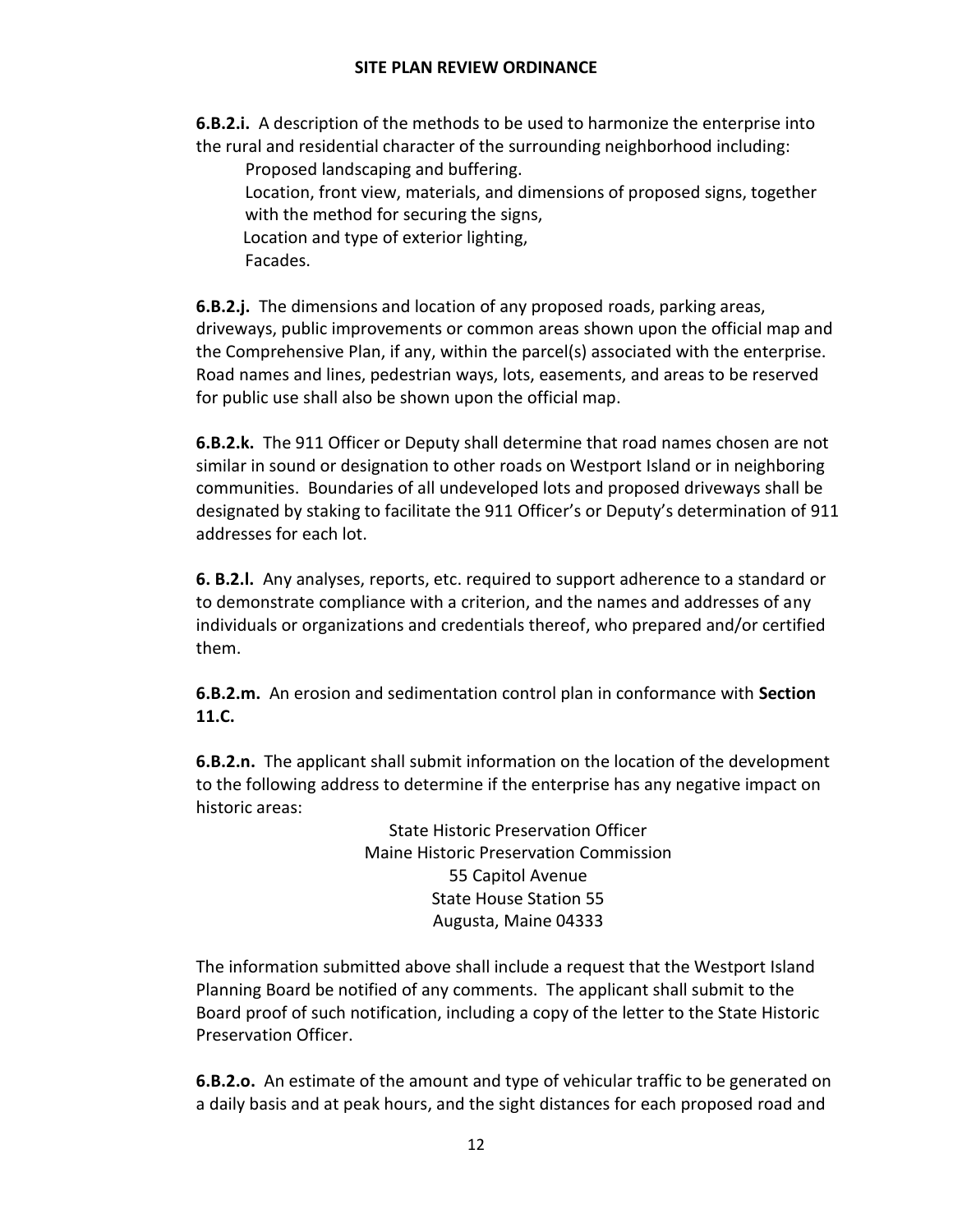**6.B.2.i.** A description of the methods to be used to harmonize the enterprise into the rural and residential character of the surrounding neighborhood including:

Proposed landscaping and buffering.
Location, front view, materials, and dimensions of proposed signs, together with the method for securing the signs,
Location and type of exterior lighting,
Facades.

**6.B.2.j.** The dimensions and location of any proposed roads, parking areas, driveways, public improvements or common areas shown upon the official map and the Comprehensive Plan, if any, within the parcel(s) associated with the enterprise. Road names and lines, pedestrian ways, lots, easements, and areas to be reserved for public use shall also be shown upon the official map.

**6.B.2.k.** The 911 Officer or Deputy shall determine that road names chosen are not similar in sound or designation to other roads on Westport Island or in neighboring communities. Boundaries of all undeveloped lots and proposed driveways shall be designated by staking to facilitate the 911 Officer's or Deputy's determination of 911 addresses for each lot.

**6. B.2.l.** Any analyses, reports, etc. required to support adherence to a standard or to demonstrate compliance with a criterion, and the names and addresses of any individuals or organizations and credentials thereof, who prepared and/or certified them.

**6.B.2.m.** An erosion and sedimentation control plan in conformance with **Section 11.C.**

**6.B.2.n.** The applicant shall submit information on the location of the development to the following address to determine if the enterprise has any negative impact on historic areas:

State Historic Preservation Officer
Maine Historic Preservation Commission
55 Capitol Avenue
State House Station 55
Augusta, Maine 04333

The information submitted above shall include a request that the Westport Island Planning Board be notified of any comments. The applicant shall submit to the Board proof of such notification, including a copy of the letter to the State Historic Preservation Officer.

**6.B.2.o.** An estimate of the amount and type of vehicular traffic to be generated on a daily basis and at peak hours, and the sight distances for each proposed road and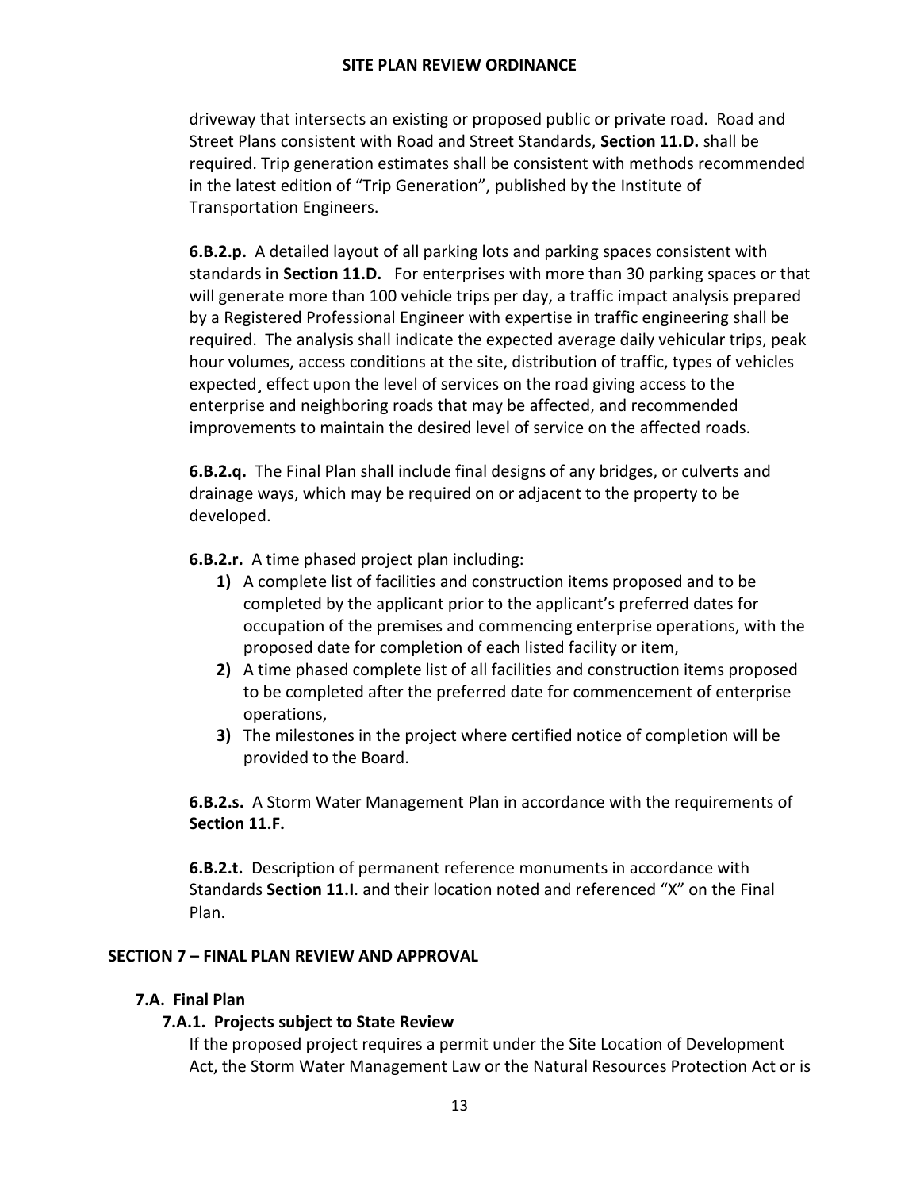driveway that intersects an existing or proposed public or private road. Road and Street Plans consistent with Road and Street Standards, **Section 11.D.** shall be required. Trip generation estimates shall be consistent with methods recommended in the latest edition of "Trip Generation", published by the Institute of Transportation Engineers.

**6.B.2.p.** A detailed layout of all parking lots and parking spaces consistent with standards in **Section 11.D.** For enterprises with more than 30 parking spaces or that will generate more than 100 vehicle trips per day, a traffic impact analysis prepared by a Registered Professional Engineer with expertise in traffic engineering shall be required. The analysis shall indicate the expected average daily vehicular trips, peak hour volumes, access conditions at the site, distribution of traffic, types of vehicles expected¸ effect upon the level of services on the road giving access to the enterprise and neighboring roads that may be affected, and recommended improvements to maintain the desired level of service on the affected roads.

**6.B.2.q.** The Final Plan shall include final designs of any bridges, or culverts and drainage ways, which may be required on or adjacent to the property to be developed.

**6.B.2.r.** A time phased project plan including:

1. A complete list of facilities and construction items proposed and to be completed by the applicant prior to the applicant's preferred dates for occupation of the premises and commencing enterprise operations, with the proposed date for completion of each listed facility or item,
2. A time phased complete list of all facilities and construction items proposed to be completed after the preferred date for commencement of enterprise operations,
3. The milestones in the project where certified notice of completion will be provided to the Board.

**6.B.2.s.** A Storm Water Management Plan in accordance with the requirements of **Section 11.F.**

**6.B.2.t.** Description of permanent reference monuments in accordance with Standards **Section 11.I**. and their location noted and referenced "X" on the Final Plan.

## SECTION 7 – FINAL PLAN REVIEW AND APPROVAL

### 7.A. Final Plan

#### 7.A.1. Projects subject to State Review

If the proposed project requires a permit under the Site Location of Development Act, the Storm Water Management Law or the Natural Resources Protection Act or is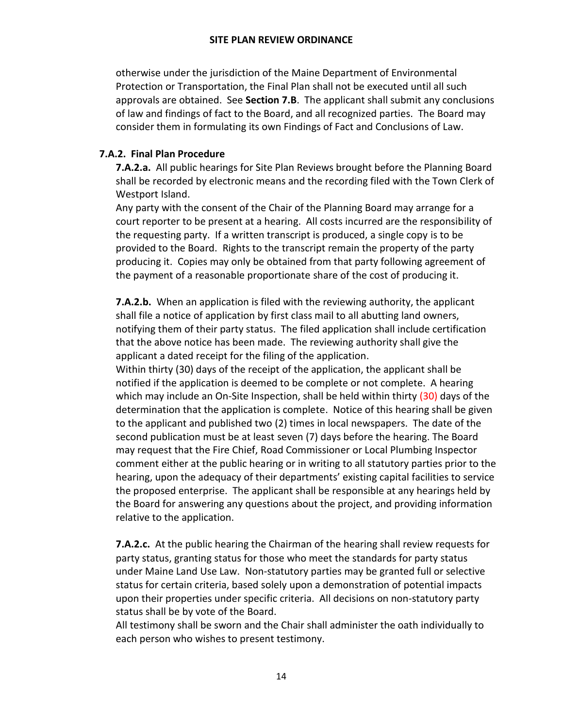otherwise under the jurisdiction of the Maine Department of Environmental Protection or Transportation, the Final Plan shall not be executed until all such approvals are obtained. See **Section 7.B**. The applicant shall submit any conclusions of law and findings of fact to the Board, and all recognized parties. The Board may consider them in formulating its own Findings of Fact and Conclusions of Law.

### 7.A.2. Final Plan Procedure

**7.A.2.a.** All public hearings for Site Plan Reviews brought before the Planning Board shall be recorded by electronic means and the recording filed with the Town Clerk of Westport Island.

Any party with the consent of the Chair of the Planning Board may arrange for a court reporter to be present at a hearing. All costs incurred are the responsibility of the requesting party. If a written transcript is produced, a single copy is to be provided to the Board. Rights to the transcript remain the property of the party producing it. Copies may only be obtained from that party following agreement of the payment of a reasonable proportionate share of the cost of producing it.

**7.A.2.b.** When an application is filed with the reviewing authority, the applicant shall file a notice of application by first class mail to all abutting land owners, notifying them of their party status. The filed application shall include certification that the above notice has been made. The reviewing authority shall give the applicant a dated receipt for the filing of the application.

Within thirty (30) days of the receipt of the application, the applicant shall be notified if the application is deemed to be complete or not complete. A hearing which may include an On-Site Inspection, shall be held within thirty (30) days of the determination that the application is complete. Notice of this hearing shall be given to the applicant and published two (2) times in local newspapers. The date of the second publication must be at least seven (7) days before the hearing. The Board may request that the Fire Chief, Road Commissioner or Local Plumbing Inspector comment either at the public hearing or in writing to all statutory parties prior to the hearing, upon the adequacy of their departments' existing capital facilities to service the proposed enterprise. The applicant shall be responsible at any hearings held by the Board for answering any questions about the project, and providing information relative to the application.

**7.A.2.c.** At the public hearing the Chairman of the hearing shall review requests for party status, granting status for those who meet the standards for party status under Maine Land Use Law. Non-statutory parties may be granted full or selective status for certain criteria, based solely upon a demonstration of potential impacts upon their properties under specific criteria. All decisions on non-statutory party status shall be by vote of the Board.

All testimony shall be sworn and the Chair shall administer the oath individually to each person who wishes to present testimony.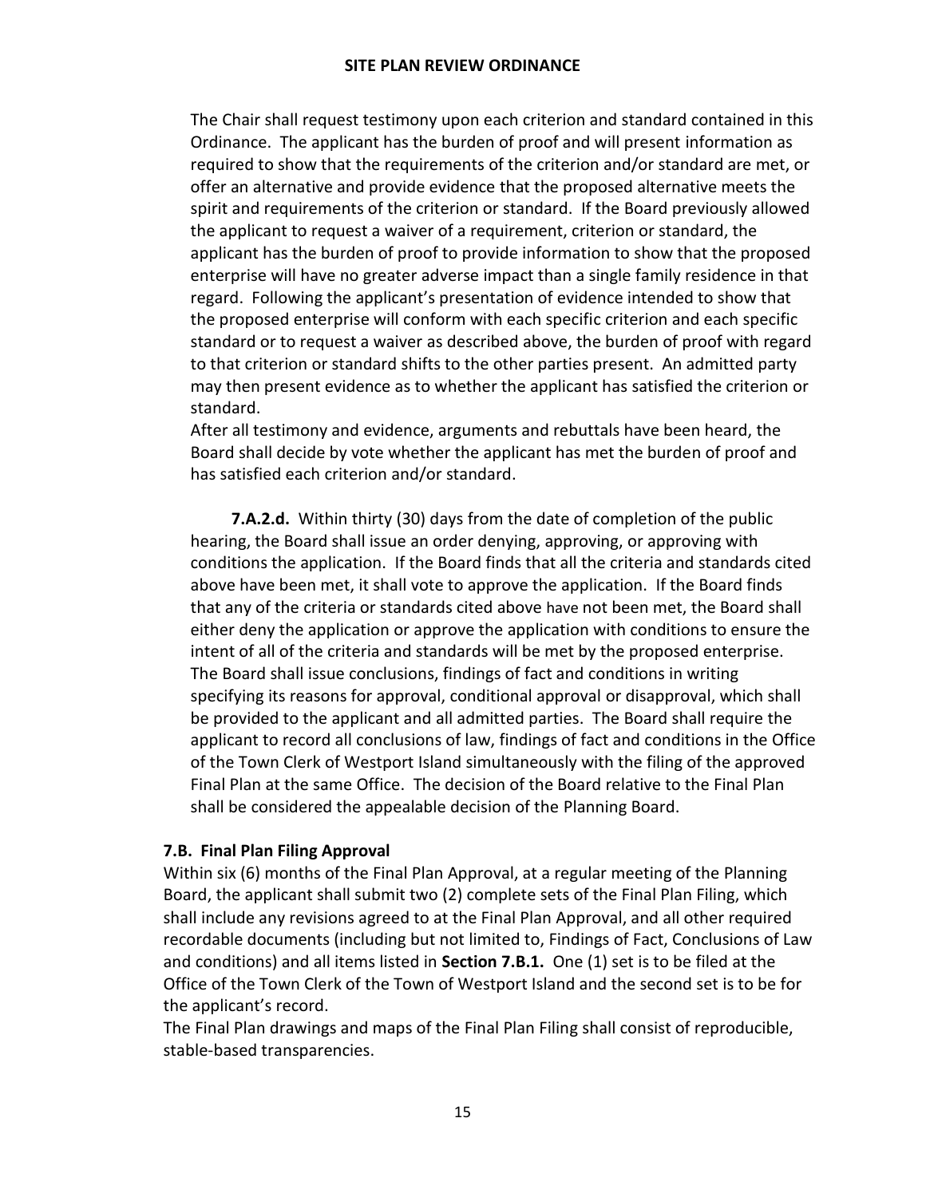The Chair shall request testimony upon each criterion and standard contained in this Ordinance. The applicant has the burden of proof and will present information as required to show that the requirements of the criterion and/or standard are met, or offer an alternative and provide evidence that the proposed alternative meets the spirit and requirements of the criterion or standard. If the Board previously allowed the applicant to request a waiver of a requirement, criterion or standard, the applicant has the burden of proof to provide information to show that the proposed enterprise will have no greater adverse impact than a single family residence in that regard. Following the applicant's presentation of evidence intended to show that the proposed enterprise will conform with each specific criterion and each specific standard or to request a waiver as described above, the burden of proof with regard to that criterion or standard shifts to the other parties present. An admitted party may then present evidence as to whether the applicant has satisfied the criterion or standard.

After all testimony and evidence, arguments and rebuttals have been heard, the Board shall decide by vote whether the applicant has met the burden of proof and has satisfied each criterion and/or standard.

**7.A.2.d.** Within thirty (30) days from the date of completion of the public hearing, the Board shall issue an order denying, approving, or approving with conditions the application. If the Board finds that all the criteria and standards cited above have been met, it shall vote to approve the application. If the Board finds that any of the criteria or standards cited above have not been met, the Board shall either deny the application or approve the application with conditions to ensure the intent of all of the criteria and standards will be met by the proposed enterprise. The Board shall issue conclusions, findings of fact and conditions in writing specifying its reasons for approval, conditional approval or disapproval, which shall be provided to the applicant and all admitted parties. The Board shall require the applicant to record all conclusions of law, findings of fact and conditions in the Office of the Town Clerk of Westport Island simultaneously with the filing of the approved Final Plan at the same Office. The decision of the Board relative to the Final Plan shall be considered the appealable decision of the Planning Board.

### 7.B. Final Plan Filing Approval

Within six (6) months of the Final Plan Approval, at a regular meeting of the Planning Board, the applicant shall submit two (2) complete sets of the Final Plan Filing, which shall include any revisions agreed to at the Final Plan Approval, and all other required recordable documents (including but not limited to, Findings of Fact, Conclusions of Law and conditions) and all items listed in **Section 7.B.1.** One (1) set is to be filed at the Office of the Town Clerk of the Town of Westport Island and the second set is to be for the applicant's record.

The Final Plan drawings and maps of the Final Plan Filing shall consist of reproducible, stable-based transparencies.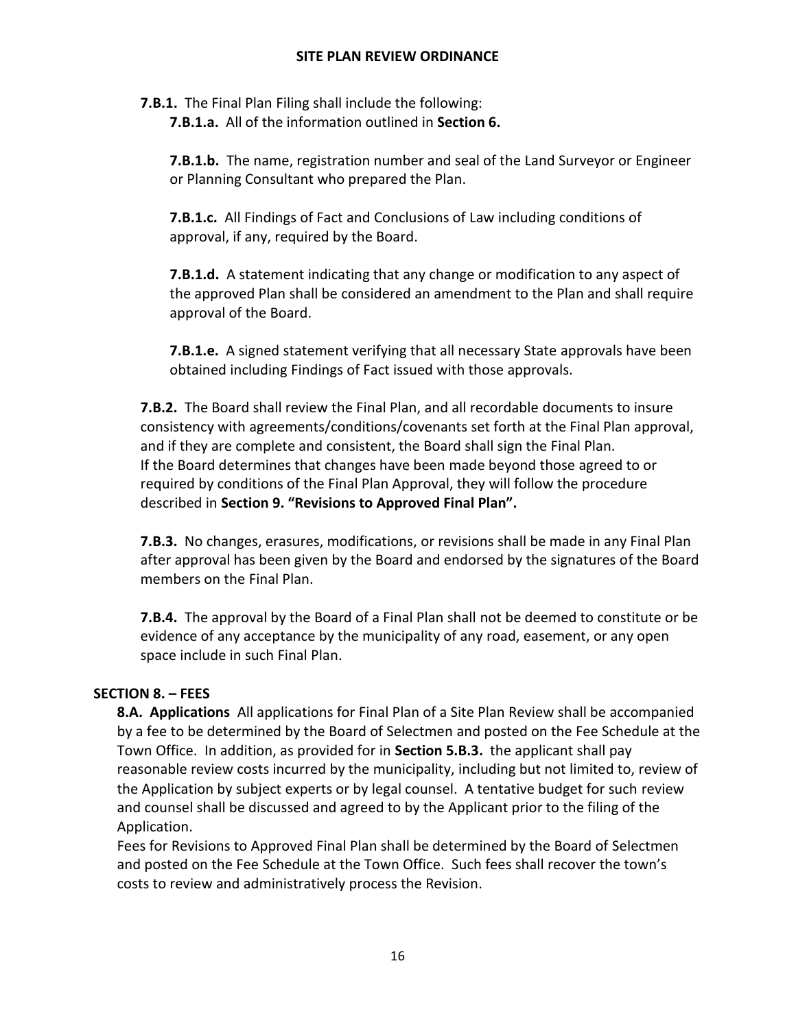**7.B.1.** The Final Plan Filing shall include the following:

**7.B.1.a.** All of the information outlined in **Section 6.**

**7.B.1.b.** The name, registration number and seal of the Land Surveyor or Engineer or Planning Consultant who prepared the Plan.

**7.B.1.c.** All Findings of Fact and Conclusions of Law including conditions of approval, if any, required by the Board.

**7.B.1.d.** A statement indicating that any change or modification to any aspect of the approved Plan shall be considered an amendment to the Plan and shall require approval of the Board.

**7.B.1.e.** A signed statement verifying that all necessary State approvals have been obtained including Findings of Fact issued with those approvals.

**7.B.2.** The Board shall review the Final Plan, and all recordable documents to insure consistency with agreements/conditions/covenants set forth at the Final Plan approval, and if they are complete and consistent, the Board shall sign the Final Plan. If the Board determines that changes have been made beyond those agreed to or required by conditions of the Final Plan Approval, they will follow the procedure described in **Section 9. "Revisions to Approved Final Plan".**

**7.B.3.** No changes, erasures, modifications, or revisions shall be made in any Final Plan after approval has been given by the Board and endorsed by the signatures of the Board members on the Final Plan.

**7.B.4.** The approval by the Board of a Final Plan shall not be deemed to constitute or be evidence of any acceptance by the municipality of any road, easement, or any open space include in such Final Plan.

## SECTION 8. – FEES

**8.A. Applications** All applications for Final Plan of a Site Plan Review shall be accompanied by a fee to be determined by the Board of Selectmen and posted on the Fee Schedule at the Town Office. In addition, as provided for in **Section 5.B.3.** the applicant shall pay reasonable review costs incurred by the municipality, including but not limited to, review of the Application by subject experts or by legal counsel. A tentative budget for such review and counsel shall be discussed and agreed to by the Applicant prior to the filing of the Application.

Fees for Revisions to Approved Final Plan shall be determined by the Board of Selectmen and posted on the Fee Schedule at the Town Office. Such fees shall recover the town's costs to review and administratively process the Revision.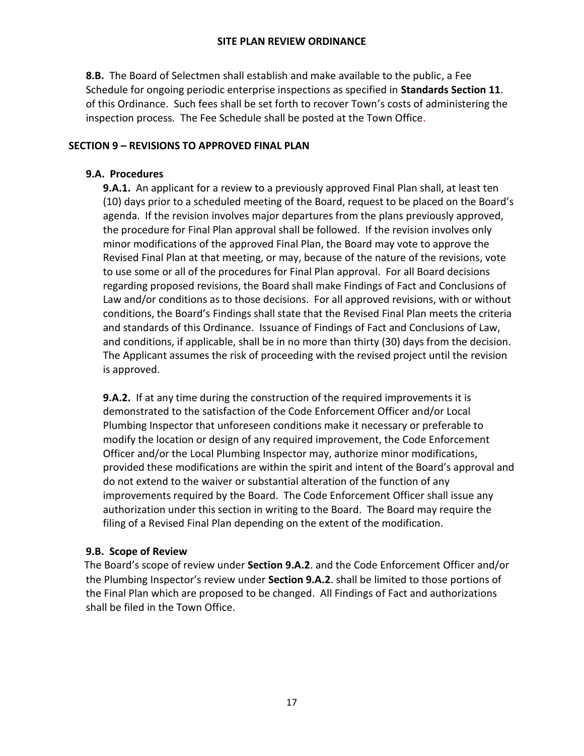**8.B.** The Board of Selectmen shall establish and make available to the public, a Fee Schedule for ongoing periodic enterprise inspections as specified in **Standards Section 11**. of this Ordinance. Such fees shall be set forth to recover Town's costs of administering the inspection process. The Fee Schedule shall be posted at the Town Office.

## SECTION 9 – REVISIONS TO APPROVED FINAL PLAN

### 9.A. Procedures

**9.A.1.** An applicant for a review to a previously approved Final Plan shall, at least ten (10) days prior to a scheduled meeting of the Board, request to be placed on the Board's agenda. If the revision involves major departures from the plans previously approved, the procedure for Final Plan approval shall be followed. If the revision involves only minor modifications of the approved Final Plan, the Board may vote to approve the Revised Final Plan at that meeting, or may, because of the nature of the revisions, vote to use some or all of the procedures for Final Plan approval. For all Board decisions regarding proposed revisions, the Board shall make Findings of Fact and Conclusions of Law and/or conditions as to those decisions. For all approved revisions, with or without conditions, the Board's Findings shall state that the Revised Final Plan meets the criteria and standards of this Ordinance. Issuance of Findings of Fact and Conclusions of Law, and conditions, if applicable, shall be in no more than thirty (30) days from the decision. The Applicant assumes the risk of proceeding with the revised project until the revision is approved.

**9.A.2.** If at any time during the construction of the required improvements it is demonstrated to the satisfaction of the Code Enforcement Officer and/or Local Plumbing Inspector that unforeseen conditions make it necessary or preferable to modify the location or design of any required improvement, the Code Enforcement Officer and/or the Local Plumbing Inspector may, authorize minor modifications, provided these modifications are within the spirit and intent of the Board's approval and do not extend to the waiver or substantial alteration of the function of any improvements required by the Board. The Code Enforcement Officer shall issue any authorization under this section in writing to the Board. The Board may require the filing of a Revised Final Plan depending on the extent of the modification.

### 9.B. Scope of Review

The Board's scope of review under **Section 9.A.2**. and the Code Enforcement Officer and/or the Plumbing Inspector's review under **Section 9.A.2**. shall be limited to those portions of the Final Plan which are proposed to be changed. All Findings of Fact and authorizations shall be filed in the Town Office.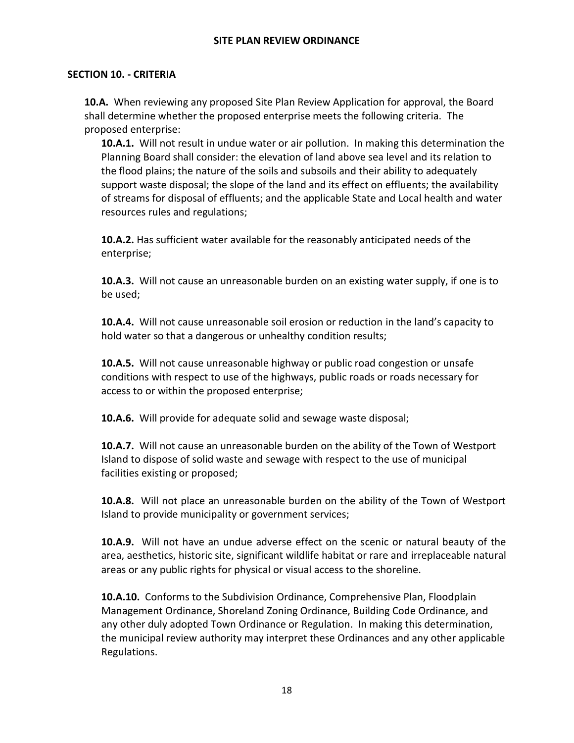## SECTION 10. - CRITERIA

**10.A.** When reviewing any proposed Site Plan Review Application for approval, the Board shall determine whether the proposed enterprise meets the following criteria. The proposed enterprise:

**10.A.1.** Will not result in undue water or air pollution. In making this determination the Planning Board shall consider: the elevation of land above sea level and its relation to the flood plains; the nature of the soils and subsoils and their ability to adequately support waste disposal; the slope of the land and its effect on effluents; the availability of streams for disposal of effluents; and the applicable State and Local health and water resources rules and regulations;

**10.A.2.** Has sufficient water available for the reasonably anticipated needs of the enterprise;

**10.A.3.** Will not cause an unreasonable burden on an existing water supply, if one is to be used;

**10.A.4.** Will not cause unreasonable soil erosion or reduction in the land's capacity to hold water so that a dangerous or unhealthy condition results;

**10.A.5.** Will not cause unreasonable highway or public road congestion or unsafe conditions with respect to use of the highways, public roads or roads necessary for access to or within the proposed enterprise;

**10.A.6.** Will provide for adequate solid and sewage waste disposal;

**10.A.7.** Will not cause an unreasonable burden on the ability of the Town of Westport Island to dispose of solid waste and sewage with respect to the use of municipal facilities existing or proposed;

**10.A.8.** Will not place an unreasonable burden on the ability of the Town of Westport Island to provide municipality or government services;

**10.A.9.** Will not have an undue adverse effect on the scenic or natural beauty of the area, aesthetics, historic site, significant wildlife habitat or rare and irreplaceable natural areas or any public rights for physical or visual access to the shoreline.

**10.A.10.** Conforms to the Subdivision Ordinance, Comprehensive Plan, Floodplain Management Ordinance, Shoreland Zoning Ordinance, Building Code Ordinance, and any other duly adopted Town Ordinance or Regulation. In making this determination, the municipal review authority may interpret these Ordinances and any other applicable Regulations.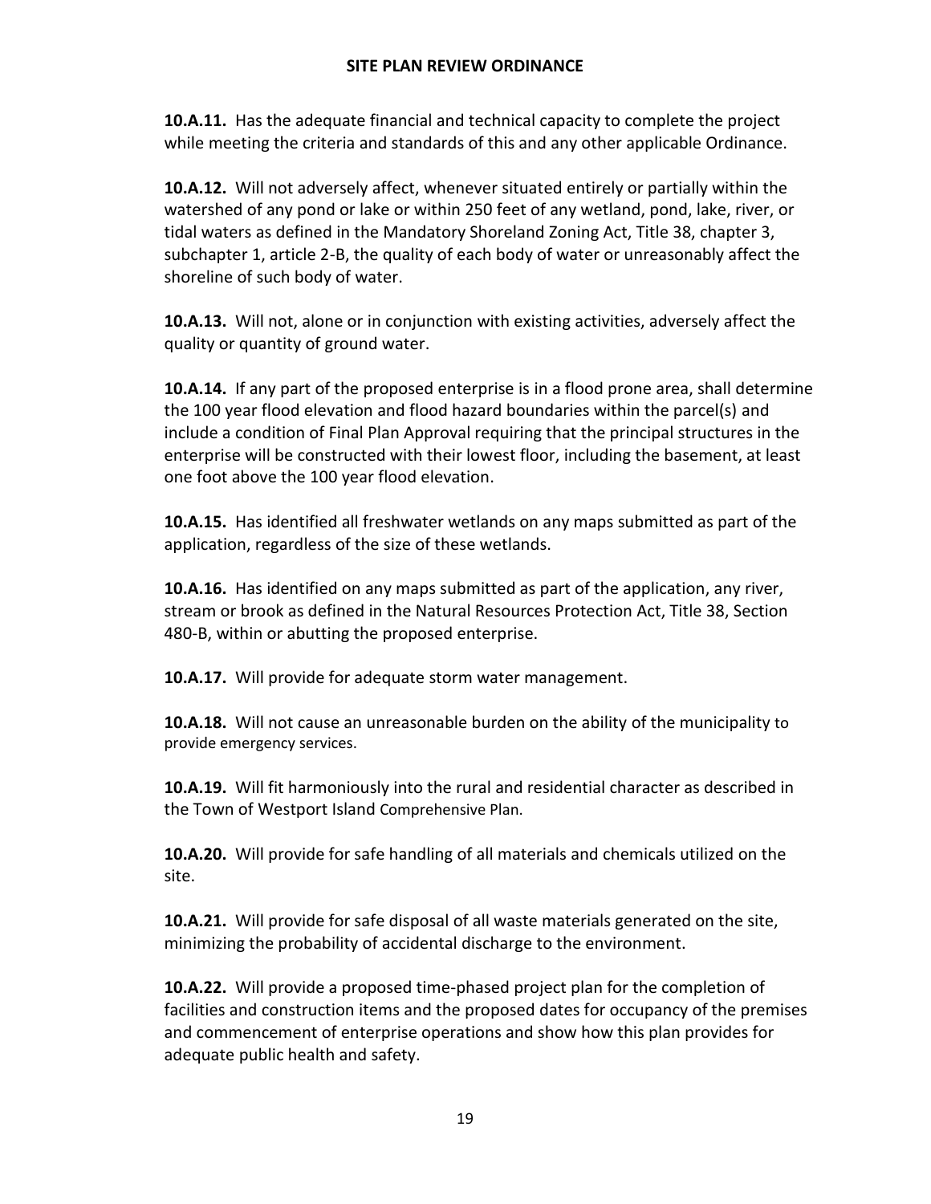**10.A.11.** Has the adequate financial and technical capacity to complete the project while meeting the criteria and standards of this and any other applicable Ordinance.

**10.A.12.** Will not adversely affect, whenever situated entirely or partially within the watershed of any pond or lake or within 250 feet of any wetland, pond, lake, river, or tidal waters as defined in the Mandatory Shoreland Zoning Act, Title 38, chapter 3, subchapter 1, article 2-B, the quality of each body of water or unreasonably affect the shoreline of such body of water.

**10.A.13.** Will not, alone or in conjunction with existing activities, adversely affect the quality or quantity of ground water.

**10.A.14.** If any part of the proposed enterprise is in a flood prone area, shall determine the 100 year flood elevation and flood hazard boundaries within the parcel(s) and include a condition of Final Plan Approval requiring that the principal structures in the enterprise will be constructed with their lowest floor, including the basement, at least one foot above the 100 year flood elevation.

**10.A.15.** Has identified all freshwater wetlands on any maps submitted as part of the application, regardless of the size of these wetlands.

**10.A.16.** Has identified on any maps submitted as part of the application, any river, stream or brook as defined in the Natural Resources Protection Act, Title 38, Section 480-B, within or abutting the proposed enterprise.

**10.A.17.** Will provide for adequate storm water management.

**10.A.18.** Will not cause an unreasonable burden on the ability of the municipality to provide emergency services.

**10.A.19.** Will fit harmoniously into the rural and residential character as described in the Town of Westport Island Comprehensive Plan.

**10.A.20.** Will provide for safe handling of all materials and chemicals utilized on the site.

**10.A.21.** Will provide for safe disposal of all waste materials generated on the site, minimizing the probability of accidental discharge to the environment.

**10.A.22.** Will provide a proposed time-phased project plan for the completion of facilities and construction items and the proposed dates for occupancy of the premises and commencement of enterprise operations and show how this plan provides for adequate public health and safety.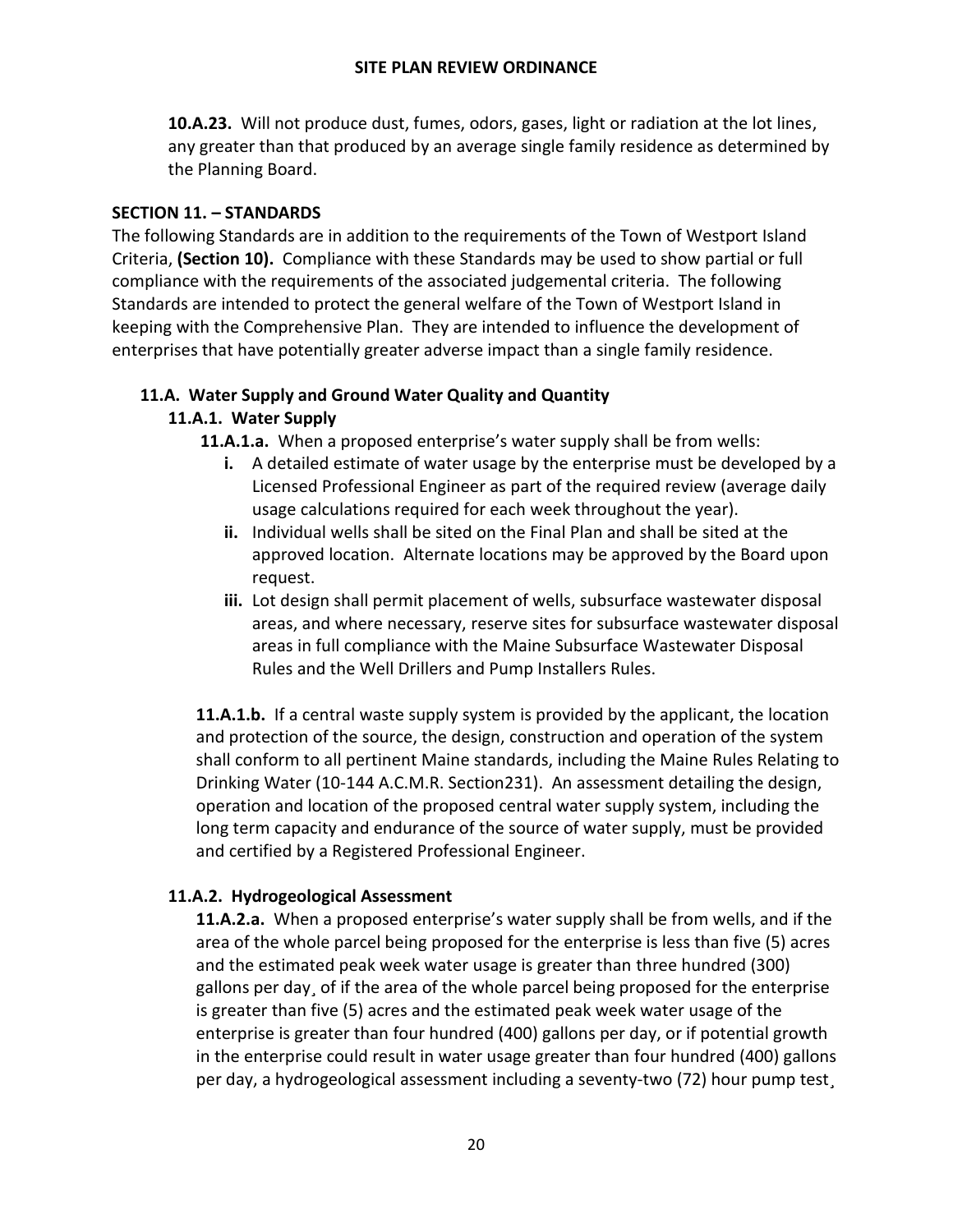**10.A.23.** Will not produce dust, fumes, odors, gases, light or radiation at the lot lines, any greater than that produced by an average single family residence as determined by the Planning Board.

## SECTION 11. – STANDARDS

The following Standards are in addition to the requirements of the Town of Westport Island Criteria, **(Section 10).** Compliance with these Standards may be used to show partial or full compliance with the requirements of the associated judgemental criteria. The following Standards are intended to protect the general welfare of the Town of Westport Island in keeping with the Comprehensive Plan. They are intended to influence the development of enterprises that have potentially greater adverse impact than a single family residence.

### 11.A. Water Supply and Ground Water Quality and Quantity

#### 11.A.1. Water Supply

**11.A.1.a.** When a proposed enterprise's water supply shall be from wells:

- **i.** A detailed estimate of water usage by the enterprise must be developed by a Licensed Professional Engineer as part of the required review (average daily usage calculations required for each week throughout the year).
- **ii.** Individual wells shall be sited on the Final Plan and shall be sited at the approved location. Alternate locations may be approved by the Board upon request.
- **iii.** Lot design shall permit placement of wells, subsurface wastewater disposal areas, and where necessary, reserve sites for subsurface wastewater disposal areas in full compliance with the Maine Subsurface Wastewater Disposal Rules and the Well Drillers and Pump Installers Rules.

**11.A.1.b.** If a central waste supply system is provided by the applicant, the location and protection of the source, the design, construction and operation of the system shall conform to all pertinent Maine standards, including the Maine Rules Relating to Drinking Water (10-144 A.C.M.R. Section231). An assessment detailing the design, operation and location of the proposed central water supply system, including the long term capacity and endurance of the source of water supply, must be provided and certified by a Registered Professional Engineer.

#### 11.A.2. Hydrogeological Assessment

**11.A.2.a.** When a proposed enterprise's water supply shall be from wells, and if the area of the whole parcel being proposed for the enterprise is less than five (5) acres and the estimated peak week water usage is greater than three hundred (300) gallons per day¸ of if the area of the whole parcel being proposed for the enterprise is greater than five (5) acres and the estimated peak week water usage of the enterprise is greater than four hundred (400) gallons per day, or if potential growth in the enterprise could result in water usage greater than four hundred (400) gallons per day, a hydrogeological assessment including a seventy-two (72) hour pump test¸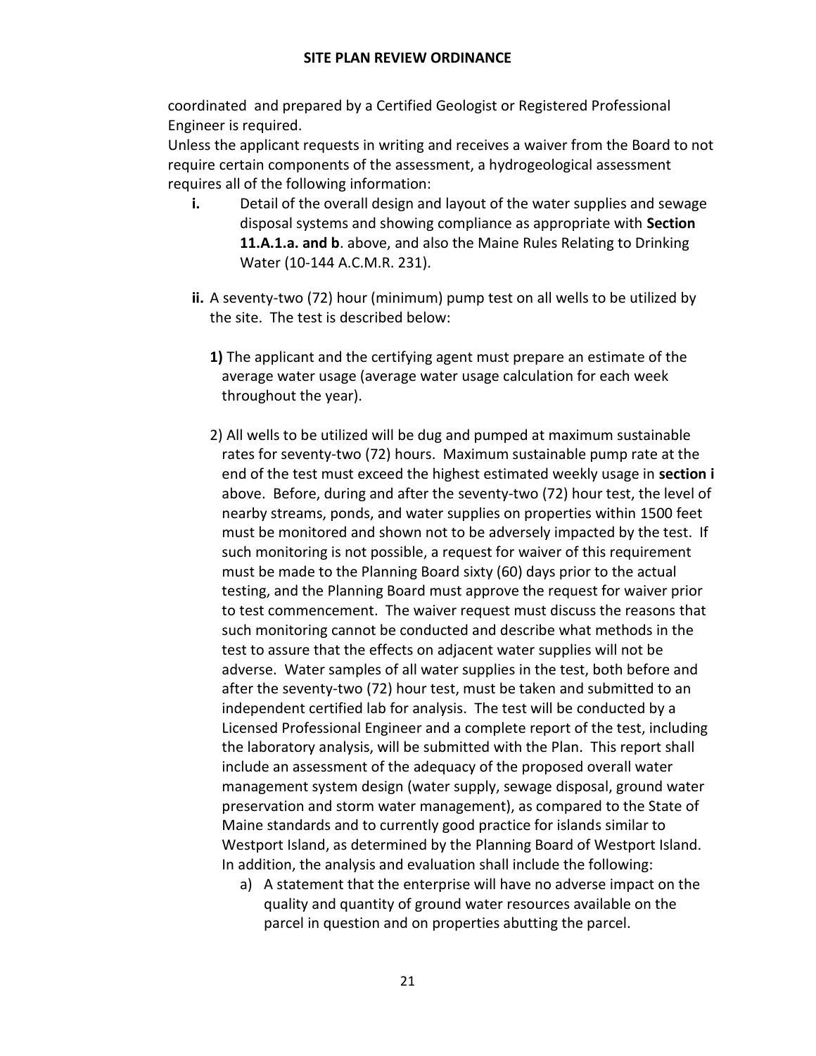coordinated and prepared by a Certified Geologist or Registered Professional Engineer is required.

Unless the applicant requests in writing and receives a waiver from the Board to not require certain components of the assessment, a hydrogeological assessment requires all of the following information:

- **i.** Detail of the overall design and layout of the water supplies and sewage disposal systems and showing compliance as appropriate with **Section 11.A.1.a. and b**. above, and also the Maine Rules Relating to Drinking Water (10-144 A.C.M.R. 231).

- **ii.** A seventy-two (72) hour (minimum) pump test on all wells to be utilized by the site. The test is described below:

  **1)** The applicant and the certifying agent must prepare an estimate of the average water usage (average water usage calculation for each week throughout the year).

  2) All wells to be utilized will be dug and pumped at maximum sustainable rates for seventy-two (72) hours. Maximum sustainable pump rate at the end of the test must exceed the highest estimated weekly usage in **section i** above. Before, during and after the seventy-two (72) hour test, the level of nearby streams, ponds, and water supplies on properties within 1500 feet must be monitored and shown not to be adversely impacted by the test. If such monitoring is not possible, a request for waiver of this requirement must be made to the Planning Board sixty (60) days prior to the actual testing, and the Planning Board must approve the request for waiver prior to test commencement. The waiver request must discuss the reasons that such monitoring cannot be conducted and describe what methods in the test to assure that the effects on adjacent water supplies will not be adverse. Water samples of all water supplies in the test, both before and after the seventy-two (72) hour test, must be taken and submitted to an independent certified lab for analysis. The test will be conducted by a Licensed Professional Engineer and a complete report of the test, including the laboratory analysis, will be submitted with the Plan. This report shall include an assessment of the adequacy of the proposed overall water management system design (water supply, sewage disposal, ground water preservation and storm water management), as compared to the State of Maine standards and to currently good practice for islands similar to Westport Island, as determined by the Planning Board of Westport Island. In addition, the analysis and evaluation shall include the following:

     a) A statement that the enterprise will have no adverse impact on the quality and quantity of ground water resources available on the parcel in question and on properties abutting the parcel.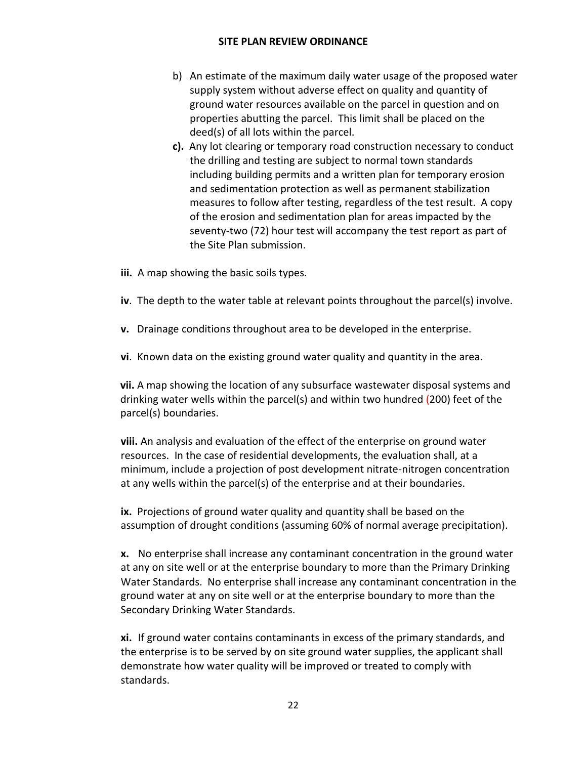b) An estimate of the maximum daily water usage of the proposed water supply system without adverse effect on quality and quantity of ground water resources available on the parcel in question and on properties abutting the parcel. This limit shall be placed on the deed(s) of all lots within the parcel.

**c).** Any lot clearing or temporary road construction necessary to conduct the drilling and testing are subject to normal town standards including building permits and a written plan for temporary erosion and sedimentation protection as well as permanent stabilization measures to follow after testing, regardless of the test result. A copy of the erosion and sedimentation plan for areas impacted by the seventy-two (72) hour test will accompany the test report as part of the Site Plan submission.

**iii.** A map showing the basic soils types.

**iv**. The depth to the water table at relevant points throughout the parcel(s) involve.

**v.** Drainage conditions throughout area to be developed in the enterprise.

**vi**. Known data on the existing ground water quality and quantity in the area.

**vii.** A map showing the location of any subsurface wastewater disposal systems and drinking water wells within the parcel(s) and within two hundred (200) feet of the parcel(s) boundaries.

**viii.** An analysis and evaluation of the effect of the enterprise on ground water resources. In the case of residential developments, the evaluation shall, at a minimum, include a projection of post development nitrate-nitrogen concentration at any wells within the parcel(s) of the enterprise and at their boundaries.

**ix.** Projections of ground water quality and quantity shall be based on the assumption of drought conditions (assuming 60% of normal average precipitation).

**x.** No enterprise shall increase any contaminant concentration in the ground water at any on site well or at the enterprise boundary to more than the Primary Drinking Water Standards. No enterprise shall increase any contaminant concentration in the ground water at any on site well or at the enterprise boundary to more than the Secondary Drinking Water Standards.

**xi.** If ground water contains contaminants in excess of the primary standards, and the enterprise is to be served by on site ground water supplies, the applicant shall demonstrate how water quality will be improved or treated to comply with standards.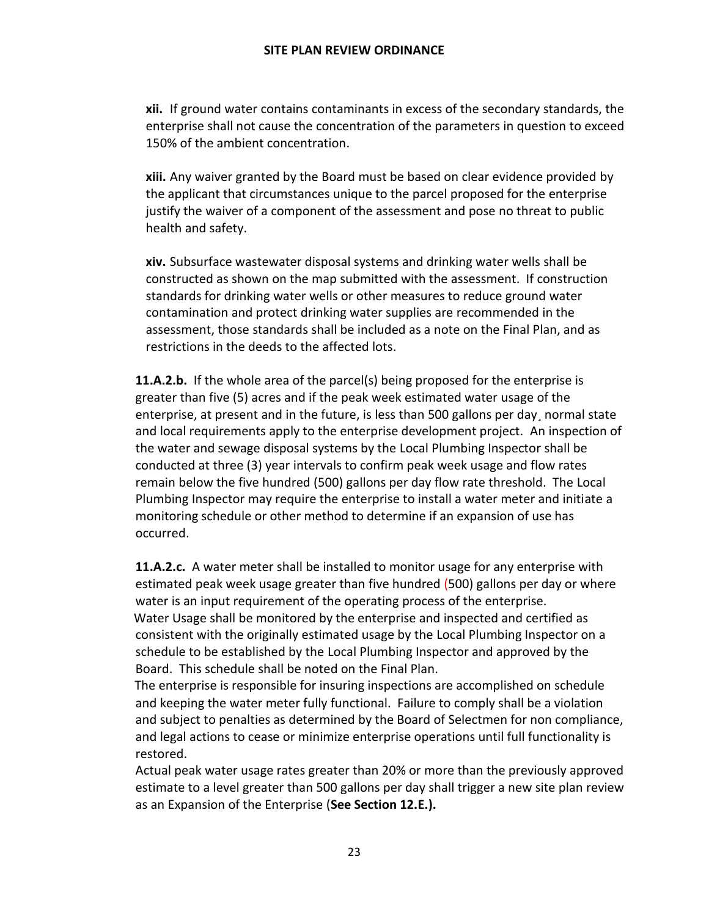**xii.** If ground water contains contaminants in excess of the secondary standards, the enterprise shall not cause the concentration of the parameters in question to exceed 150% of the ambient concentration.

**xiii.** Any waiver granted by the Board must be based on clear evidence provided by the applicant that circumstances unique to the parcel proposed for the enterprise justify the waiver of a component of the assessment and pose no threat to public health and safety.

**xiv.** Subsurface wastewater disposal systems and drinking water wells shall be constructed as shown on the map submitted with the assessment. If construction standards for drinking water wells or other measures to reduce ground water contamination and protect drinking water supplies are recommended in the assessment, those standards shall be included as a note on the Final Plan, and as restrictions in the deeds to the affected lots.

**11.A.2.b.** If the whole area of the parcel(s) being proposed for the enterprise is greater than five (5) acres and if the peak week estimated water usage of the enterprise, at present and in the future, is less than 500 gallons per day¸ normal state and local requirements apply to the enterprise development project. An inspection of the water and sewage disposal systems by the Local Plumbing Inspector shall be conducted at three (3) year intervals to confirm peak week usage and flow rates remain below the five hundred (500) gallons per day flow rate threshold. The Local Plumbing Inspector may require the enterprise to install a water meter and initiate a monitoring schedule or other method to determine if an expansion of use has occurred.

**11.A.2.c.** A water meter shall be installed to monitor usage for any enterprise with estimated peak week usage greater than five hundred (500) gallons per day or where water is an input requirement of the operating process of the enterprise.
Water Usage shall be monitored by the enterprise and inspected and certified as consistent with the originally estimated usage by the Local Plumbing Inspector on a schedule to be established by the Local Plumbing Inspector and approved by the Board. This schedule shall be noted on the Final Plan.
The enterprise is responsible for insuring inspections are accomplished on schedule and keeping the water meter fully functional. Failure to comply shall be a violation and subject to penalties as determined by the Board of Selectmen for non compliance, and legal actions to cease or minimize enterprise operations until full functionality is restored.
Actual peak water usage rates greater than 20% or more than the previously approved estimate to a level greater than 500 gallons per day shall trigger a new site plan review as an Expansion of the Enterprise (**See Section 12.E.).**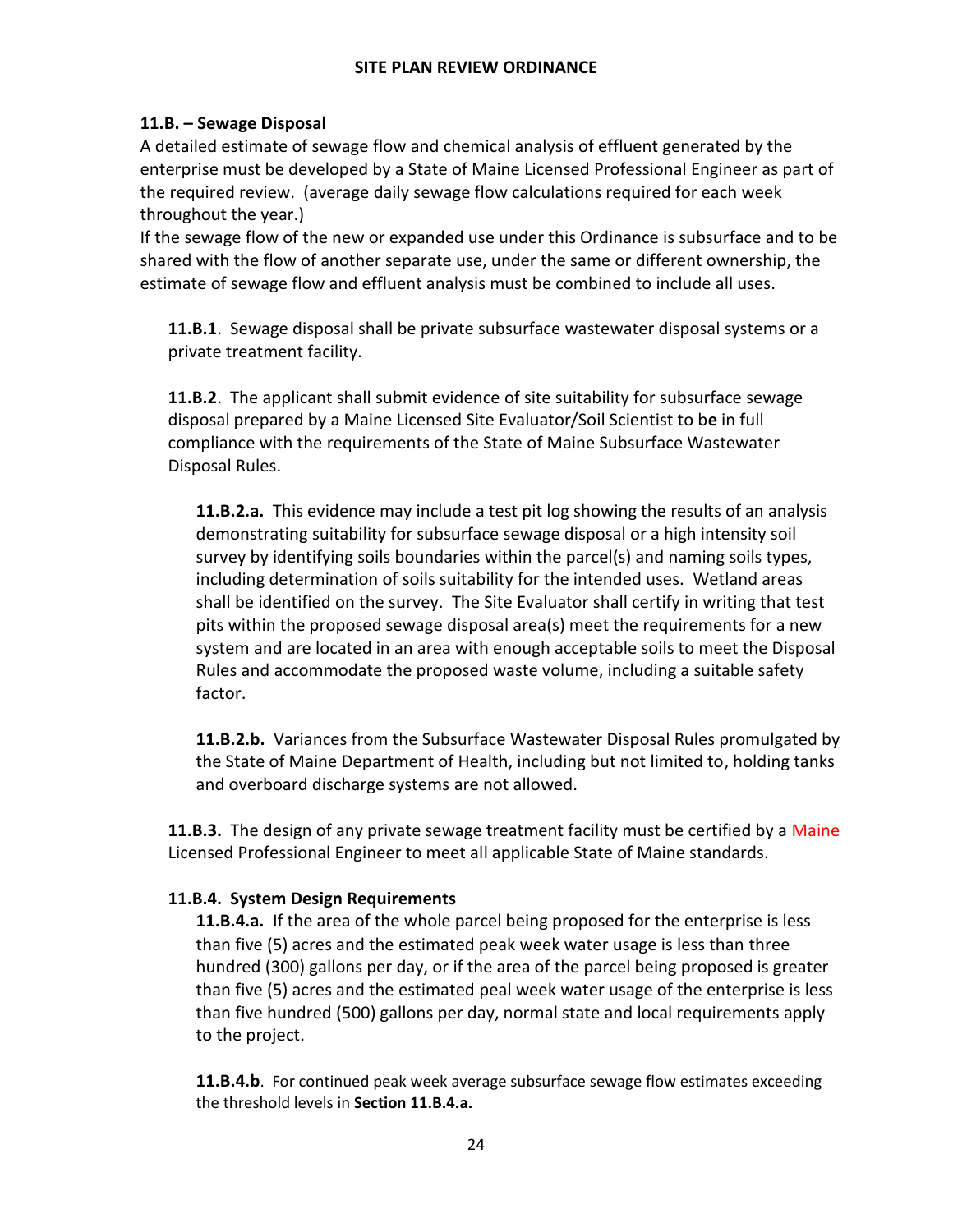### 11.B. – Sewage Disposal

A detailed estimate of sewage flow and chemical analysis of effluent generated by the enterprise must be developed by a State of Maine Licensed Professional Engineer as part of the required review. (average daily sewage flow calculations required for each week throughout the year.)

If the sewage flow of the new or expanded use under this Ordinance is subsurface and to be shared with the flow of another separate use, under the same or different ownership, the estimate of sewage flow and effluent analysis must be combined to include all uses.

**11.B.1**. Sewage disposal shall be private subsurface wastewater disposal systems or a private treatment facility.

**11.B.2**. The applicant shall submit evidence of site suitability for subsurface sewage disposal prepared by a Maine Licensed Site Evaluator/Soil Scientist to b**e** in full compliance with the requirements of the State of Maine Subsurface Wastewater Disposal Rules.

**11.B.2.a.** This evidence may include a test pit log showing the results of an analysis demonstrating suitability for subsurface sewage disposal or a high intensity soil survey by identifying soils boundaries within the parcel(s) and naming soils types, including determination of soils suitability for the intended uses. Wetland areas shall be identified on the survey. The Site Evaluator shall certify in writing that test pits within the proposed sewage disposal area(s) meet the requirements for a new system and are located in an area with enough acceptable soils to meet the Disposal Rules and accommodate the proposed waste volume, including a suitable safety factor.

**11.B.2.b.** Variances from the Subsurface Wastewater Disposal Rules promulgated by the State of Maine Department of Health, including but not limited to, holding tanks and overboard discharge systems are not allowed.

**11.B.3.** The design of any private sewage treatment facility must be certified by a Maine Licensed Professional Engineer to meet all applicable State of Maine standards.

**11.B.4. System Design Requirements**

**11.B.4.a.** If the area of the whole parcel being proposed for the enterprise is less than five (5) acres and the estimated peak week water usage is less than three hundred (300) gallons per day, or if the area of the parcel being proposed is greater than five (5) acres and the estimated peal week water usage of the enterprise is less than five hundred (500) gallons per day, normal state and local requirements apply to the project.

**11.B.4.b**. For continued peak week average subsurface sewage flow estimates exceeding the threshold levels in **Section 11.B.4.a.**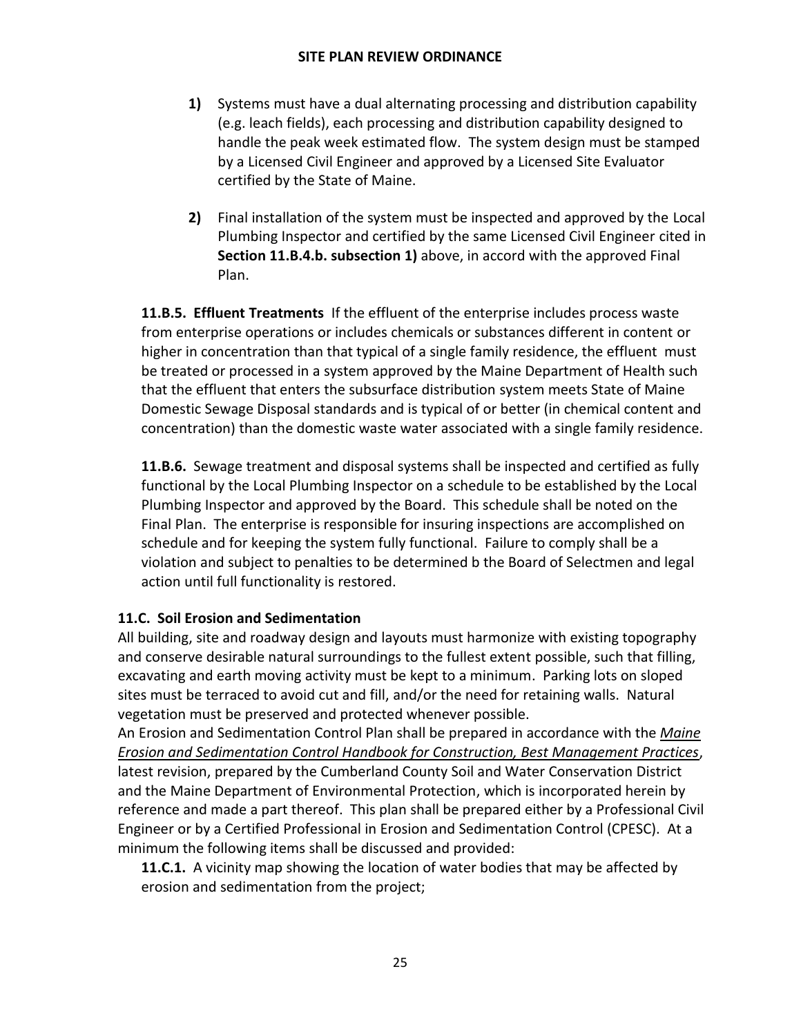1) Systems must have a dual alternating processing and distribution capability (e.g. leach fields), each processing and distribution capability designed to handle the peak week estimated flow. The system design must be stamped by a Licensed Civil Engineer and approved by a Licensed Site Evaluator certified by the State of Maine.

2) Final installation of the system must be inspected and approved by the Local Plumbing Inspector and certified by the same Licensed Civil Engineer cited in **Section 11.B.4.b. subsection 1)** above, in accord with the approved Final Plan.

**11.B.5. Effluent Treatments** If the effluent of the enterprise includes process waste from enterprise operations or includes chemicals or substances different in content or higher in concentration than that typical of a single family residence, the effluent must be treated or processed in a system approved by the Maine Department of Health such that the effluent that enters the subsurface distribution system meets State of Maine Domestic Sewage Disposal standards and is typical of or better (in chemical content and concentration) than the domestic waste water associated with a single family residence.

**11.B.6.** Sewage treatment and disposal systems shall be inspected and certified as fully functional by the Local Plumbing Inspector on a schedule to be established by the Local Plumbing Inspector and approved by the Board. This schedule shall be noted on the Final Plan. The enterprise is responsible for insuring inspections are accomplished on schedule and for keeping the system fully functional. Failure to comply shall be a violation and subject to penalties to be determined b the Board of Selectmen and legal action until full functionality is restored.

### 11.C. Soil Erosion and Sedimentation

All building, site and roadway design and layouts must harmonize with existing topography and conserve desirable natural surroundings to the fullest extent possible, such that filling, excavating and earth moving activity must be kept to a minimum. Parking lots on sloped sites must be terraced to avoid cut and fill, and/or the need for retaining walls. Natural vegetation must be preserved and protected whenever possible.

An Erosion and Sedimentation Control Plan shall be prepared in accordance with the *Maine Erosion and Sedimentation Control Handbook for Construction, Best Management Practices*, latest revision, prepared by the Cumberland County Soil and Water Conservation District and the Maine Department of Environmental Protection, which is incorporated herein by reference and made a part thereof. This plan shall be prepared either by a Professional Civil Engineer or by a Certified Professional in Erosion and Sedimentation Control (CPESC). At a minimum the following items shall be discussed and provided:

**11.C.1.** A vicinity map showing the location of water bodies that may be affected by erosion and sedimentation from the project;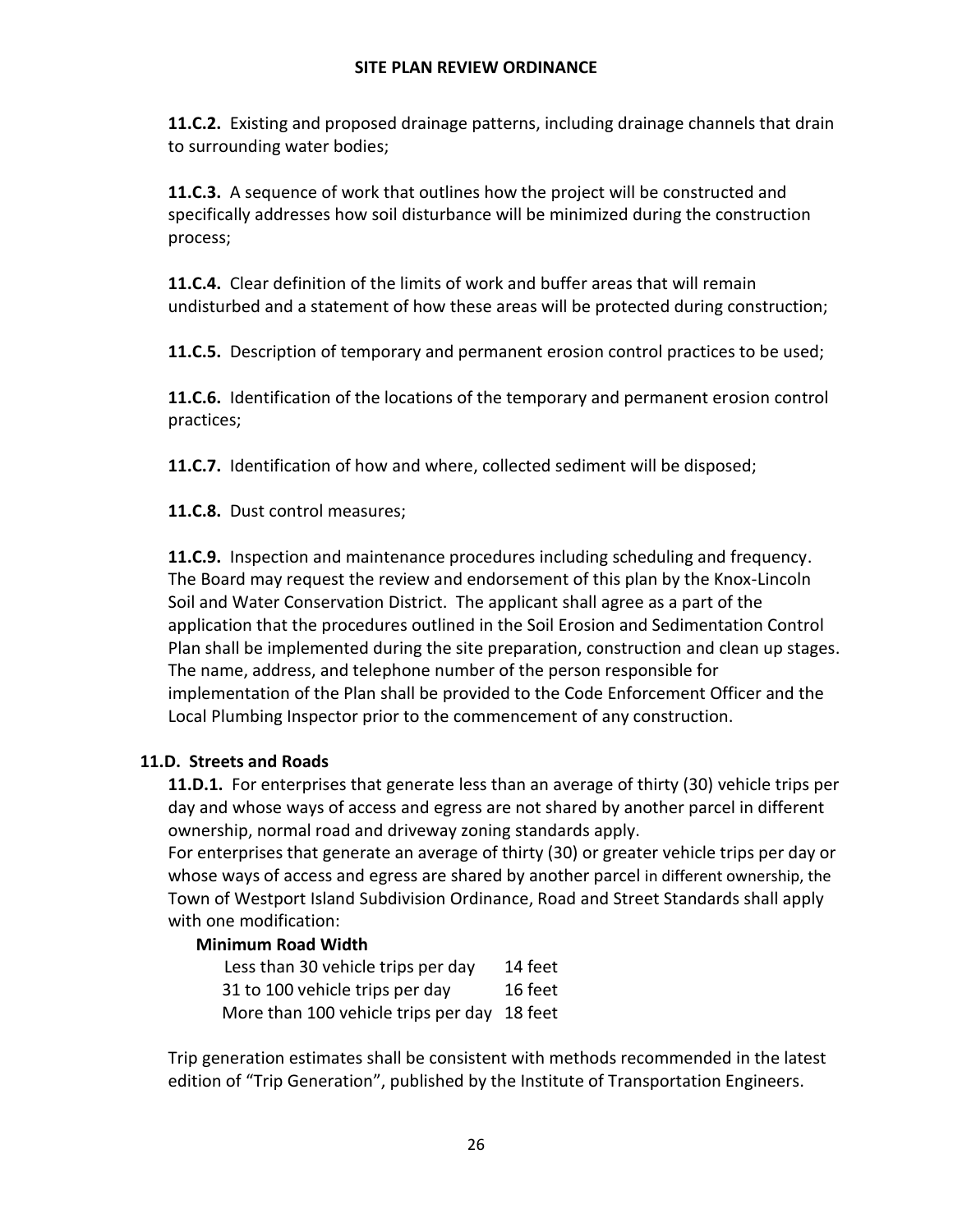**11.C.2.** Existing and proposed drainage patterns, including drainage channels that drain to surrounding water bodies;

**11.C.3.** A sequence of work that outlines how the project will be constructed and specifically addresses how soil disturbance will be minimized during the construction process;

**11.C.4.** Clear definition of the limits of work and buffer areas that will remain undisturbed and a statement of how these areas will be protected during construction;

**11.C.5.** Description of temporary and permanent erosion control practices to be used;

**11.C.6.** Identification of the locations of the temporary and permanent erosion control practices;

**11.C.7.** Identification of how and where, collected sediment will be disposed;

**11.C.8.** Dust control measures;

**11.C.9.** Inspection and maintenance procedures including scheduling and frequency. The Board may request the review and endorsement of this plan by the Knox-Lincoln Soil and Water Conservation District. The applicant shall agree as a part of the application that the procedures outlined in the Soil Erosion and Sedimentation Control Plan shall be implemented during the site preparation, construction and clean up stages. The name, address, and telephone number of the person responsible for implementation of the Plan shall be provided to the Code Enforcement Officer and the Local Plumbing Inspector prior to the commencement of any construction.

**11.D. Streets and Roads**

**11.D.1.** For enterprises that generate less than an average of thirty (30) vehicle trips per day and whose ways of access and egress are not shared by another parcel in different ownership, normal road and driveway zoning standards apply.
For enterprises that generate an average of thirty (30) or greater vehicle trips per day or whose ways of access and egress are shared by another parcel in different ownership, the Town of Westport Island Subdivision Ordinance, Road and Street Standards shall apply with one modification:

**Minimum Road Width**

| | |
|---|---|
| Less than 30 vehicle trips per day | 14 feet |
| 31 to 100 vehicle trips per day | 16 feet |
| More than 100 vehicle trips per day | 18 feet |

Trip generation estimates shall be consistent with methods recommended in the latest edition of "Trip Generation", published by the Institute of Transportation Engineers.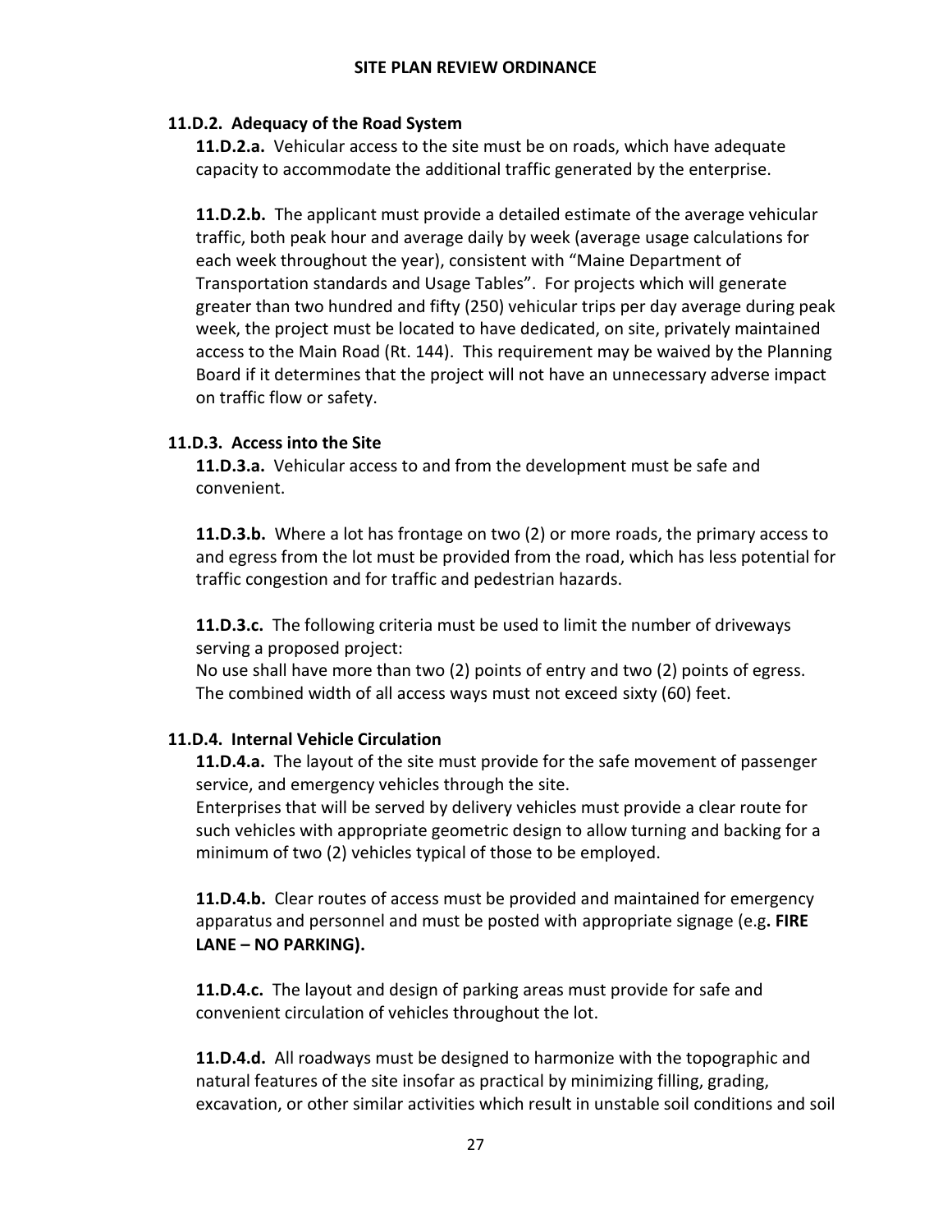### 11.D.2. Adequacy of the Road System

**11.D.2.a.** Vehicular access to the site must be on roads, which have adequate capacity to accommodate the additional traffic generated by the enterprise.

**11.D.2.b.** The applicant must provide a detailed estimate of the average vehicular traffic, both peak hour and average daily by week (average usage calculations for each week throughout the year), consistent with "Maine Department of Transportation standards and Usage Tables". For projects which will generate greater than two hundred and fifty (250) vehicular trips per day average during peak week, the project must be located to have dedicated, on site, privately maintained access to the Main Road (Rt. 144). This requirement may be waived by the Planning Board if it determines that the project will not have an unnecessary adverse impact on traffic flow or safety.

### 11.D.3. Access into the Site

**11.D.3.a.** Vehicular access to and from the development must be safe and convenient.

**11.D.3.b.** Where a lot has frontage on two (2) or more roads, the primary access to and egress from the lot must be provided from the road, which has less potential for traffic congestion and for traffic and pedestrian hazards.

**11.D.3.c.** The following criteria must be used to limit the number of driveways serving a proposed project:
No use shall have more than two (2) points of entry and two (2) points of egress. The combined width of all access ways must not exceed sixty (60) feet.

### 11.D.4. Internal Vehicle Circulation

**11.D.4.a.** The layout of the site must provide for the safe movement of passenger service, and emergency vehicles through the site.
Enterprises that will be served by delivery vehicles must provide a clear route for such vehicles with appropriate geometric design to allow turning and backing for a minimum of two (2) vehicles typical of those to be employed.

**11.D.4.b.** Clear routes of access must be provided and maintained for emergency apparatus and personnel and must be posted with appropriate signage (e.g**. FIRE LANE – NO PARKING).**

**11.D.4.c.** The layout and design of parking areas must provide for safe and convenient circulation of vehicles throughout the lot.

**11.D.4.d.** All roadways must be designed to harmonize with the topographic and natural features of the site insofar as practical by minimizing filling, grading, excavation, or other similar activities which result in unstable soil conditions and soil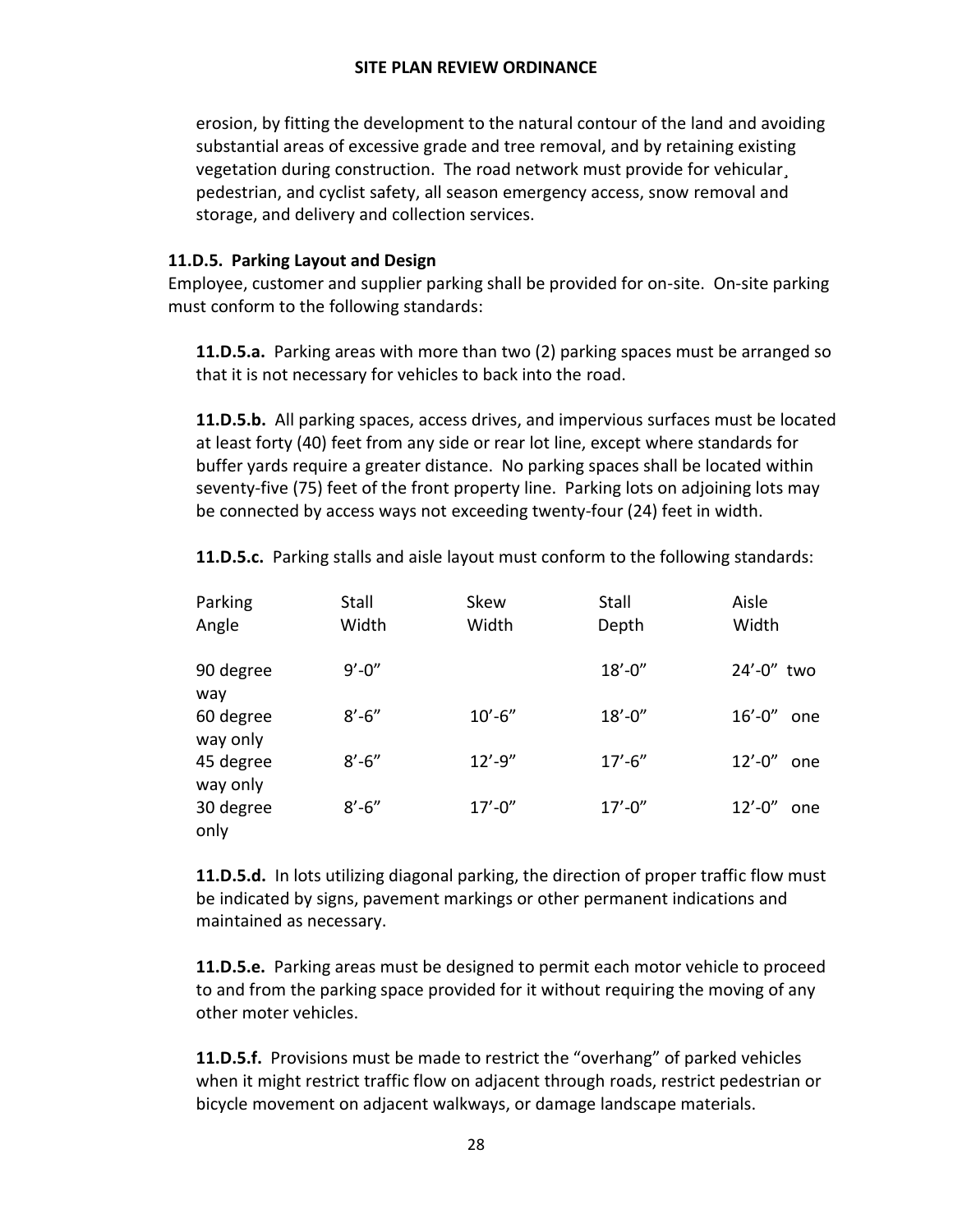erosion, by fitting the development to the natural contour of the land and avoiding substantial areas of excessive grade and tree removal, and by retaining existing vegetation during construction. The road network must provide for vehicular¸ pedestrian, and cyclist safety, all season emergency access, snow removal and storage, and delivery and collection services.

### 11.D.5. Parking Layout and Design

Employee, customer and supplier parking shall be provided for on-site. On-site parking must conform to the following standards:

**11.D.5.a.** Parking areas with more than two (2) parking spaces must be arranged so that it is not necessary for vehicles to back into the road.

**11.D.5.b.** All parking spaces, access drives, and impervious surfaces must be located at least forty (40) feet from any side or rear lot line, except where standards for buffer yards require a greater distance. No parking spaces shall be located within seventy-five (75) feet of the front property line. Parking lots on adjoining lots may be connected by access ways not exceeding twenty-four (24) feet in width.

**11.D.5.c.** Parking stalls and aisle layout must conform to the following standards:

| Parking Angle | Stall Width | Skew Width | Stall Depth | Aisle Width |
|---|---|---|---|---|
| 90 degree | 9'-0" | | 18'-0" | 24'-0" two way |
| 60 degree | 8'-6" | 10'-6" | 18'-0" | 16'-0" one way only |
| 45 degree | 8'-6" | 12'-9" | 17'-6" | 12'-0" one way only |
| 30 degree | 8'-6" | 17'-0" | 17'-0" | 12'-0" one only |

**11.D.5.d.** In lots utilizing diagonal parking, the direction of proper traffic flow must be indicated by signs, pavement markings or other permanent indications and maintained as necessary.

**11.D.5.e.** Parking areas must be designed to permit each motor vehicle to proceed to and from the parking space provided for it without requiring the moving of any other moter vehicles.

**11.D.5.f.** Provisions must be made to restrict the "overhang" of parked vehicles when it might restrict traffic flow on adjacent through roads, restrict pedestrian or bicycle movement on adjacent walkways, or damage landscape materials.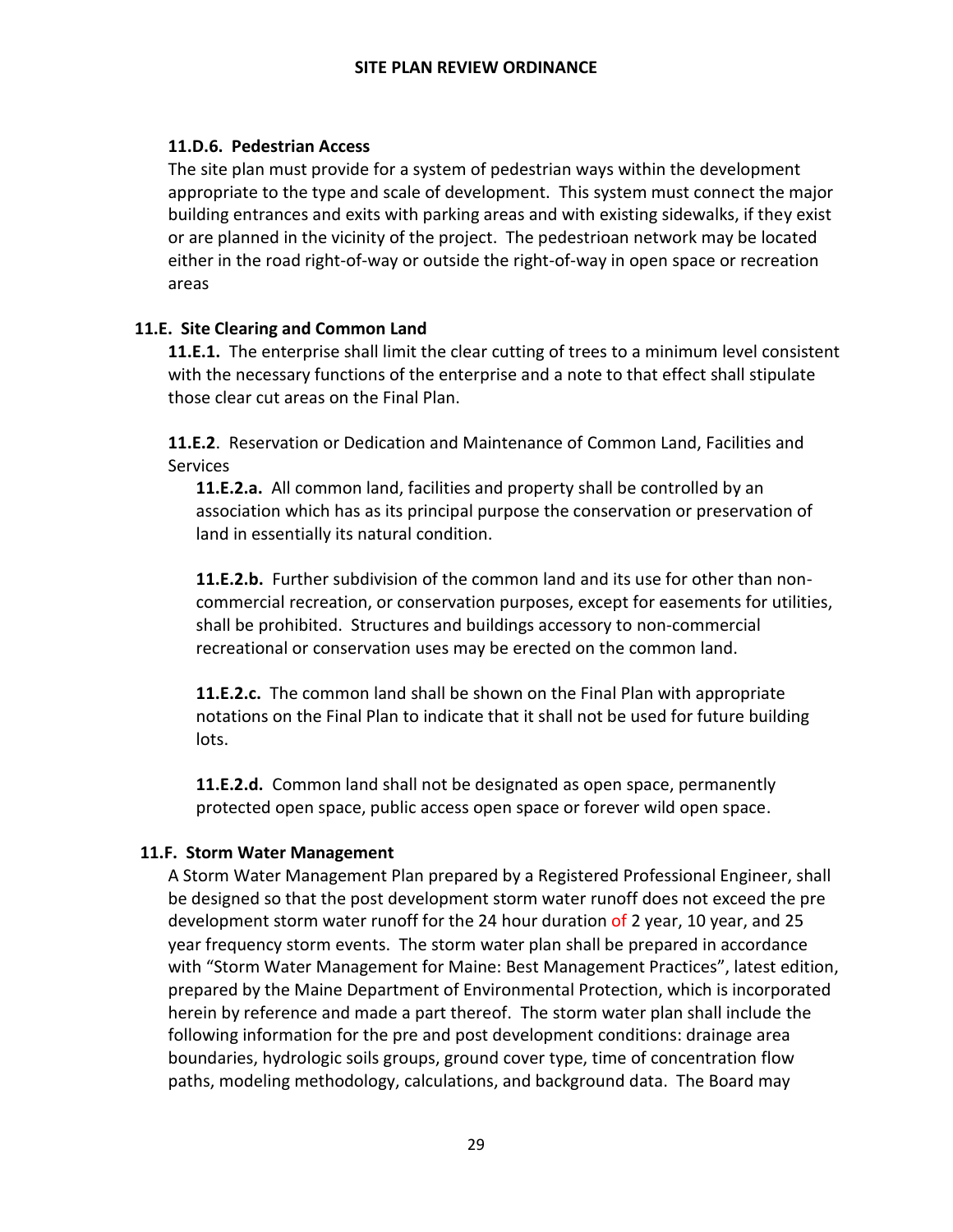#### 11.D.6. Pedestrian Access

The site plan must provide for a system of pedestrian ways within the development appropriate to the type and scale of development. This system must connect the major building entrances and exits with parking areas and with existing sidewalks, if they exist or are planned in the vicinity of the project. The pedestrioan network may be located either in the road right-of-way or outside the right-of-way in open space or recreation areas

### 11.E. Site Clearing and Common Land

**11.E.1.** The enterprise shall limit the clear cutting of trees to a minimum level consistent with the necessary functions of the enterprise and a note to that effect shall stipulate those clear cut areas on the Final Plan.

**11.E.2**. Reservation or Dedication and Maintenance of Common Land, Facilities and Services

**11.E.2.a.** All common land, facilities and property shall be controlled by an association which has as its principal purpose the conservation or preservation of land in essentially its natural condition.

**11.E.2.b.** Further subdivision of the common land and its use for other than non-commercial recreation, or conservation purposes, except for easements for utilities, shall be prohibited. Structures and buildings accessory to non-commercial recreational or conservation uses may be erected on the common land.

**11.E.2.c.** The common land shall be shown on the Final Plan with appropriate notations on the Final Plan to indicate that it shall not be used for future building lots.

**11.E.2.d.** Common land shall not be designated as open space, permanently protected open space, public access open space or forever wild open space.

### 11.F. Storm Water Management

A Storm Water Management Plan prepared by a Registered Professional Engineer, shall be designed so that the post development storm water runoff does not exceed the pre development storm water runoff for the 24 hour duration of 2 year, 10 year, and 25 year frequency storm events. The storm water plan shall be prepared in accordance with "Storm Water Management for Maine: Best Management Practices", latest edition, prepared by the Maine Department of Environmental Protection, which is incorporated herein by reference and made a part thereof. The storm water plan shall include the following information for the pre and post development conditions: drainage area boundaries, hydrologic soils groups, ground cover type, time of concentration flow paths, modeling methodology, calculations, and background data. The Board may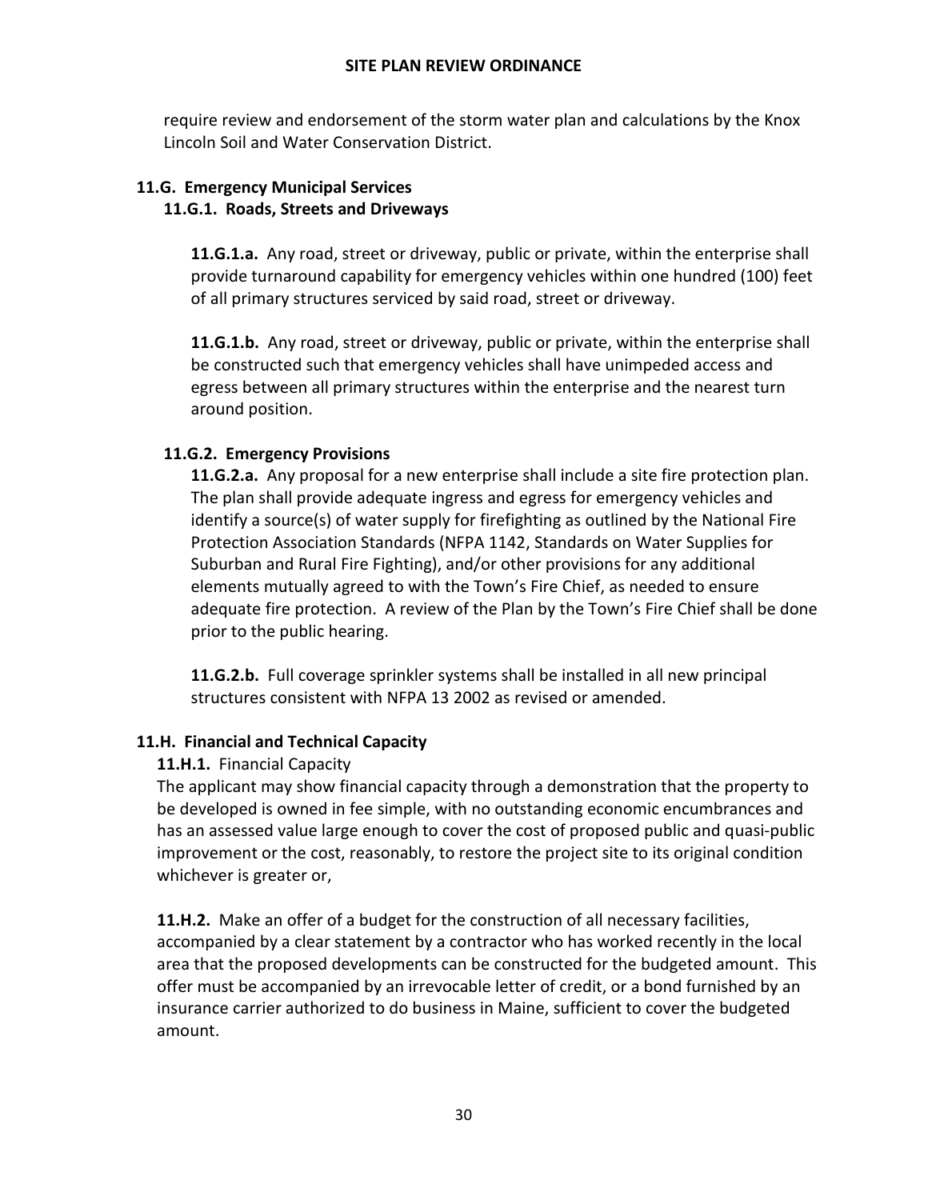require review and endorsement of the storm water plan and calculations by the Knox Lincoln Soil and Water Conservation District.

### 11.G. Emergency Municipal Services

#### 11.G.1. Roads, Streets and Driveways

**11.G.1.a.** Any road, street or driveway, public or private, within the enterprise shall provide turnaround capability for emergency vehicles within one hundred (100) feet of all primary structures serviced by said road, street or driveway.

**11.G.1.b.** Any road, street or driveway, public or private, within the enterprise shall be constructed such that emergency vehicles shall have unimpeded access and egress between all primary structures within the enterprise and the nearest turn around position.

#### 11.G.2. Emergency Provisions

**11.G.2.a.** Any proposal for a new enterprise shall include a site fire protection plan. The plan shall provide adequate ingress and egress for emergency vehicles and identify a source(s) of water supply for firefighting as outlined by the National Fire Protection Association Standards (NFPA 1142, Standards on Water Supplies for Suburban and Rural Fire Fighting), and/or other provisions for any additional elements mutually agreed to with the Town's Fire Chief, as needed to ensure adequate fire protection. A review of the Plan by the Town's Fire Chief shall be done prior to the public hearing.

**11.G.2.b.** Full coverage sprinkler systems shall be installed in all new principal structures consistent with NFPA 13 2002 as revised or amended.

### 11.H. Financial and Technical Capacity

**11.H.1.** Financial Capacity

The applicant may show financial capacity through a demonstration that the property to be developed is owned in fee simple, with no outstanding economic encumbrances and has an assessed value large enough to cover the cost of proposed public and quasi-public improvement or the cost, reasonably, to restore the project site to its original condition whichever is greater or,

**11.H.2.** Make an offer of a budget for the construction of all necessary facilities, accompanied by a clear statement by a contractor who has worked recently in the local area that the proposed developments can be constructed for the budgeted amount. This offer must be accompanied by an irrevocable letter of credit, or a bond furnished by an insurance carrier authorized to do business in Maine, sufficient to cover the budgeted amount.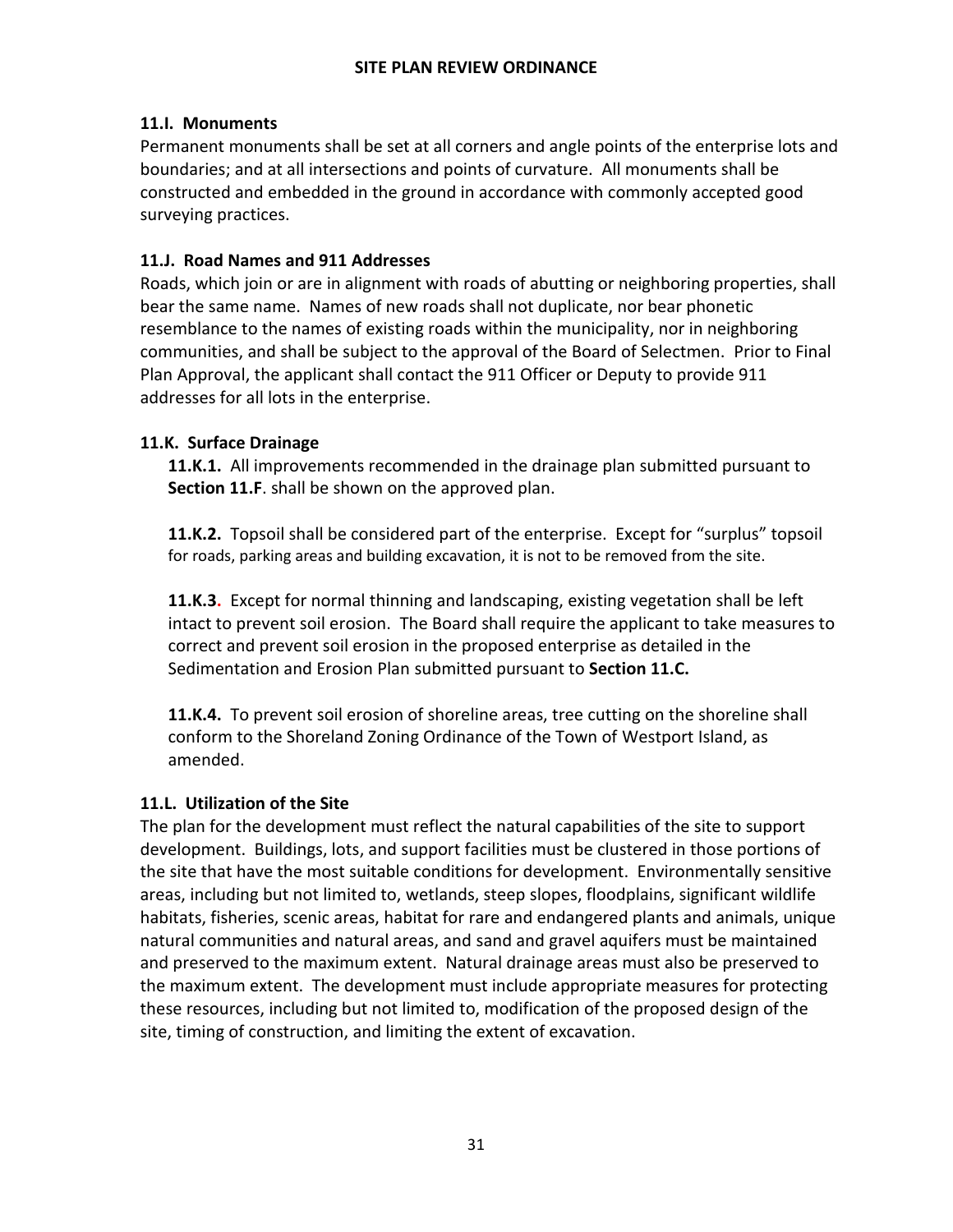### 11.I. Monuments

Permanent monuments shall be set at all corners and angle points of the enterprise lots and boundaries; and at all intersections and points of curvature. All monuments shall be constructed and embedded in the ground in accordance with commonly accepted good surveying practices.

### 11.J. Road Names and 911 Addresses

Roads, which join or are in alignment with roads of abutting or neighboring properties, shall bear the same name. Names of new roads shall not duplicate, nor bear phonetic resemblance to the names of existing roads within the municipality, nor in neighboring communities, and shall be subject to the approval of the Board of Selectmen. Prior to Final Plan Approval, the applicant shall contact the 911 Officer or Deputy to provide 911 addresses for all lots in the enterprise.

### 11.K. Surface Drainage

**11.K.1.** All improvements recommended in the drainage plan submitted pursuant to **Section 11.F**. shall be shown on the approved plan.

**11.K.2.** Topsoil shall be considered part of the enterprise. Except for "surplus" topsoil for roads, parking areas and building excavation, it is not to be removed from the site.

**11.K.3.** Except for normal thinning and landscaping, existing vegetation shall be left intact to prevent soil erosion. The Board shall require the applicant to take measures to correct and prevent soil erosion in the proposed enterprise as detailed in the Sedimentation and Erosion Plan submitted pursuant to **Section 11.C.**

**11.K.4.** To prevent soil erosion of shoreline areas, tree cutting on the shoreline shall conform to the Shoreland Zoning Ordinance of the Town of Westport Island, as amended.

### 11.L. Utilization of the Site

The plan for the development must reflect the natural capabilities of the site to support development. Buildings, lots, and support facilities must be clustered in those portions of the site that have the most suitable conditions for development. Environmentally sensitive areas, including but not limited to, wetlands, steep slopes, floodplains, significant wildlife habitats, fisheries, scenic areas, habitat for rare and endangered plants and animals, unique natural communities and natural areas, and sand and gravel aquifers must be maintained and preserved to the maximum extent. Natural drainage areas must also be preserved to the maximum extent. The development must include appropriate measures for protecting these resources, including but not limited to, modification of the proposed design of the site, timing of construction, and limiting the extent of excavation.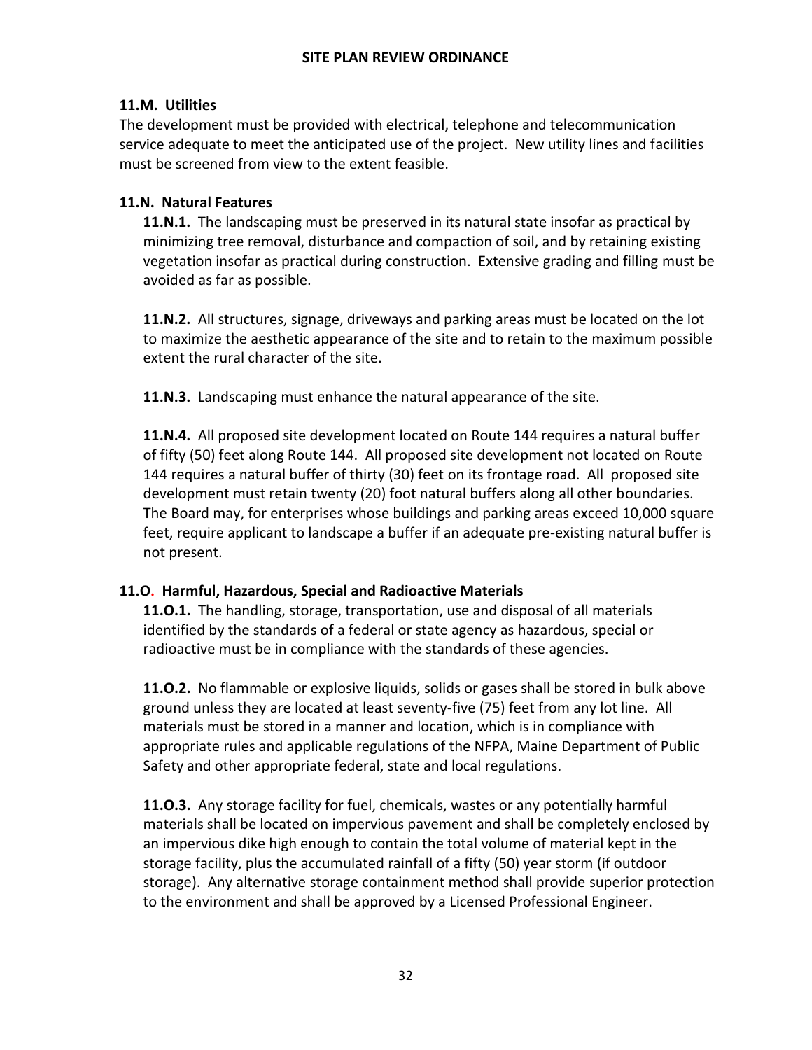### 11.M. Utilities

The development must be provided with electrical, telephone and telecommunication service adequate to meet the anticipated use of the project. New utility lines and facilities must be screened from view to the extent feasible.

### 11.N. Natural Features

**11.N.1.** The landscaping must be preserved in its natural state insofar as practical by minimizing tree removal, disturbance and compaction of soil, and by retaining existing vegetation insofar as practical during construction. Extensive grading and filling must be avoided as far as possible.

**11.N.2.** All structures, signage, driveways and parking areas must be located on the lot to maximize the aesthetic appearance of the site and to retain to the maximum possible extent the rural character of the site.

**11.N.3.** Landscaping must enhance the natural appearance of the site.

**11.N.4.** All proposed site development located on Route 144 requires a natural buffer of fifty (50) feet along Route 144. All proposed site development not located on Route 144 requires a natural buffer of thirty (30) feet on its frontage road. All proposed site development must retain twenty (20) foot natural buffers along all other boundaries. The Board may, for enterprises whose buildings and parking areas exceed 10,000 square feet, require applicant to landscape a buffer if an adequate pre-existing natural buffer is not present.

### 11.O. Harmful, Hazardous, Special and Radioactive Materials

**11.O.1.** The handling, storage, transportation, use and disposal of all materials identified by the standards of a federal or state agency as hazardous, special or radioactive must be in compliance with the standards of these agencies.

**11.O.2.** No flammable or explosive liquids, solids or gases shall be stored in bulk above ground unless they are located at least seventy-five (75) feet from any lot line. All materials must be stored in a manner and location, which is in compliance with appropriate rules and applicable regulations of the NFPA, Maine Department of Public Safety and other appropriate federal, state and local regulations.

**11.O.3.** Any storage facility for fuel, chemicals, wastes or any potentially harmful materials shall be located on impervious pavement and shall be completely enclosed by an impervious dike high enough to contain the total volume of material kept in the storage facility, plus the accumulated rainfall of a fifty (50) year storm (if outdoor storage). Any alternative storage containment method shall provide superior protection to the environment and shall be approved by a Licensed Professional Engineer.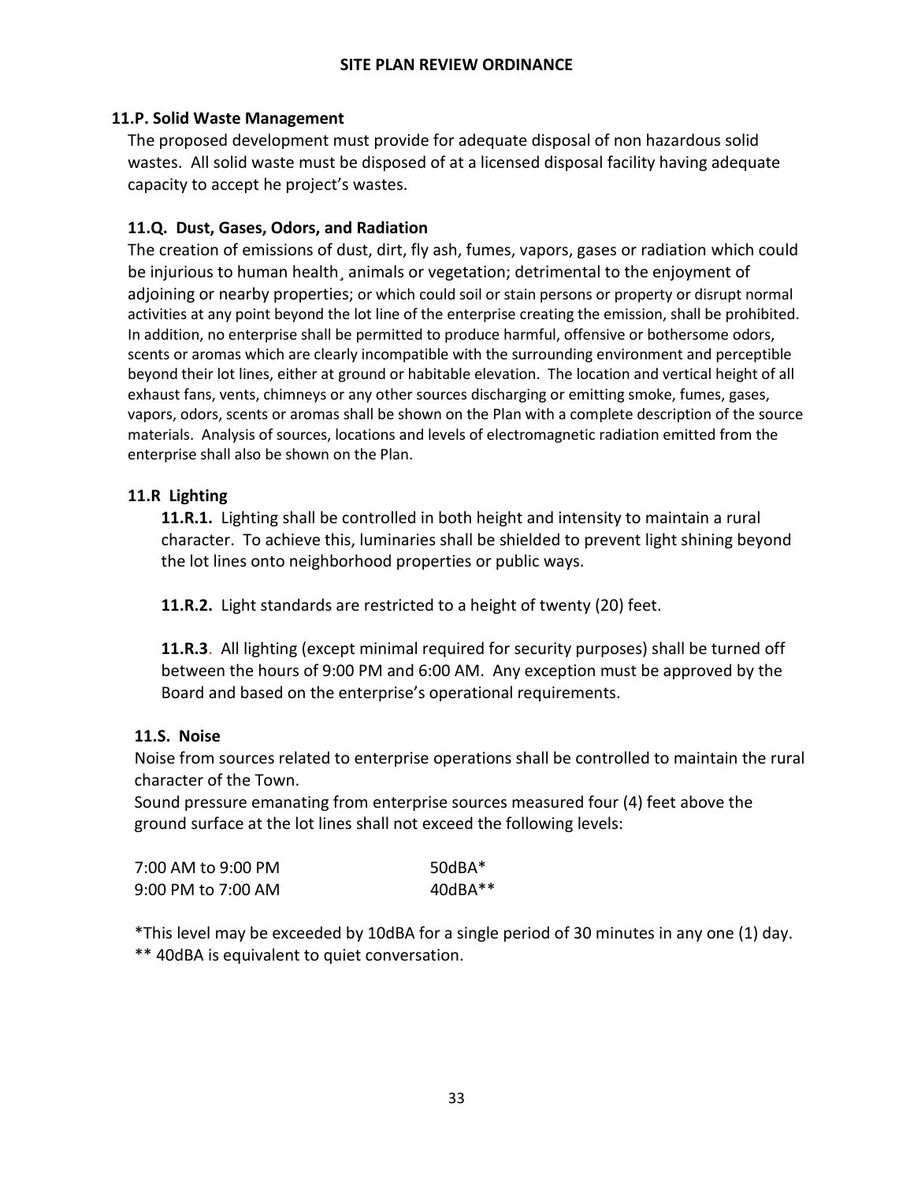### 11.P. Solid Waste Management

The proposed development must provide for adequate disposal of non hazardous solid wastes. All solid waste must be disposed of at a licensed disposal facility having adequate capacity to accept he project's wastes.

### 11.Q. Dust, Gases, Odors, and Radiation

The creation of emissions of dust, dirt, fly ash, fumes, vapors, gases or radiation which could be injurious to human health¸ animals or vegetation; detrimental to the enjoyment of adjoining or nearby properties; or which could soil or stain persons or property or disrupt normal activities at any point beyond the lot line of the enterprise creating the emission, shall be prohibited. In addition, no enterprise shall be permitted to produce harmful, offensive or bothersome odors, scents or aromas which are clearly incompatible with the surrounding environment and perceptible beyond their lot lines, either at ground or habitable elevation. The location and vertical height of all exhaust fans, vents, chimneys or any other sources discharging or emitting smoke, fumes, gases, vapors, odors, scents or aromas shall be shown on the Plan with a complete description of the source materials. Analysis of sources, locations and levels of electromagnetic radiation emitted from the enterprise shall also be shown on the Plan.

### 11.R Lighting

**11.R.1.** Lighting shall be controlled in both height and intensity to maintain a rural character. To achieve this, luminaries shall be shielded to prevent light shining beyond the lot lines onto neighborhood properties or public ways.

**11.R.2.** Light standards are restricted to a height of twenty (20) feet.

**11.R.3**. All lighting (except minimal required for security purposes) shall be turned off between the hours of 9:00 PM and 6:00 AM. Any exception must be approved by the Board and based on the enterprise's operational requirements.

### 11.S. Noise

Noise from sources related to enterprise operations shall be controlled to maintain the rural character of the Town.

Sound pressure emanating from enterprise sources measured four (4) feet above the ground surface at the lot lines shall not exceed the following levels:

| | |
|---|---|
| 7:00 AM to 9:00 PM | 50dBA* |
| 9:00 PM to 7:00 AM | 40dBA** |

*This level may be exceeded by 10dBA for a single period of 30 minutes in any one (1) day.

** 40dBA is equivalent to quiet conversation.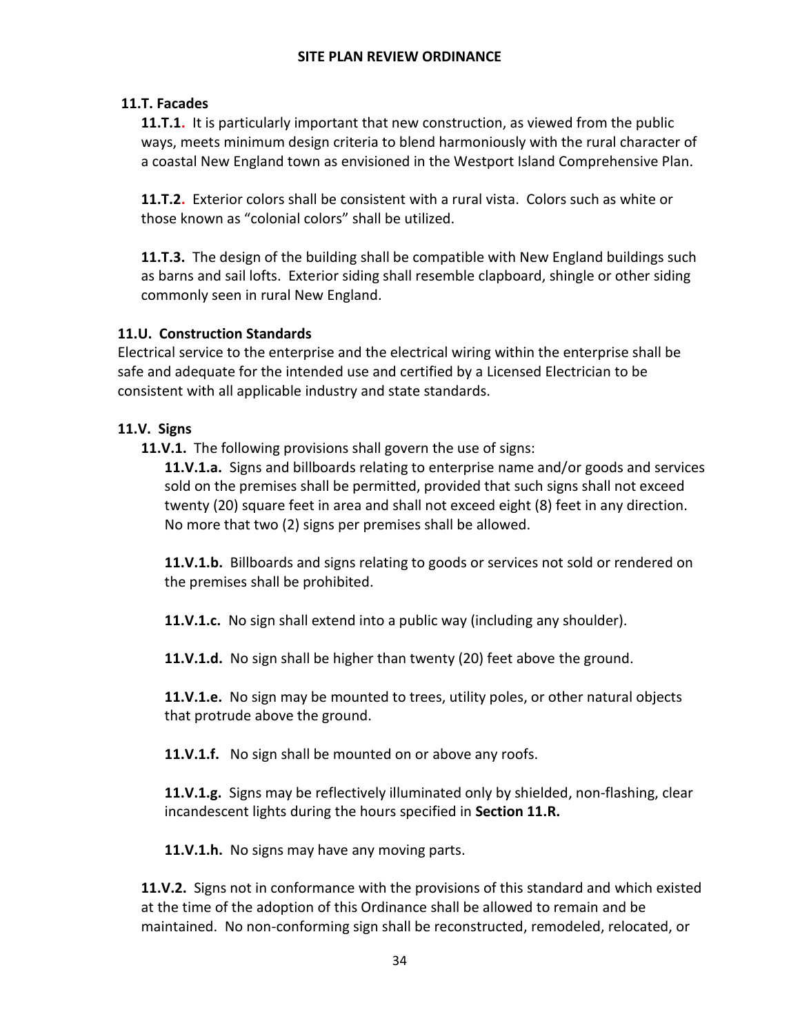### 11.T. Facades

**11.T.1.** It is particularly important that new construction, as viewed from the public ways, meets minimum design criteria to blend harmoniously with the rural character of a coastal New England town as envisioned in the Westport Island Comprehensive Plan.

**11.T.2.** Exterior colors shall be consistent with a rural vista. Colors such as white or those known as "colonial colors" shall be utilized.

**11.T.3.** The design of the building shall be compatible with New England buildings such as barns and sail lofts. Exterior siding shall resemble clapboard, shingle or other siding commonly seen in rural New England.

### 11.U. Construction Standards

Electrical service to the enterprise and the electrical wiring within the enterprise shall be safe and adequate for the intended use and certified by a Licensed Electrician to be consistent with all applicable industry and state standards.

### 11.V. Signs

**11.V.1.** The following provisions shall govern the use of signs:

**11.V.1.a.** Signs and billboards relating to enterprise name and/or goods and services sold on the premises shall be permitted, provided that such signs shall not exceed twenty (20) square feet in area and shall not exceed eight (8) feet in any direction. No more that two (2) signs per premises shall be allowed.

**11.V.1.b.** Billboards and signs relating to goods or services not sold or rendered on the premises shall be prohibited.

**11.V.1.c.** No sign shall extend into a public way (including any shoulder).

**11.V.1.d.** No sign shall be higher than twenty (20) feet above the ground.

**11.V.1.e.** No sign may be mounted to trees, utility poles, or other natural objects that protrude above the ground.

**11.V.1.f.** No sign shall be mounted on or above any roofs.

**11.V.1.g.** Signs may be reflectively illuminated only by shielded, non-flashing, clear incandescent lights during the hours specified in **Section 11.R.**

**11.V.1.h.** No signs may have any moving parts.

**11.V.2.** Signs not in conformance with the provisions of this standard and which existed at the time of the adoption of this Ordinance shall be allowed to remain and be maintained. No non-conforming sign shall be reconstructed, remodeled, relocated, or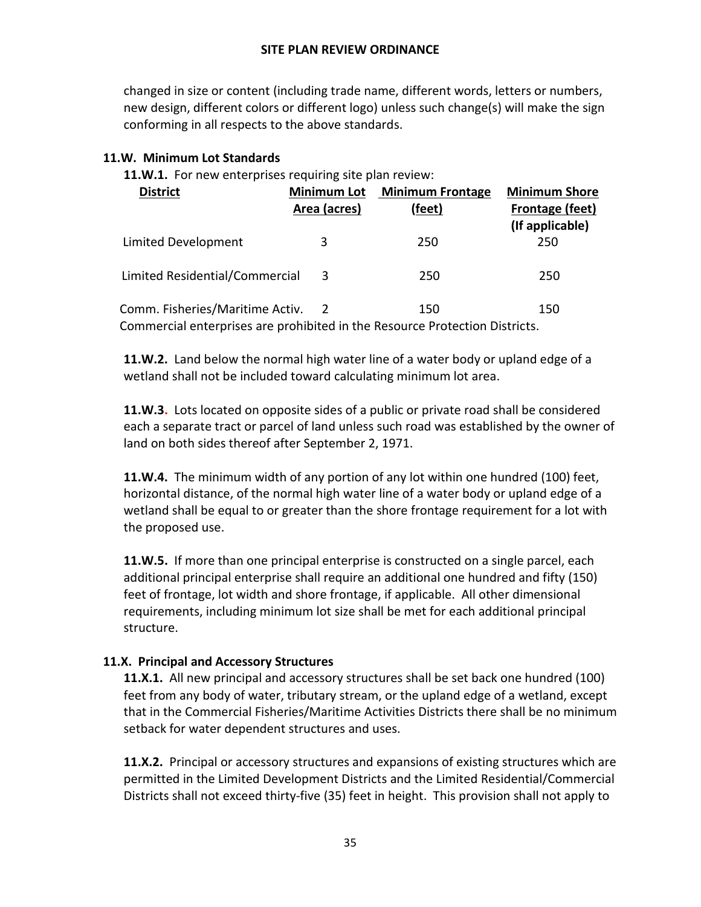changed in size or content (including trade name, different words, letters or numbers, new design, different colors or different logo) unless such change(s) will make the sign conforming in all respects to the above standards.

### 11.W. Minimum Lot Standards

**11.W.1.** For new enterprises requiring site plan review:

| District | Minimum Lot Area (acres) | Minimum Frontage (feet) | Minimum Shore Frontage (feet) (If applicable) |
|---|---|---|---|
| Limited Development | 3 | 250 | 250 |
| Limited Residential/Commercial | 3 | 250 | 250 |
| Comm. Fisheries/Maritime Activ. | 2 | 150 | 150 |

Commercial enterprises are prohibited in the Resource Protection Districts.

**11.W.2.** Land below the normal high water line of a water body or upland edge of a wetland shall not be included toward calculating minimum lot area.

**11.W.3.** Lots located on opposite sides of a public or private road shall be considered each a separate tract or parcel of land unless such road was established by the owner of land on both sides thereof after September 2, 1971.

**11.W.4.** The minimum width of any portion of any lot within one hundred (100) feet, horizontal distance, of the normal high water line of a water body or upland edge of a wetland shall be equal to or greater than the shore frontage requirement for a lot with the proposed use.

**11.W.5.** If more than one principal enterprise is constructed on a single parcel, each additional principal enterprise shall require an additional one hundred and fifty (150) feet of frontage, lot width and shore frontage, if applicable. All other dimensional requirements, including minimum lot size shall be met for each additional principal structure.

### 11.X. Principal and Accessory Structures

**11.X.1.** All new principal and accessory structures shall be set back one hundred (100) feet from any body of water, tributary stream, or the upland edge of a wetland, except that in the Commercial Fisheries/Maritime Activities Districts there shall be no minimum setback for water dependent structures and uses.

**11.X.2.** Principal or accessory structures and expansions of existing structures which are permitted in the Limited Development Districts and the Limited Residential/Commercial Districts shall not exceed thirty-five (35) feet in height. This provision shall not apply to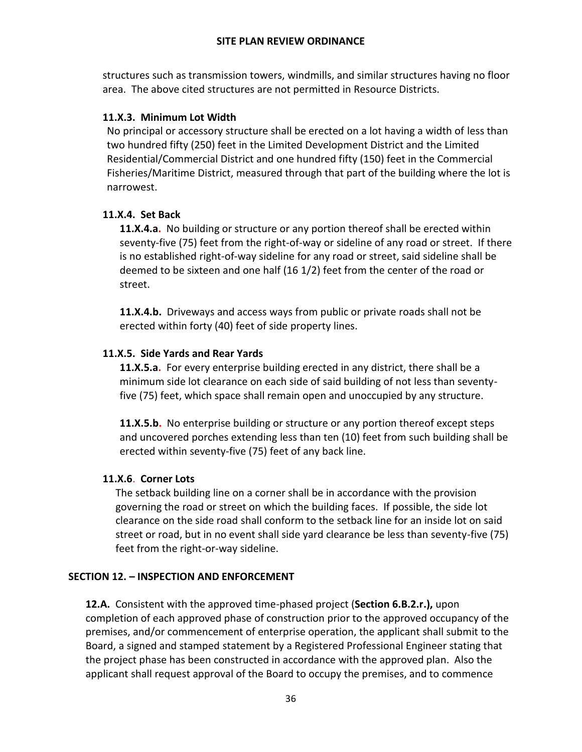structures such as transmission towers, windmills, and similar structures having no floor area. The above cited structures are not permitted in Resource Districts.

**11.X.3. Minimum Lot Width**

No principal or accessory structure shall be erected on a lot having a width of less than two hundred fifty (250) feet in the Limited Development District and the Limited Residential/Commercial District and one hundred fifty (150) feet in the Commercial Fisheries/Maritime District, measured through that part of the building where the lot is narrowest.

**11.X.4. Set Back**

**11.X.4.a.** No building or structure or any portion thereof shall be erected within seventy-five (75) feet from the right-of-way or sideline of any road or street. If there is no established right-of-way sideline for any road or street, said sideline shall be deemed to be sixteen and one half (16 1/2) feet from the center of the road or street.

**11.X.4.b.** Driveways and access ways from public or private roads shall not be erected within forty (40) feet of side property lines.

**11.X.5. Side Yards and Rear Yards**

**11.X.5.a.** For every enterprise building erected in any district, there shall be a minimum side lot clearance on each side of said building of not less than seventy-five (75) feet, which space shall remain open and unoccupied by any structure.

**11.X.5.b.** No enterprise building or structure or any portion thereof except steps and uncovered porches extending less than ten (10) feet from such building shall be erected within seventy-five (75) feet of any back line.

**11.X.6. Corner Lots**

The setback building line on a corner shall be in accordance with the provision governing the road or street on which the building faces. If possible, the side lot clearance on the side road shall conform to the setback line for an inside lot on said street or road, but in no event shall side yard clearance be less than seventy-five (75) feet from the right-or-way sideline.

**SECTION 12. – INSPECTION AND ENFORCEMENT**

**12.A.** Consistent with the approved time-phased project (**Section 6.B.2.r.),** upon completion of each approved phase of construction prior to the approved occupancy of the premises, and/or commencement of enterprise operation, the applicant shall submit to the Board, a signed and stamped statement by a Registered Professional Engineer stating that the project phase has been constructed in accordance with the approved plan. Also the applicant shall request approval of the Board to occupy the premises, and to commence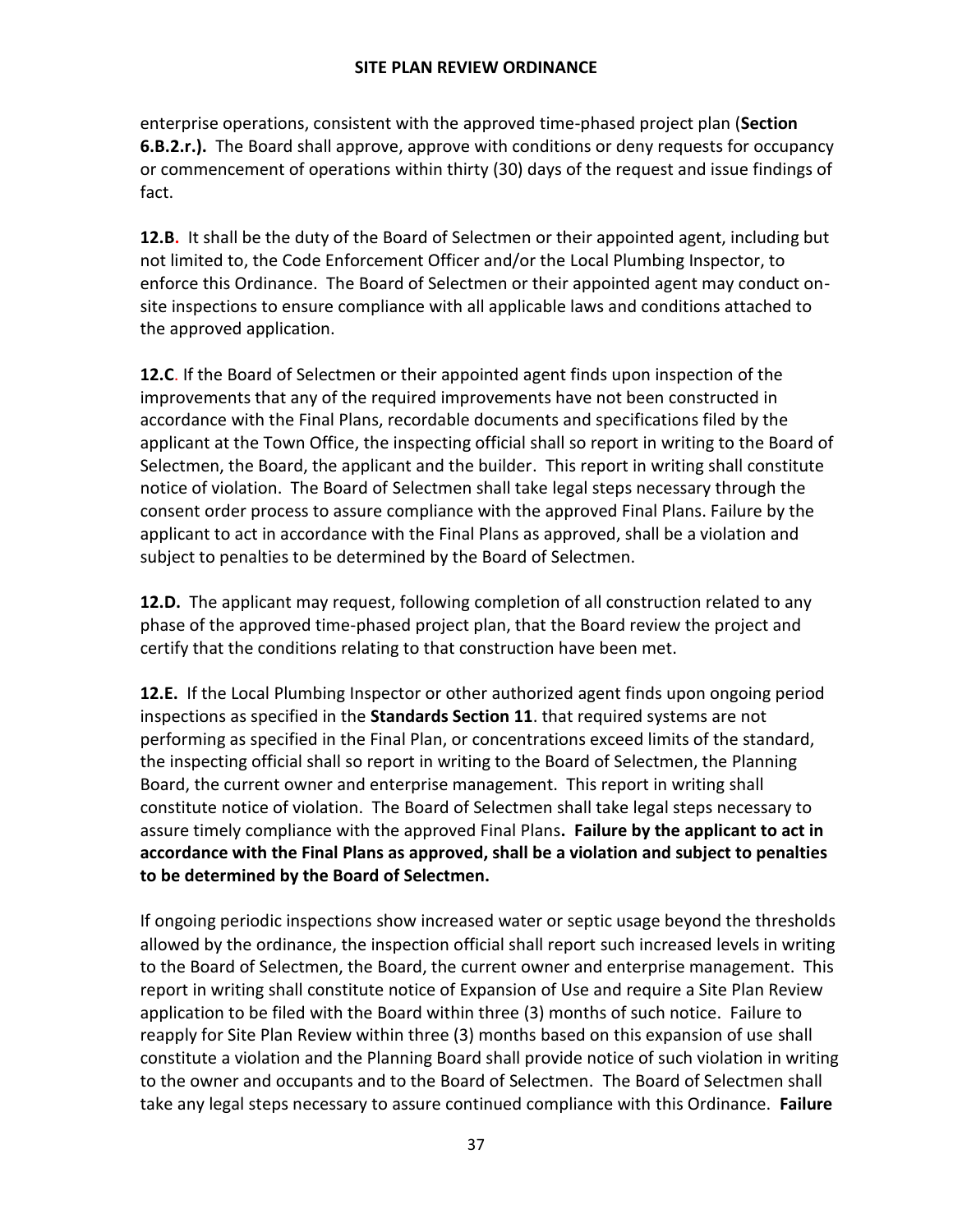enterprise operations, consistent with the approved time-phased project plan (**Section 6.B.2.r.).** The Board shall approve, approve with conditions or deny requests for occupancy or commencement of operations within thirty (30) days of the request and issue findings of fact.

**12.B.** It shall be the duty of the Board of Selectmen or their appointed agent, including but not limited to, the Code Enforcement Officer and/or the Local Plumbing Inspector, to enforce this Ordinance. The Board of Selectmen or their appointed agent may conduct on-site inspections to ensure compliance with all applicable laws and conditions attached to the approved application.

**12.C**. If the Board of Selectmen or their appointed agent finds upon inspection of the improvements that any of the required improvements have not been constructed in accordance with the Final Plans, recordable documents and specifications filed by the applicant at the Town Office, the inspecting official shall so report in writing to the Board of Selectmen, the Board, the applicant and the builder. This report in writing shall constitute notice of violation. The Board of Selectmen shall take legal steps necessary through the consent order process to assure compliance with the approved Final Plans. Failure by the applicant to act in accordance with the Final Plans as approved, shall be a violation and subject to penalties to be determined by the Board of Selectmen.

**12.D.** The applicant may request, following completion of all construction related to any phase of the approved time-phased project plan, that the Board review the project and certify that the conditions relating to that construction have been met.

**12.E.** If the Local Plumbing Inspector or other authorized agent finds upon ongoing period inspections as specified in the **Standards Section 11**. that required systems are not performing as specified in the Final Plan, or concentrations exceed limits of the standard, the inspecting official shall so report in writing to the Board of Selectmen, the Planning Board, the current owner and enterprise management. This report in writing shall constitute notice of violation. The Board of Selectmen shall take legal steps necessary to assure timely compliance with the approved Final Plans**. Failure by the applicant to act in accordance with the Final Plans as approved, shall be a violation and subject to penalties to be determined by the Board of Selectmen.**

If ongoing periodic inspections show increased water or septic usage beyond the thresholds allowed by the ordinance, the inspection official shall report such increased levels in writing to the Board of Selectmen, the Board, the current owner and enterprise management. This report in writing shall constitute notice of Expansion of Use and require a Site Plan Review application to be filed with the Board within three (3) months of such notice. Failure to reapply for Site Plan Review within three (3) months based on this expansion of use shall constitute a violation and the Planning Board shall provide notice of such violation in writing to the owner and occupants and to the Board of Selectmen. The Board of Selectmen shall take any legal steps necessary to assure continued compliance with this Ordinance. **Failure**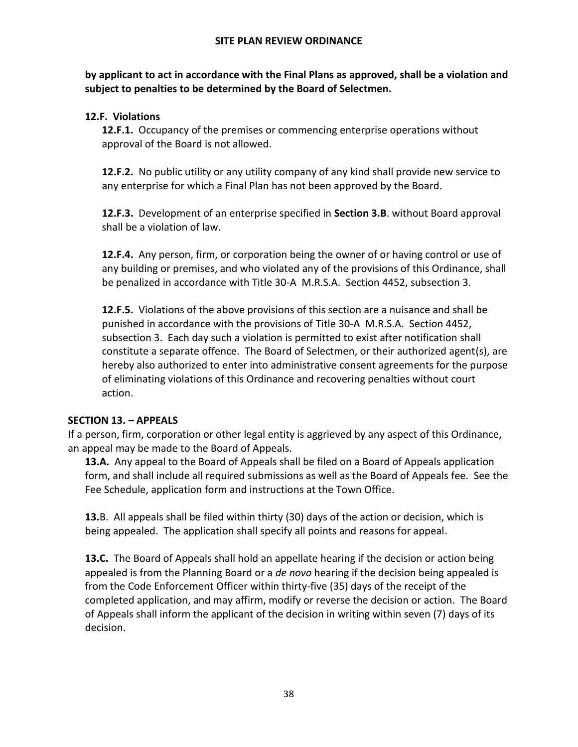**by applicant to act in accordance with the Final Plans as approved, shall be a violation and subject to penalties to be determined by the Board of Selectmen.**

### 12.F. Violations

**12.F.1.** Occupancy of the premises or commencing enterprise operations without approval of the Board is not allowed.

**12.F.2.** No public utility or any utility company of any kind shall provide new service to any enterprise for which a Final Plan has not been approved by the Board.

**12.F.3.** Development of an enterprise specified in **Section 3.B**. without Board approval shall be a violation of law.

**12.F.4.** Any person, firm, or corporation being the owner of or having control or use of any building or premises, and who violated any of the provisions of this Ordinance, shall be penalized in accordance with Title 30-A M.R.S.A. Section 4452, subsection 3.

**12.F.5.** Violations of the above provisions of this section are a nuisance and shall be punished in accordance with the provisions of Title 30-A M.R.S.A. Section 4452, subsection 3. Each day such a violation is permitted to exist after notification shall constitute a separate offence. The Board of Selectmen, or their authorized agent(s), are hereby also authorized to enter into administrative consent agreements for the purpose of eliminating violations of this Ordinance and recovering penalties without court action.

## SECTION 13. – APPEALS

If a person, firm, corporation or other legal entity is aggrieved by any aspect of this Ordinance, an appeal may be made to the Board of Appeals.

**13.A.** Any appeal to the Board of Appeals shall be filed on a Board of Appeals application form, and shall include all required submissions as well as the Board of Appeals fee. See the Fee Schedule, application form and instructions at the Town Office.

**13.**B. All appeals shall be filed within thirty (30) days of the action or decision, which is being appealed. The application shall specify all points and reasons for appeal.

**13.C.** The Board of Appeals shall hold an appellate hearing if the decision or action being appealed is from the Planning Board or a *de novo* hearing if the decision being appealed is from the Code Enforcement Officer within thirty-five (35) days of the receipt of the completed application, and may affirm, modify or reverse the decision or action. The Board of Appeals shall inform the applicant of the decision in writing within seven (7) days of its decision.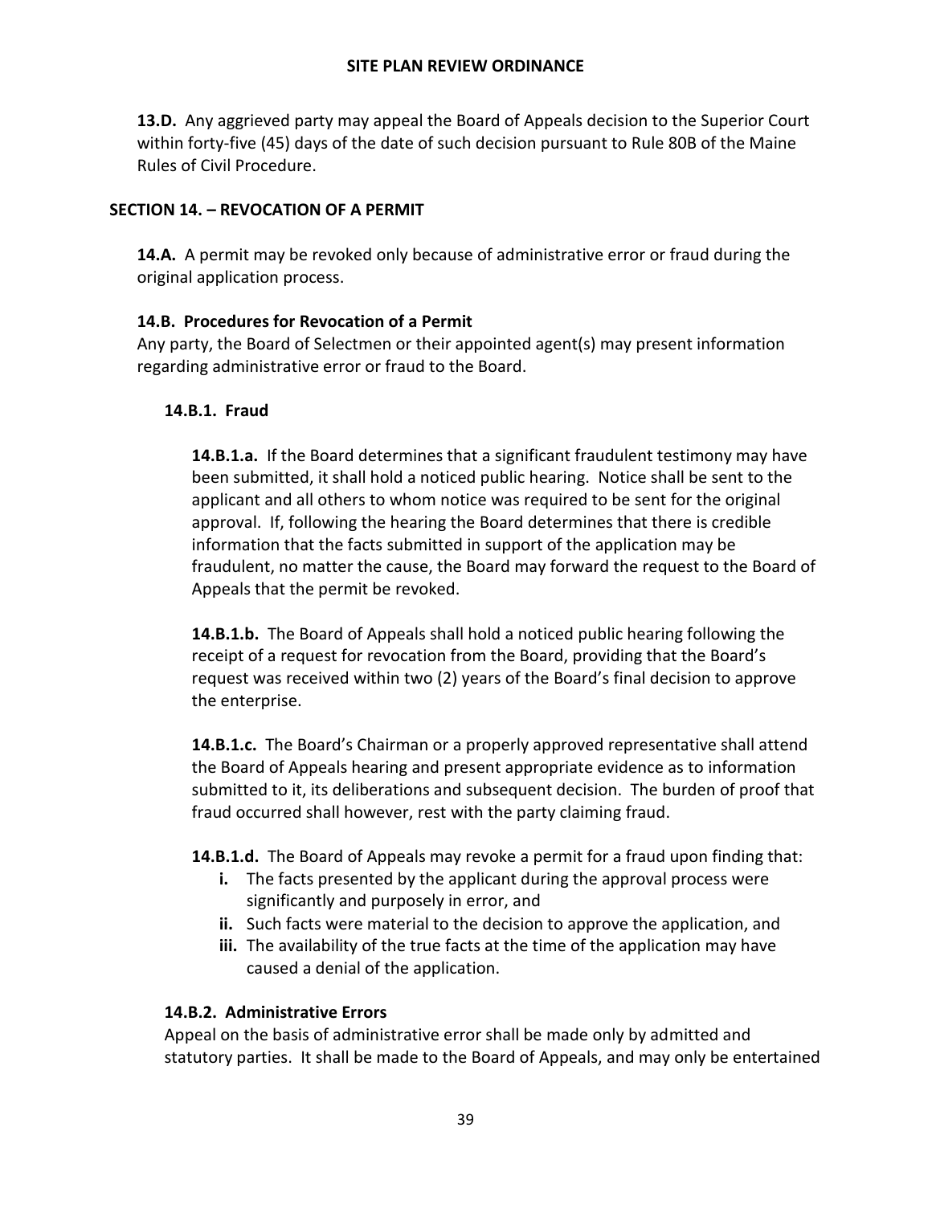**13.D.** Any aggrieved party may appeal the Board of Appeals decision to the Superior Court within forty-five (45) days of the date of such decision pursuant to Rule 80B of the Maine Rules of Civil Procedure.

## SECTION 14. – REVOCATION OF A PERMIT

**14.A.** A permit may be revoked only because of administrative error or fraud during the original application process.

### 14.B. Procedures for Revocation of a Permit

Any party, the Board of Selectmen or their appointed agent(s) may present information regarding administrative error or fraud to the Board.

#### 14.B.1. Fraud

**14.B.1.a.** If the Board determines that a significant fraudulent testimony may have been submitted, it shall hold a noticed public hearing. Notice shall be sent to the applicant and all others to whom notice was required to be sent for the original approval. If, following the hearing the Board determines that there is credible information that the facts submitted in support of the application may be fraudulent, no matter the cause, the Board may forward the request to the Board of Appeals that the permit be revoked.

**14.B.1.b.** The Board of Appeals shall hold a noticed public hearing following the receipt of a request for revocation from the Board, providing that the Board's request was received within two (2) years of the Board's final decision to approve the enterprise.

**14.B.1.c.** The Board's Chairman or a properly approved representative shall attend the Board of Appeals hearing and present appropriate evidence as to information submitted to it, its deliberations and subsequent decision. The burden of proof that fraud occurred shall however, rest with the party claiming fraud.

**14.B.1.d.** The Board of Appeals may revoke a permit for a fraud upon finding that:

- **i.** The facts presented by the applicant during the approval process were significantly and purposely in error, and
- **ii.** Such facts were material to the decision to approve the application, and
- **iii.** The availability of the true facts at the time of the application may have caused a denial of the application.

#### 14.B.2. Administrative Errors

Appeal on the basis of administrative error shall be made only by admitted and statutory parties. It shall be made to the Board of Appeals, and may only be entertained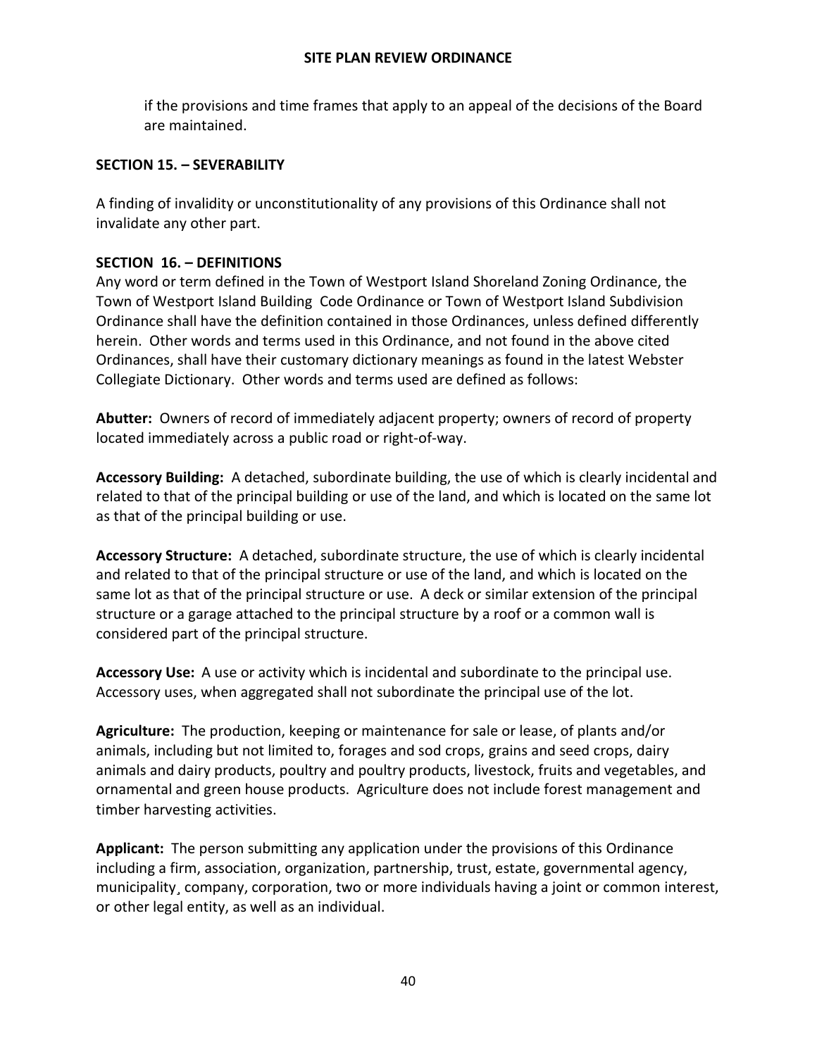if the provisions and time frames that apply to an appeal of the decisions of the Board are maintained.

## SECTION 15. – SEVERABILITY

A finding of invalidity or unconstitutionality of any provisions of this Ordinance shall not invalidate any other part.

## SECTION 16. – DEFINITIONS

Any word or term defined in the Town of Westport Island Shoreland Zoning Ordinance, the Town of Westport Island Building Code Ordinance or Town of Westport Island Subdivision Ordinance shall have the definition contained in those Ordinances, unless defined differently herein. Other words and terms used in this Ordinance, and not found in the above cited Ordinances, shall have their customary dictionary meanings as found in the latest Webster Collegiate Dictionary. Other words and terms used are defined as follows:

**Abutter:** Owners of record of immediately adjacent property; owners of record of property located immediately across a public road or right-of-way.

**Accessory Building:** A detached, subordinate building, the use of which is clearly incidental and related to that of the principal building or use of the land, and which is located on the same lot as that of the principal building or use.

**Accessory Structure:** A detached, subordinate structure, the use of which is clearly incidental and related to that of the principal structure or use of the land, and which is located on the same lot as that of the principal structure or use. A deck or similar extension of the principal structure or a garage attached to the principal structure by a roof or a common wall is considered part of the principal structure.

**Accessory Use:** A use or activity which is incidental and subordinate to the principal use. Accessory uses, when aggregated shall not subordinate the principal use of the lot.

**Agriculture:** The production, keeping or maintenance for sale or lease, of plants and/or animals, including but not limited to, forages and sod crops, grains and seed crops, dairy animals and dairy products, poultry and poultry products, livestock, fruits and vegetables, and ornamental and green house products. Agriculture does not include forest management and timber harvesting activities.

**Applicant:** The person submitting any application under the provisions of this Ordinance including a firm, association, organization, partnership, trust, estate, governmental agency, municipality¸ company, corporation, two or more individuals having a joint or common interest, or other legal entity, as well as an individual.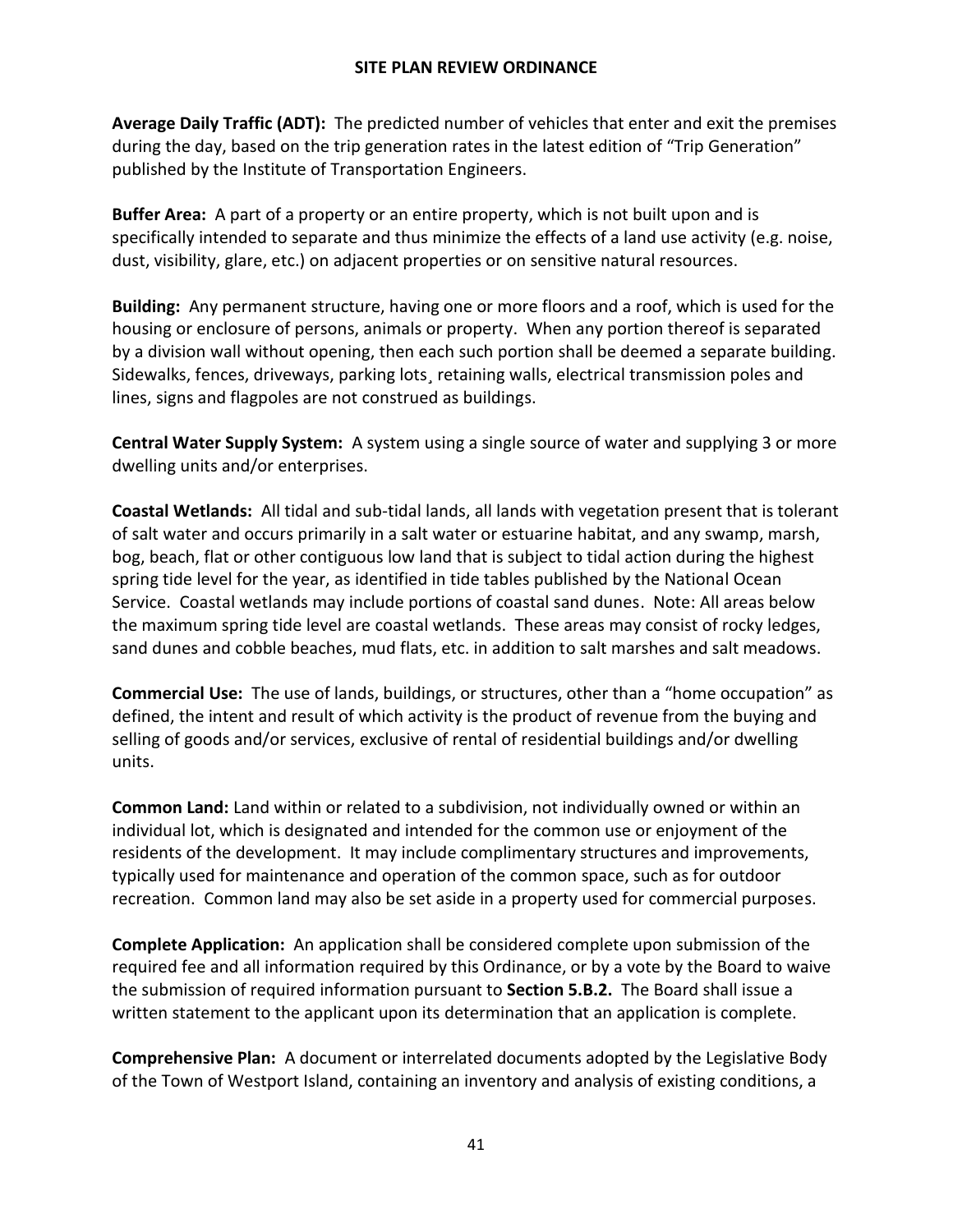**Average Daily Traffic (ADT):** The predicted number of vehicles that enter and exit the premises during the day, based on the trip generation rates in the latest edition of "Trip Generation" published by the Institute of Transportation Engineers.

**Buffer Area:** A part of a property or an entire property, which is not built upon and is specifically intended to separate and thus minimize the effects of a land use activity (e.g. noise, dust, visibility, glare, etc.) on adjacent properties or on sensitive natural resources.

**Building:** Any permanent structure, having one or more floors and a roof, which is used for the housing or enclosure of persons, animals or property. When any portion thereof is separated by a division wall without opening, then each such portion shall be deemed a separate building. Sidewalks, fences, driveways, parking lots¸ retaining walls, electrical transmission poles and lines, signs and flagpoles are not construed as buildings.

**Central Water Supply System:** A system using a single source of water and supplying 3 or more dwelling units and/or enterprises.

**Coastal Wetlands:** All tidal and sub-tidal lands, all lands with vegetation present that is tolerant of salt water and occurs primarily in a salt water or estuarine habitat, and any swamp, marsh, bog, beach, flat or other contiguous low land that is subject to tidal action during the highest spring tide level for the year, as identified in tide tables published by the National Ocean Service. Coastal wetlands may include portions of coastal sand dunes. Note: All areas below the maximum spring tide level are coastal wetlands. These areas may consist of rocky ledges, sand dunes and cobble beaches, mud flats, etc. in addition to salt marshes and salt meadows.

**Commercial Use:** The use of lands, buildings, or structures, other than a "home occupation" as defined, the intent and result of which activity is the product of revenue from the buying and selling of goods and/or services, exclusive of rental of residential buildings and/or dwelling units.

**Common Land:** Land within or related to a subdivision, not individually owned or within an individual lot, which is designated and intended for the common use or enjoyment of the residents of the development. It may include complimentary structures and improvements, typically used for maintenance and operation of the common space, such as for outdoor recreation. Common land may also be set aside in a property used for commercial purposes.

**Complete Application:** An application shall be considered complete upon submission of the required fee and all information required by this Ordinance, or by a vote by the Board to waive the submission of required information pursuant to **Section 5.B.2.** The Board shall issue a written statement to the applicant upon its determination that an application is complete.

**Comprehensive Plan:** A document or interrelated documents adopted by the Legislative Body of the Town of Westport Island, containing an inventory and analysis of existing conditions, a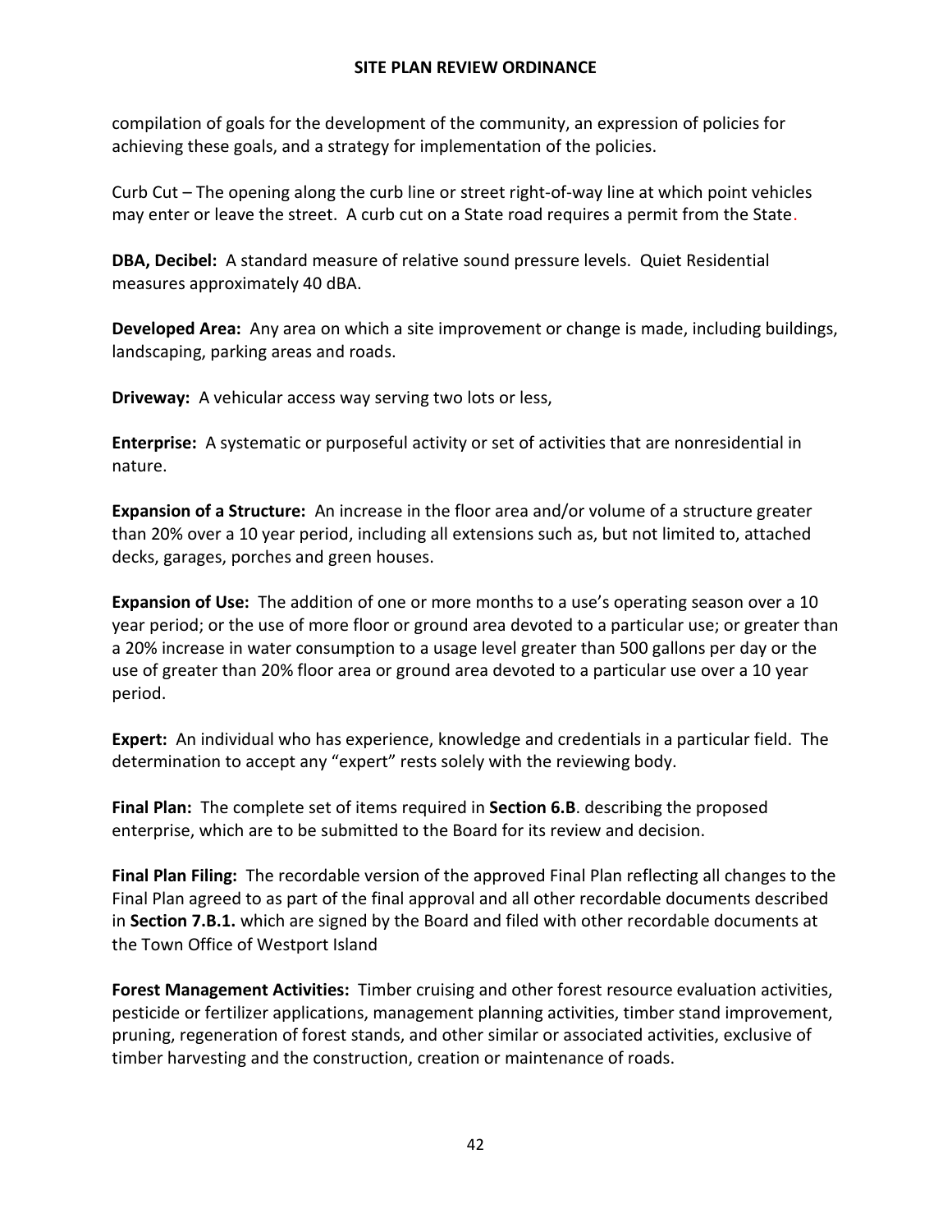compilation of goals for the development of the community, an expression of policies for achieving these goals, and a strategy for implementation of the policies.

Curb Cut – The opening along the curb line or street right-of-way line at which point vehicles may enter or leave the street. A curb cut on a State road requires a permit from the State.

**DBA, Decibel:** A standard measure of relative sound pressure levels. Quiet Residential measures approximately 40 dBA.

**Developed Area:** Any area on which a site improvement or change is made, including buildings, landscaping, parking areas and roads.

**Driveway:** A vehicular access way serving two lots or less,

**Enterprise:** A systematic or purposeful activity or set of activities that are nonresidential in nature.

**Expansion of a Structure:** An increase in the floor area and/or volume of a structure greater than 20% over a 10 year period, including all extensions such as, but not limited to, attached decks, garages, porches and green houses.

**Expansion of Use:** The addition of one or more months to a use's operating season over a 10 year period; or the use of more floor or ground area devoted to a particular use; or greater than a 20% increase in water consumption to a usage level greater than 500 gallons per day or the use of greater than 20% floor area or ground area devoted to a particular use over a 10 year period.

**Expert:** An individual who has experience, knowledge and credentials in a particular field. The determination to accept any "expert" rests solely with the reviewing body.

**Final Plan:** The complete set of items required in **Section 6.B**. describing the proposed enterprise, which are to be submitted to the Board for its review and decision.

**Final Plan Filing:** The recordable version of the approved Final Plan reflecting all changes to the Final Plan agreed to as part of the final approval and all other recordable documents described in **Section 7.B.1.** which are signed by the Board and filed with other recordable documents at the Town Office of Westport Island

**Forest Management Activities:** Timber cruising and other forest resource evaluation activities, pesticide or fertilizer applications, management planning activities, timber stand improvement, pruning, regeneration of forest stands, and other similar or associated activities, exclusive of timber harvesting and the construction, creation or maintenance of roads.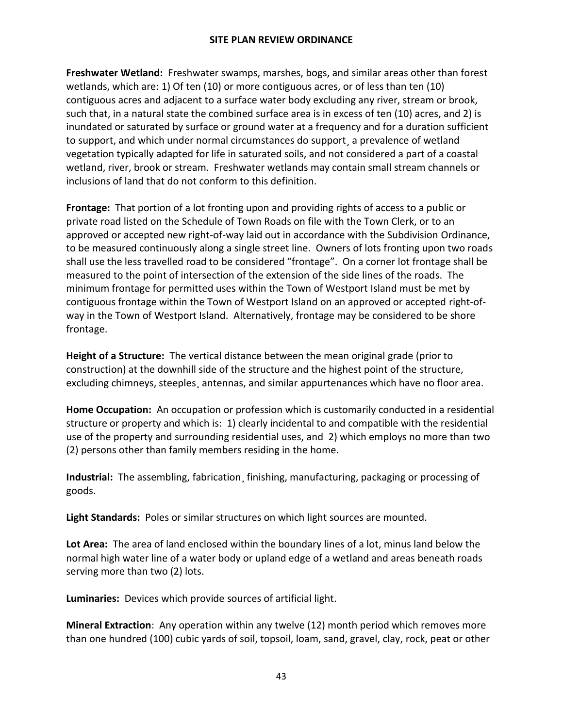**Freshwater Wetland:** Freshwater swamps, marshes, bogs, and similar areas other than forest wetlands, which are: 1) Of ten (10) or more contiguous acres, or of less than ten (10) contiguous acres and adjacent to a surface water body excluding any river, stream or brook, such that, in a natural state the combined surface area is in excess of ten (10) acres, and 2) is inundated or saturated by surface or ground water at a frequency and for a duration sufficient to support, and which under normal circumstances do support¸ a prevalence of wetland vegetation typically adapted for life in saturated soils, and not considered a part of a coastal wetland, river, brook or stream. Freshwater wetlands may contain small stream channels or inclusions of land that do not conform to this definition.

**Frontage:** That portion of a lot fronting upon and providing rights of access to a public or private road listed on the Schedule of Town Roads on file with the Town Clerk, or to an approved or accepted new right-of-way laid out in accordance with the Subdivision Ordinance, to be measured continuously along a single street line. Owners of lots fronting upon two roads shall use the less travelled road to be considered "frontage". On a corner lot frontage shall be measured to the point of intersection of the extension of the side lines of the roads. The minimum frontage for permitted uses within the Town of Westport Island must be met by contiguous frontage within the Town of Westport Island on an approved or accepted right-of-way in the Town of Westport Island. Alternatively, frontage may be considered to be shore frontage.

**Height of a Structure:** The vertical distance between the mean original grade (prior to construction) at the downhill side of the structure and the highest point of the structure, excluding chimneys, steeples¸ antennas, and similar appurtenances which have no floor area.

**Home Occupation:** An occupation or profession which is customarily conducted in a residential structure or property and which is: 1) clearly incidental to and compatible with the residential use of the property and surrounding residential uses, and 2) which employs no more than two (2) persons other than family members residing in the home.

**Industrial:** The assembling, fabrication¸ finishing, manufacturing, packaging or processing of goods.

**Light Standards:** Poles or similar structures on which light sources are mounted.

**Lot Area:** The area of land enclosed within the boundary lines of a lot, minus land below the normal high water line of a water body or upland edge of a wetland and areas beneath roads serving more than two (2) lots.

**Luminaries:** Devices which provide sources of artificial light.

**Mineral Extraction**: Any operation within any twelve (12) month period which removes more than one hundred (100) cubic yards of soil, topsoil, loam, sand, gravel, clay, rock, peat or other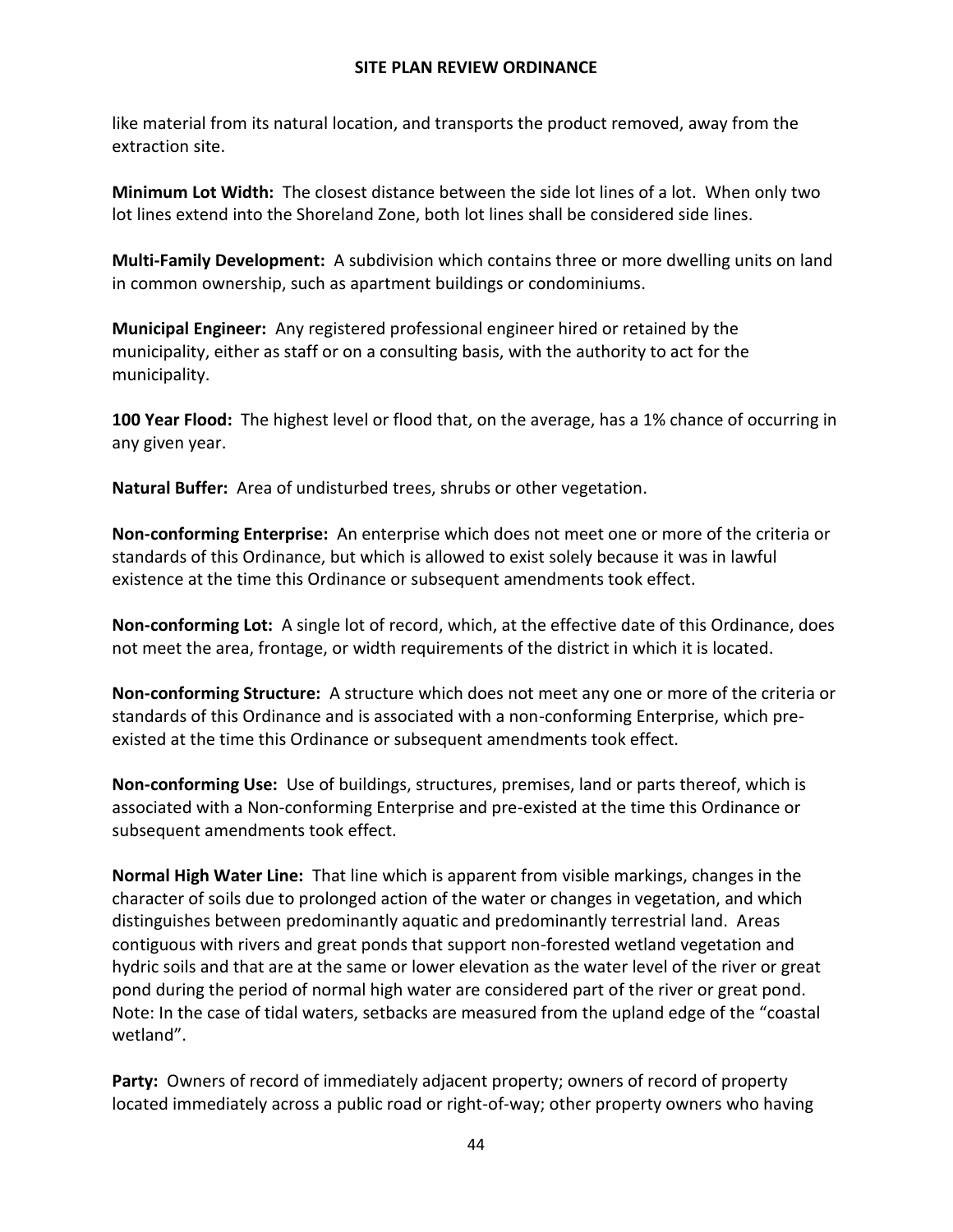like material from its natural location, and transports the product removed, away from the extraction site.

**Minimum Lot Width:** The closest distance between the side lot lines of a lot. When only two lot lines extend into the Shoreland Zone, both lot lines shall be considered side lines.

**Multi-Family Development:** A subdivision which contains three or more dwelling units on land in common ownership, such as apartment buildings or condominiums.

**Municipal Engineer:** Any registered professional engineer hired or retained by the municipality, either as staff or on a consulting basis, with the authority to act for the municipality.

**100 Year Flood:** The highest level or flood that, on the average, has a 1% chance of occurring in any given year.

**Natural Buffer:** Area of undisturbed trees, shrubs or other vegetation.

**Non-conforming Enterprise:** An enterprise which does not meet one or more of the criteria or standards of this Ordinance, but which is allowed to exist solely because it was in lawful existence at the time this Ordinance or subsequent amendments took effect.

**Non-conforming Lot:** A single lot of record, which, at the effective date of this Ordinance, does not meet the area, frontage, or width requirements of the district in which it is located.

**Non-conforming Structure:** A structure which does not meet any one or more of the criteria or standards of this Ordinance and is associated with a non-conforming Enterprise, which pre-existed at the time this Ordinance or subsequent amendments took effect.

**Non-conforming Use:** Use of buildings, structures, premises, land or parts thereof, which is associated with a Non-conforming Enterprise and pre-existed at the time this Ordinance or subsequent amendments took effect.

**Normal High Water Line:** That line which is apparent from visible markings, changes in the character of soils due to prolonged action of the water or changes in vegetation, and which distinguishes between predominantly aquatic and predominantly terrestrial land. Areas contiguous with rivers and great ponds that support non-forested wetland vegetation and hydric soils and that are at the same or lower elevation as the water level of the river or great pond during the period of normal high water are considered part of the river or great pond. Note: In the case of tidal waters, setbacks are measured from the upland edge of the "coastal wetland".

**Party:** Owners of record of immediately adjacent property; owners of record of property located immediately across a public road or right-of-way; other property owners who having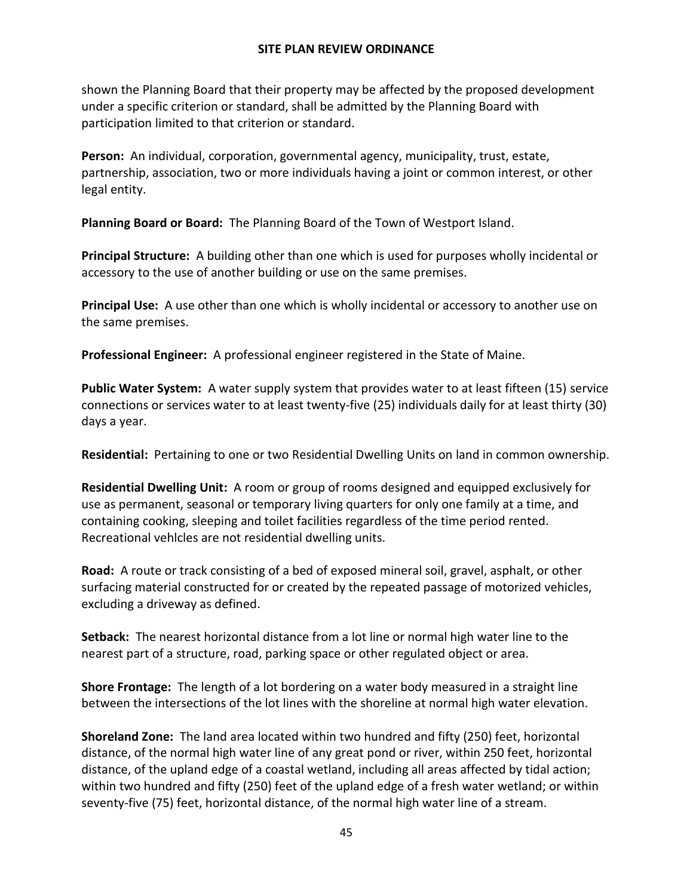shown the Planning Board that their property may be affected by the proposed development under a specific criterion or standard, shall be admitted by the Planning Board with participation limited to that criterion or standard.

**Person:** An individual, corporation, governmental agency, municipality, trust, estate, partnership, association, two or more individuals having a joint or common interest, or other legal entity.

**Planning Board or Board:** The Planning Board of the Town of Westport Island.

**Principal Structure:** A building other than one which is used for purposes wholly incidental or accessory to the use of another building or use on the same premises.

**Principal Use:** A use other than one which is wholly incidental or accessory to another use on the same premises.

**Professional Engineer:** A professional engineer registered in the State of Maine.

**Public Water System:** A water supply system that provides water to at least fifteen (15) service connections or services water to at least twenty-five (25) individuals daily for at least thirty (30) days a year.

**Residential:** Pertaining to one or two Residential Dwelling Units on land in common ownership.

**Residential Dwelling Unit:** A room or group of rooms designed and equipped exclusively for use as permanent, seasonal or temporary living quarters for only one family at a time, and containing cooking, sleeping and toilet facilities regardless of the time period rented. Recreational vehlcles are not residential dwelling units.

**Road:** A route or track consisting of a bed of exposed mineral soil, gravel, asphalt, or other surfacing material constructed for or created by the repeated passage of motorized vehicles, excluding a driveway as defined.

**Setback:** The nearest horizontal distance from a lot line or normal high water line to the nearest part of a structure, road, parking space or other regulated object or area.

**Shore Frontage:** The length of a lot bordering on a water body measured in a straight line between the intersections of the lot lines with the shoreline at normal high water elevation.

**Shoreland Zone:** The land area located within two hundred and fifty (250) feet, horizontal distance, of the normal high water line of any great pond or river, within 250 feet, horizontal distance, of the upland edge of a coastal wetland, including all areas affected by tidal action; within two hundred and fifty (250) feet of the upland edge of a fresh water wetland; or within seventy-five (75) feet, horizontal distance, of the normal high water line of a stream.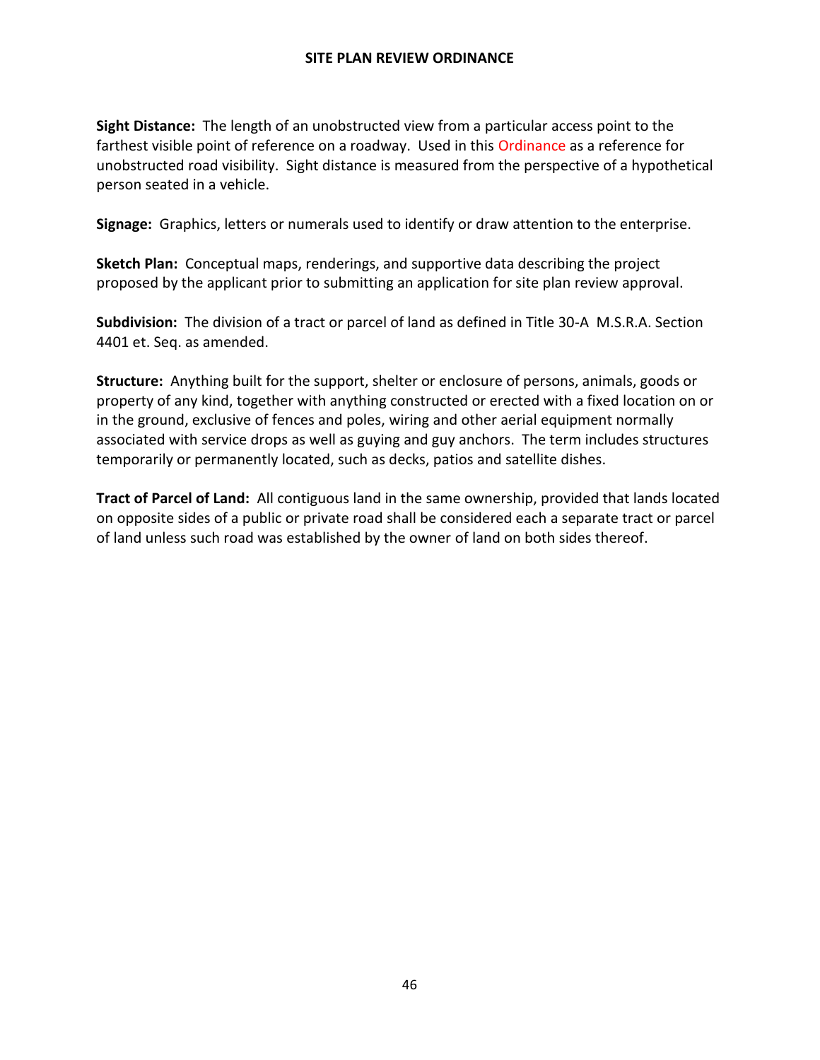**Sight Distance:** The length of an unobstructed view from a particular access point to the farthest visible point of reference on a roadway. Used in this Ordinance as a reference for unobstructed road visibility. Sight distance is measured from the perspective of a hypothetical person seated in a vehicle.

**Signage:** Graphics, letters or numerals used to identify or draw attention to the enterprise.

**Sketch Plan:** Conceptual maps, renderings, and supportive data describing the project proposed by the applicant prior to submitting an application for site plan review approval.

**Subdivision:** The division of a tract or parcel of land as defined in Title 30-A M.S.R.A. Section 4401 et. Seq. as amended.

**Structure:** Anything built for the support, shelter or enclosure of persons, animals, goods or property of any kind, together with anything constructed or erected with a fixed location on or in the ground, exclusive of fences and poles, wiring and other aerial equipment normally associated with service drops as well as guying and guy anchors. The term includes structures temporarily or permanently located, such as decks, patios and satellite dishes.

**Tract of Parcel of Land:** All contiguous land in the same ownership, provided that lands located on opposite sides of a public or private road shall be considered each a separate tract or parcel of land unless such road was established by the owner of land on both sides thereof.